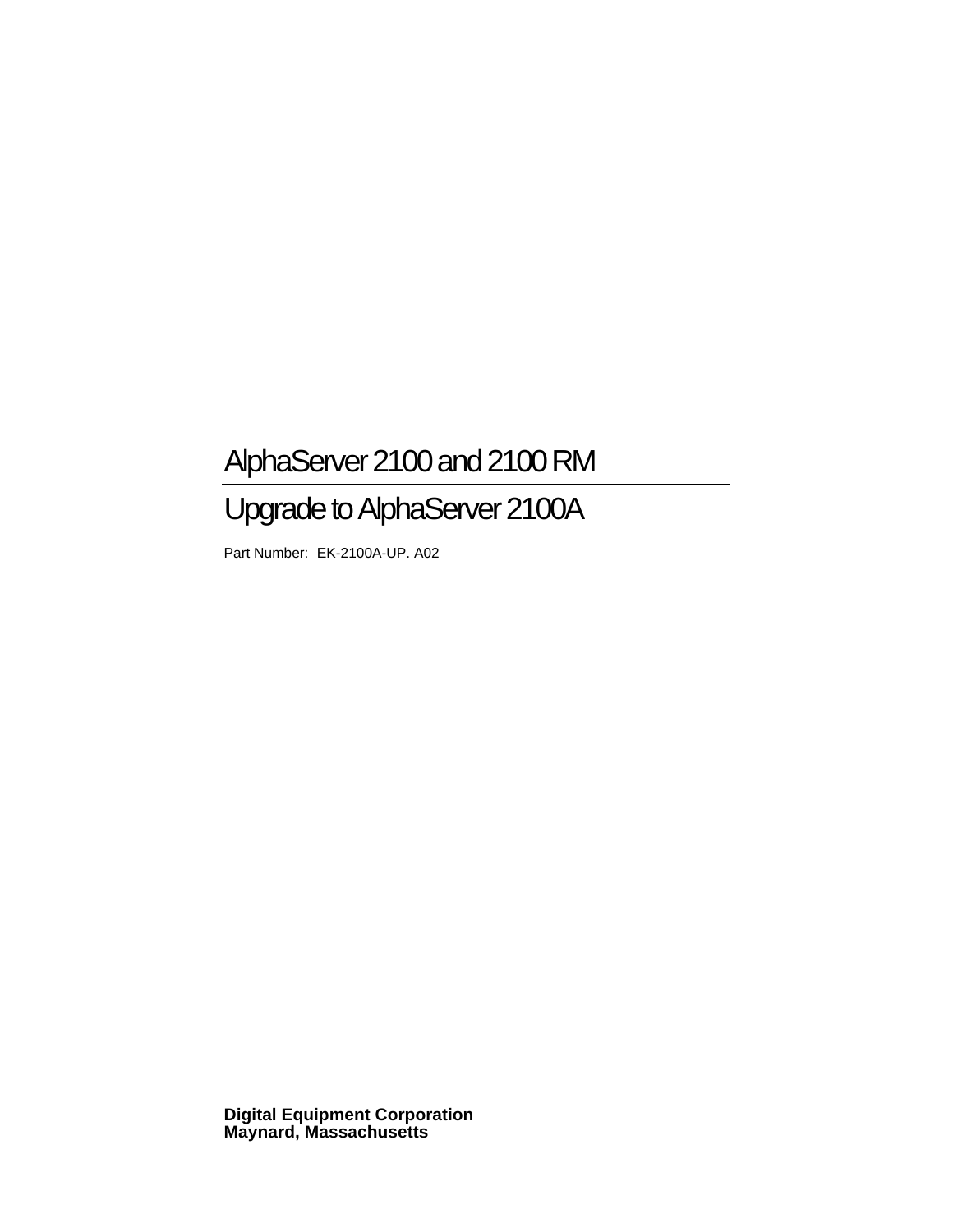# AlphaServer 2100 and 2100 RM

## Upgrade to AlphaServer 2100A

Part Number: EK-2100A-UP. A02

**Digital Equipment Corporation**
**Maynard, Massachusetts**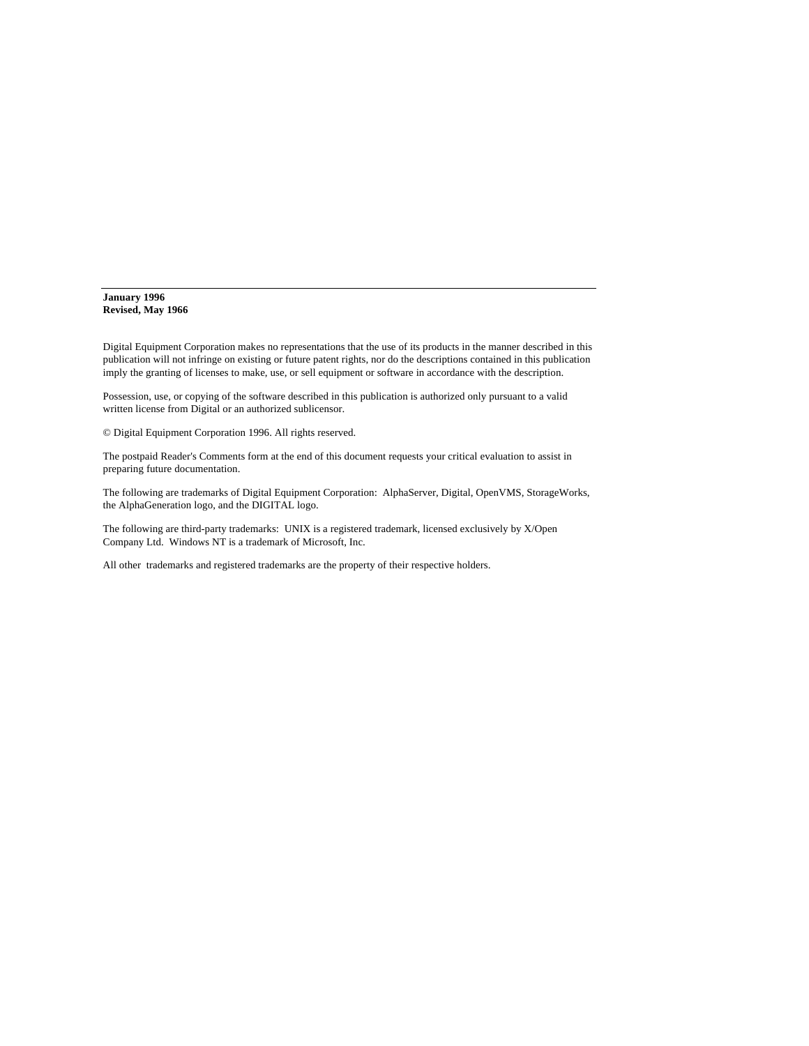---

**January 1996**
**Revised, May 1966**

Digital Equipment Corporation makes no representations that the use of its products in the manner described in this publication will not infringe on existing or future patent rights, nor do the descriptions contained in this publication imply the granting of licenses to make, use, or sell equipment or software in accordance with the description.

Possession, use, or copying of the software described in this publication is authorized only pursuant to a valid written license from Digital or an authorized sublicensor.

© Digital Equipment Corporation 1996. All rights reserved.

The postpaid Reader's Comments form at the end of this document requests your critical evaluation to assist in preparing future documentation.

The following are trademarks of Digital Equipment Corporation: AlphaServer, Digital, OpenVMS, StorageWorks, the AlphaGeneration logo, and the DIGITAL logo.

The following are third-party trademarks: UNIX is a registered trademark, licensed exclusively by X/Open Company Ltd. Windows NT is a trademark of Microsoft, Inc.

All other trademarks and registered trademarks are the property of their respective holders.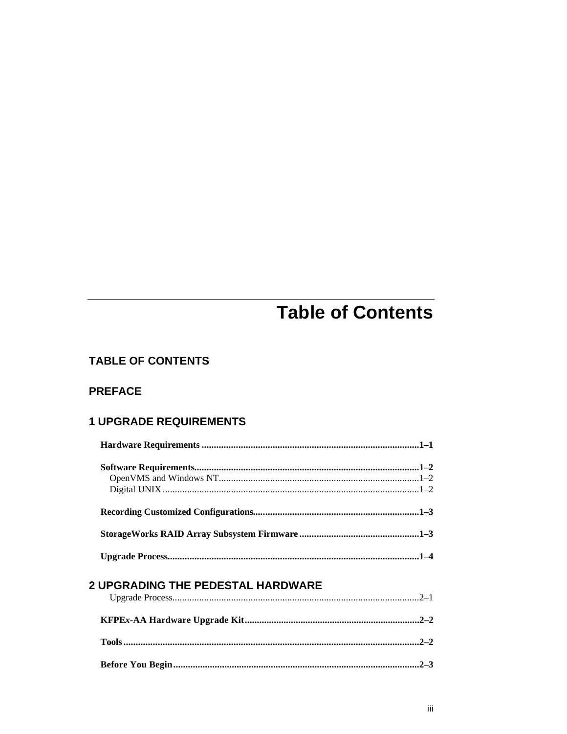# Table of Contents

## TABLE OF CONTENTS

## PREFACE

## 1 UPGRADE REQUIREMENTS

**Hardware Requirements ........................................................................................1–1**

**Software Requirements..........................................................................................1–2**
- OpenVMS and Windows NT.................................................................................1–2
- Digital UNIX.........................................................................................................1–2

**Recording Customized Configurations....................................................................1–3**

**StorageWorks RAID Array Subsystem Firmware .................................................1–3**

**Upgrade Process......................................................................................................1–4**

## 2 UPGRADING THE PEDESTAL HARDWARE

- Upgrade Process....................................................................................................2–1

**KFPE*x*-AA Hardware Upgrade Kit.......................................................................2–2**

**Tools.........................................................................................................................2–2**

**Before You Begin....................................................................................................2–3**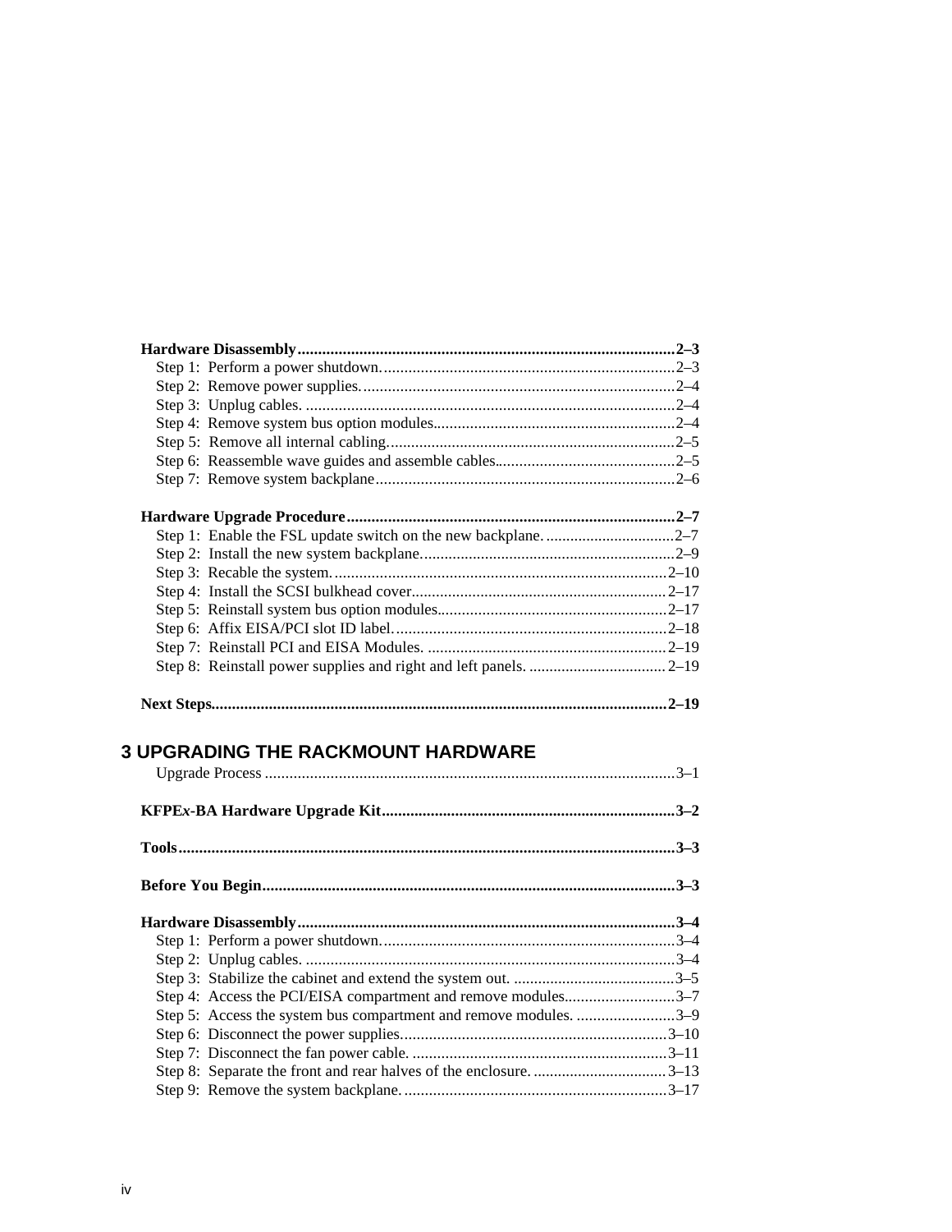**Hardware Disassembly** ........................................................................................... **2–3**
Step 1: Perform a power shutdown. ...................................................................... 2–3
Step 2: Remove power supplies. ........................................................................... 2–4
Step 3: Unplug cables. .......................................................................................... 2–4
Step 4: Remove system bus option modules.......................................................... 2–4
Step 5: Remove all internal cabling....................................................................... 2–5
Step 6: Reassemble wave guides and assemble cables........................................... 2–5
Step 7: Remove system backplane......................................................................... 2–6

**Hardware Upgrade Procedure** ............................................................................... **2–7**
Step 1: Enable the FSL update switch on the new backplane. ............................... 2–7
Step 2: Install the new system backplane.............................................................. 2–9
Step 3: Recable the system. ................................................................................. 2–10
Step 4: Install the SCSI bulkhead cover.............................................................. 2–17
Step 5: Reinstall system bus option modules....................................................... 2–17
Step 6: Affix EISA/PCI slot ID label. .................................................................. 2–18
Step 7: Reinstall PCI and EISA Modules. ........................................................... 2–19
Step 8: Reinstall power supplies and right and left panels. ................................. 2–19

**Next Steps**.............................................................................................................. **2–19**

## 3 UPGRADING THE RACKMOUNT HARDWARE

Upgrade Process ................................................................................................... 3–1

**KFPE*x*-BA Hardware Upgrade Kit** ....................................................................... **3–2**

**Tools** ........................................................................................................................ **3–3**

**Before You Begin** ................................................................................................... **3–3**

**Hardware Disassembly** ........................................................................................... **3–4**
Step 1: Perform a power shutdown. ...................................................................... 3–4
Step 2: Unplug cables. .......................................................................................... 3–4
Step 3: Stabilize the cabinet and extend the system out. ....................................... 3–5
Step 4: Access the PCI/EISA compartment and remove modules........................... 3–7
Step 5: Access the system bus compartment and remove modules. ........................ 3–9
Step 6: Disconnect the power supplies................................................................. 3–10
Step 7: Disconnect the fan power cable. .............................................................. 3–11
Step 8: Separate the front and rear halves of the enclosure. ................................ 3–13
Step 9: Remove the system backplane. ................................................................ 3–17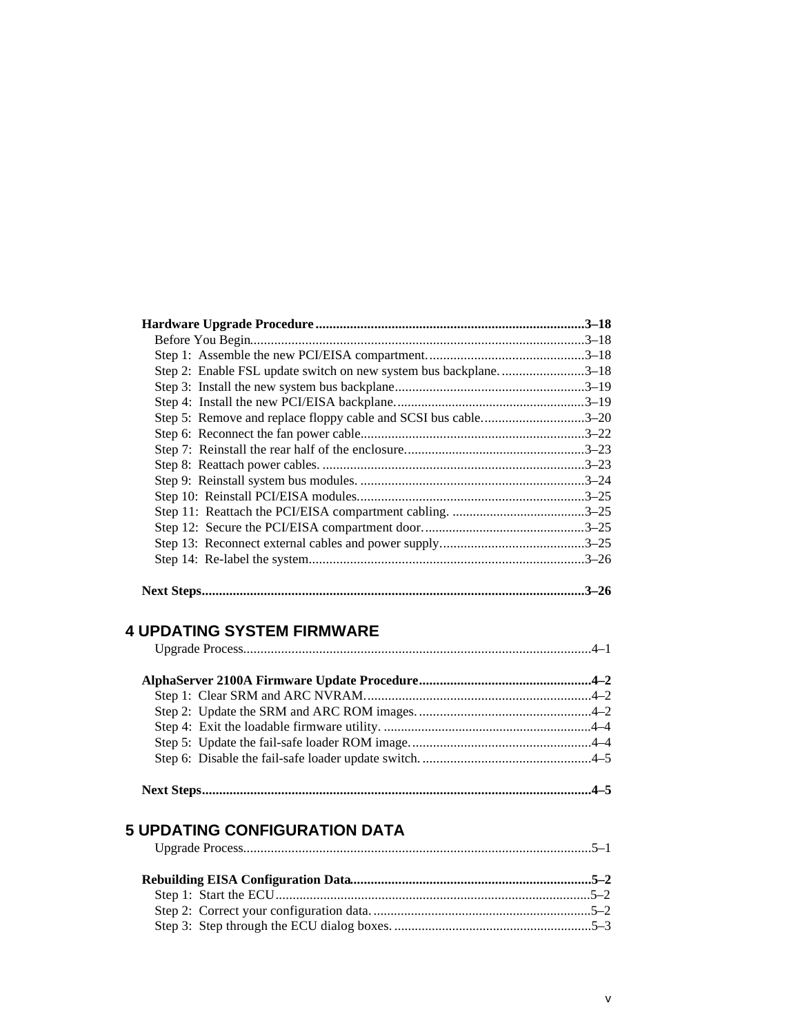**Hardware Upgrade Procedure** ............................................................................. **3–18**

Before You Begin................................................................................................3–18

Step 1: Assemble the new PCI/EISA compartment. ............................................3–18

Step 2: Enable FSL update switch on new system bus backplane. ........................3–18

Step 3: Install the new system bus backplane.......................................................3–19

Step 4: Install the new PCI/EISA backplane. ......................................................3–19

Step 5: Remove and replace floppy cable and SCSI bus cable. .............................3–20

Step 6: Reconnect the fan power cable.................................................................3–22

Step 7: Reinstall the rear half of the enclosure....................................................3–23

Step 8: Reattach power cables. ...........................................................................3–23

Step 9: Reinstall system bus modules. .................................................................3–24

Step 10: Reinstall PCI/EISA modules.................................................................3–25

Step 11: Reattach the PCI/EISA compartment cabling. .......................................3–25

Step 12: Secure the PCI/EISA compartment door. ..............................................3–25

Step 13: Reconnect external cables and power supply..........................................3–25

Step 14: Re-label the system...............................................................................3–26

**Next Steps**............................................................................................................. **3–26**

## 4 UPDATING SYSTEM FIRMWARE

Upgrade Process....................................................................................................4–1

**AlphaServer 2100A Firmware Update Procedure**................................................. **4–2**

Step 1: Clear SRM and ARC NVRAM.................................................................4–2

Step 2: Update the SRM and ARC ROM images. .................................................4–2

Step 4: Exit the loadable firmware utility. ............................................................4–4

Step 5: Update the fail-safe loader ROM image. ...................................................4–4

Step 6: Disable the fail-safe loader update switch. .................................................4–5

**Next Steps**............................................................................................................... **4–5**

## 5 UPDATING CONFIGURATION DATA

Upgrade Process....................................................................................................5–1

**Rebuilding EISA Configuration Data**.................................................................... **5–2**

Step 1: Start the ECU...........................................................................................5–2

Step 2: Correct your configuration data. ...............................................................5–2

Step 3: Step through the ECU dialog boxes. .........................................................5–3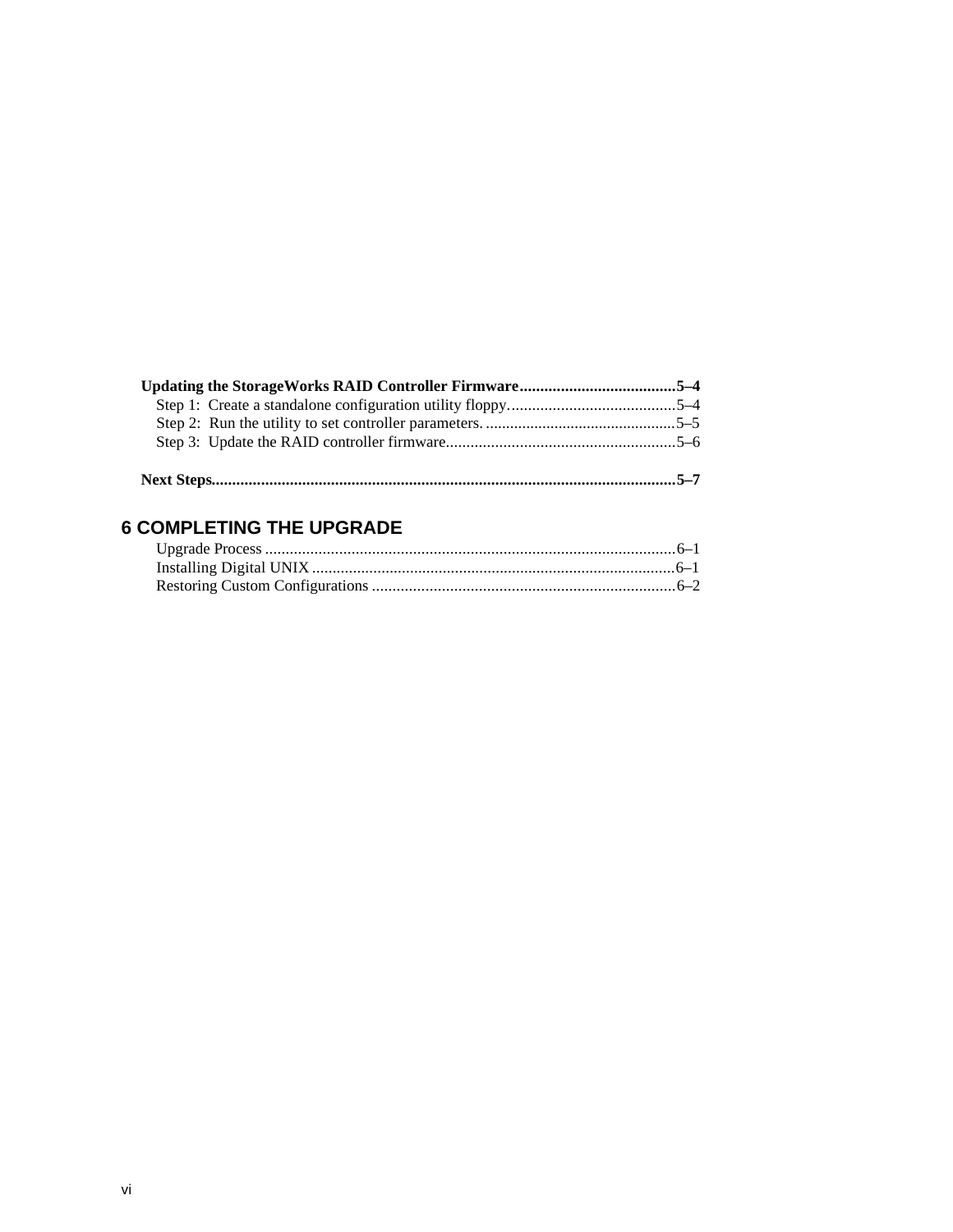**Updating the StorageWorks RAID Controller Firmware......................................5–4**

Step 1: Create a standalone configuration utility floppy.........................................5–4

Step 2: Run the utility to set controller parameters. ..............................................5–5

Step 3: Update the RAID controller firmware........................................................5–6

**Next Steps.................................................................................................................5–7**

## 6 COMPLETING THE UPGRADE

Upgrade Process ....................................................................................................6–1

Installing Digital UNIX ........................................................................................6–1

Restoring Custom Configurations ..........................................................................6–2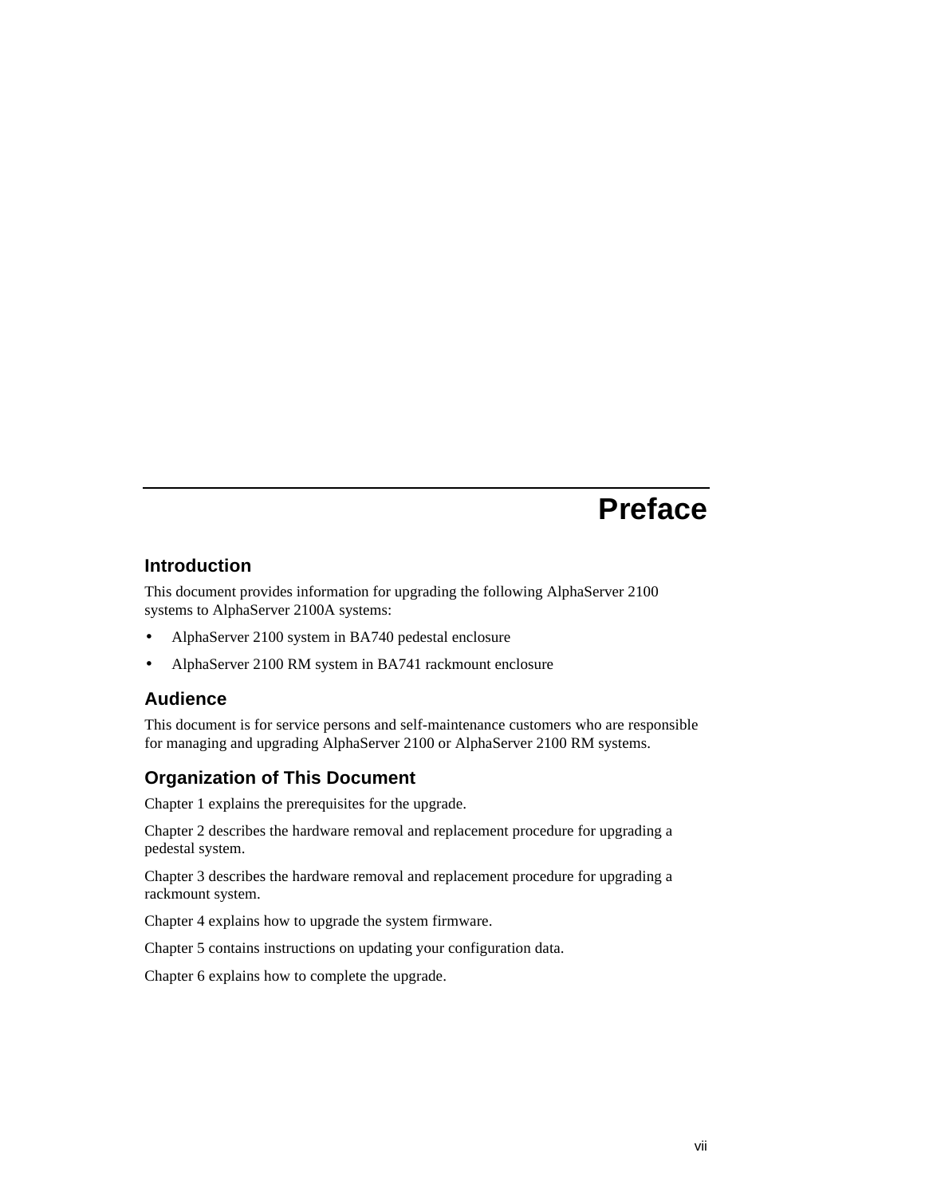# Preface

## Introduction

This document provides information for upgrading the following AlphaServer 2100 systems to AlphaServer 2100A systems:

- AlphaServer 2100 system in BA740 pedestal enclosure
- AlphaServer 2100 RM system in BA741 rackmount enclosure

## Audience

This document is for service persons and self-maintenance customers who are responsible for managing and upgrading AlphaServer 2100 or AlphaServer 2100 RM systems.

## Organization of This Document

Chapter 1 explains the prerequisites for the upgrade.

Chapter 2 describes the hardware removal and replacement procedure for upgrading a pedestal system.

Chapter 3 describes the hardware removal and replacement procedure for upgrading a rackmount system.

Chapter 4 explains how to upgrade the system firmware.

Chapter 5 contains instructions on updating your configuration data.

Chapter 6 explains how to complete the upgrade.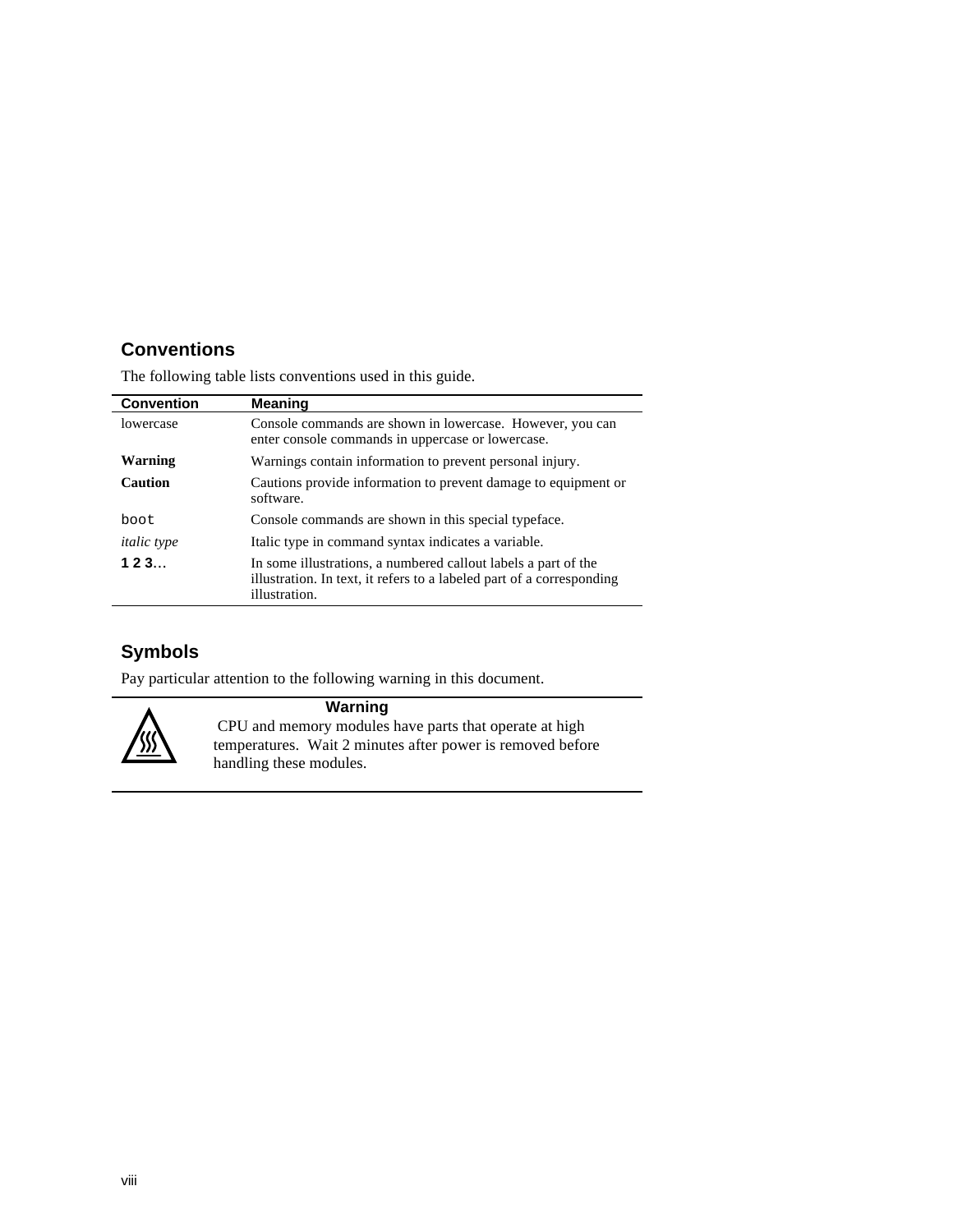## Conventions

The following table lists conventions used in this guide.

| Convention | Meaning |
|---|---|
| lowercase | Console commands are shown in lowercase. However, you can enter console commands in uppercase or lowercase. |
| **Warning** | Warnings contain information to prevent personal injury. |
| **Caution** | Cautions provide information to prevent damage to equipment or software. |
| `boot` | Console commands are shown in this special typeface. |
| *italic type* | Italic type in command syntax indicates a variable. |
| **1 2 3**… | In some illustrations, a numbered callout labels a part of the illustration. In text, it refers to a labeled part of a corresponding illustration. |

## Symbols

Pay particular attention to the following warning in this document.

**Warning**

CPU and memory modules have parts that operate at high temperatures. Wait 2 minutes after power is removed before handling these modules.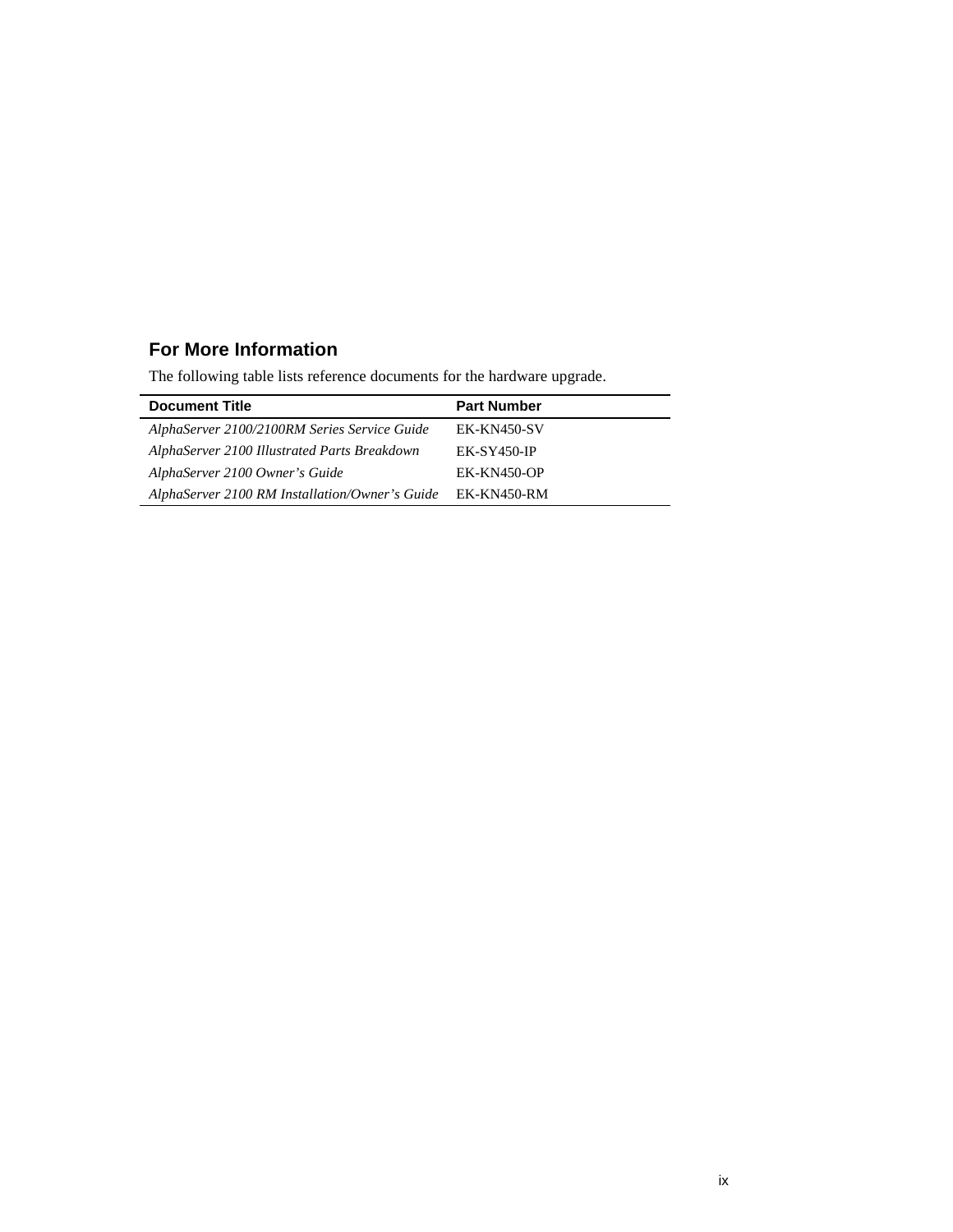## For More Information

The following table lists reference documents for the hardware upgrade.

| Document Title | Part Number |
| --- | --- |
| *AlphaServer 2100/2100RM Series Service Guide* | EK-KN450-SV |
| *AlphaServer 2100 Illustrated Parts Breakdown* | EK-SY450-IP |
| *AlphaServer 2100 Owner's Guide* | EK-KN450-OP |
| *AlphaServer 2100 RM Installation/Owner's Guide* | EK-KN450-RM |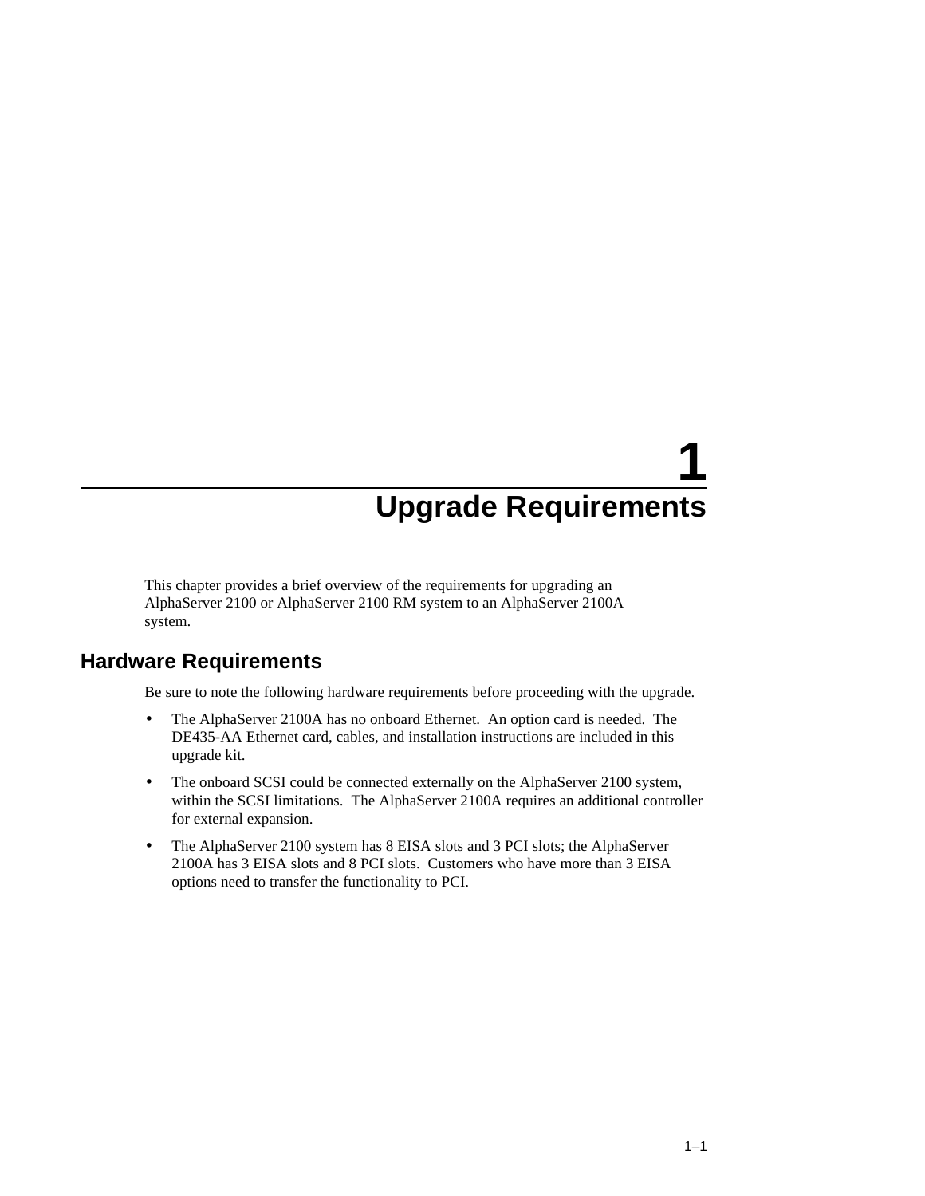# 1 Upgrade Requirements

This chapter provides a brief overview of the requirements for upgrading an AlphaServer 2100 or AlphaServer 2100 RM system to an AlphaServer 2100A system.

## Hardware Requirements

Be sure to note the following hardware requirements before proceeding with the upgrade.

- The AlphaServer 2100A has no onboard Ethernet. An option card is needed. The DE435-AA Ethernet card, cables, and installation instructions are included in this upgrade kit.
- The onboard SCSI could be connected externally on the AlphaServer 2100 system, within the SCSI limitations. The AlphaServer 2100A requires an additional controller for external expansion.
- The AlphaServer 2100 system has 8 EISA slots and 3 PCI slots; the AlphaServer 2100A has 3 EISA slots and 8 PCI slots. Customers who have more than 3 EISA options need to transfer the functionality to PCI.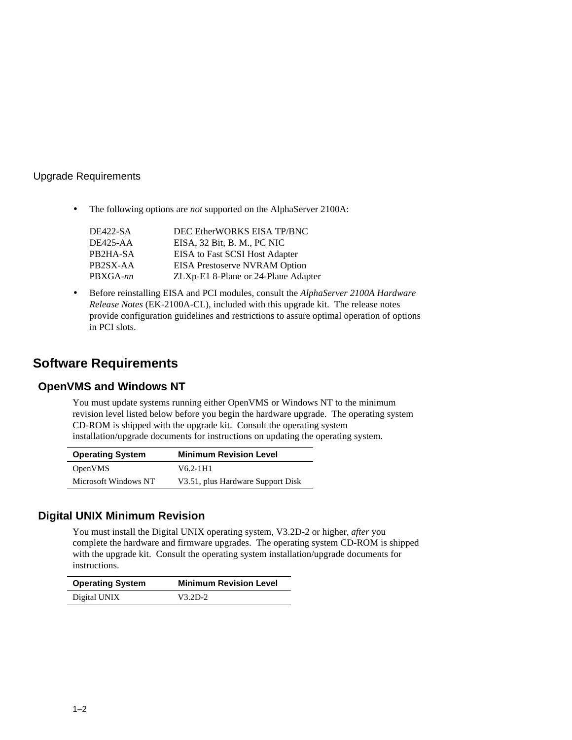### Upgrade Requirements

- The following options are *not* supported on the AlphaServer 2100A:

| | |
|---|---|
| DE422-SA | DEC EtherWORKS EISA TP/BNC |
| DE425-AA | EISA, 32 Bit, B. M., PC NIC |
| PB2HA-SA | EISA to Fast SCSI Host Adapter |
| PB2SX-AA | EISA Prestoserve NVRAM Option |
| PBXGA-*nn* | ZLXp-E1 8-Plane or 24-Plane Adapter |

- Before reinstalling EISA and PCI modules, consult the *AlphaServer 2100A Hardware Release Notes* (EK-2100A-CL), included with this upgrade kit. The release notes provide configuration guidelines and restrictions to assure optimal operation of options in PCI slots.

## Software Requirements

### OpenVMS and Windows NT

You must update systems running either OpenVMS or Windows NT to the minimum revision level listed below before you begin the hardware upgrade. The operating system CD-ROM is shipped with the upgrade kit. Consult the operating system installation/upgrade documents for instructions on updating the operating system.

| Operating System | Minimum Revision Level |
|---|---|
| OpenVMS | V6.2-1H1 |
| Microsoft Windows NT | V3.51, plus Hardware Support Disk |

### Digital UNIX Minimum Revision

You must install the Digital UNIX operating system, V3.2D-2 or higher, *after* you complete the hardware and firmware upgrades. The operating system CD-ROM is shipped with the upgrade kit. Consult the operating system installation/upgrade documents for instructions.

| Operating System | Minimum Revision Level |
|---|---|
| Digital UNIX | V3.2D-2 |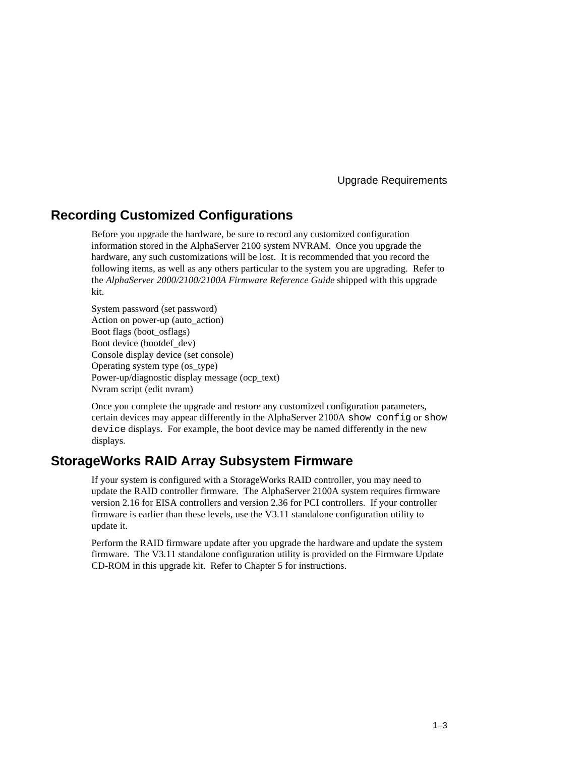## Recording Customized Configurations

Before you upgrade the hardware, be sure to record any customized configuration information stored in the AlphaServer 2100 system NVRAM. Once you upgrade the hardware, any such customizations will be lost. It is recommended that you record the following items, as well as any others particular to the system you are upgrading. Refer to the *AlphaServer 2000/2100/2100A Firmware Reference Guide* shipped with this upgrade kit.

System password (set password)
Action on power-up (auto_action)
Boot flags (boot_osflags)
Boot device (bootdef_dev)
Console display device (set console)
Operating system type (os_type)
Power-up/diagnostic display message (ocp_text)
Nvram script (edit nvram)

Once you complete the upgrade and restore any customized configuration parameters, certain devices may appear differently in the AlphaServer 2100A `show config` or `show device` displays. For example, the boot device may be named differently in the new displays.

## StorageWorks RAID Array Subsystem Firmware

If your system is configured with a StorageWorks RAID controller, you may need to update the RAID controller firmware. The AlphaServer 2100A system requires firmware version 2.16 for EISA controllers and version 2.36 for PCI controllers. If your controller firmware is earlier than these levels, use the V3.11 standalone configuration utility to update it.

Perform the RAID firmware update after you upgrade the hardware and update the system firmware. The V3.11 standalone configuration utility is provided on the Firmware Update CD-ROM in this upgrade kit. Refer to Chapter 5 for instructions.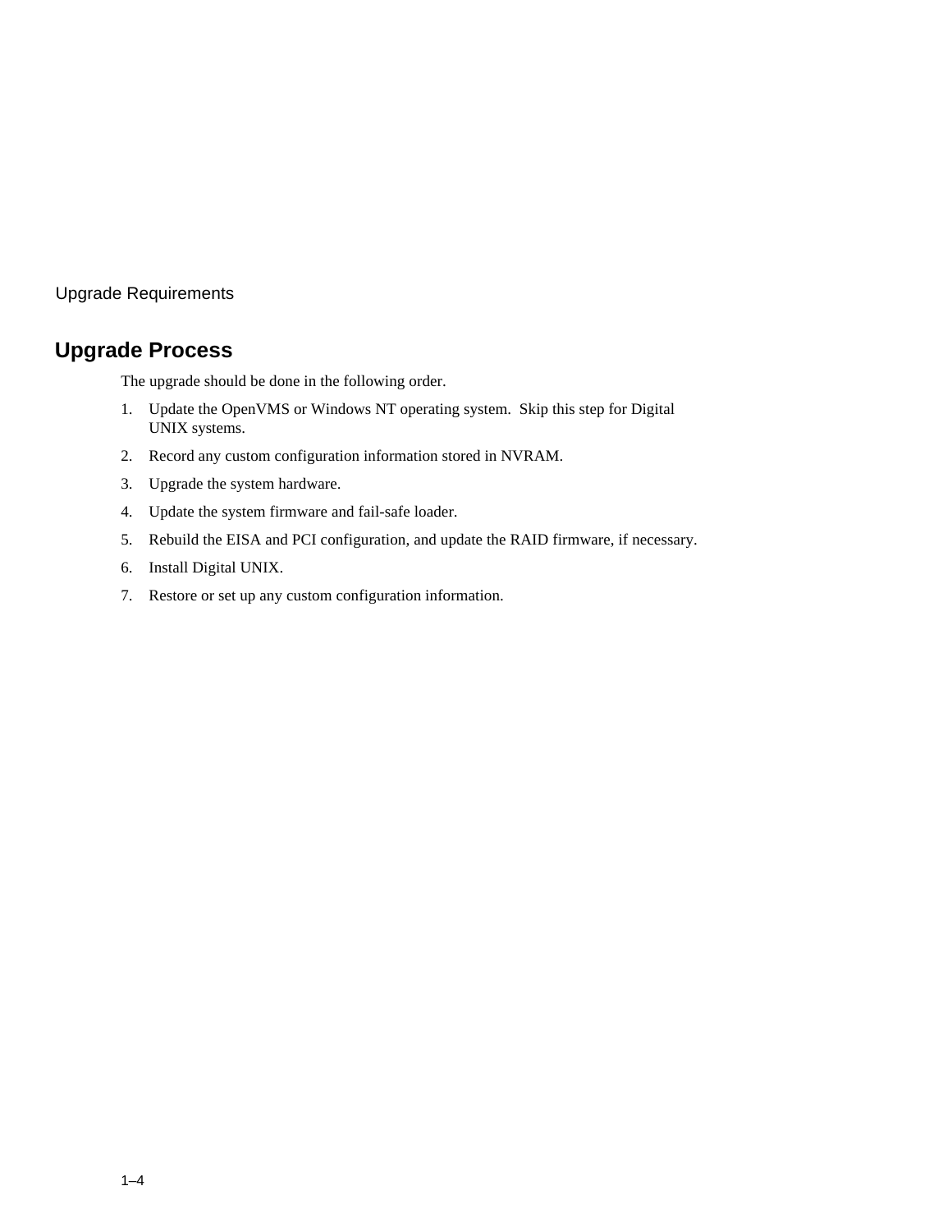## Upgrade Process

The upgrade should be done in the following order.

1. Update the OpenVMS or Windows NT operating system. Skip this step for Digital UNIX systems.
2. Record any custom configuration information stored in NVRAM.
3. Upgrade the system hardware.
4. Update the system firmware and fail-safe loader.
5. Rebuild the EISA and PCI configuration, and update the RAID firmware, if necessary.
6. Install Digital UNIX.
7. Restore or set up any custom configuration information.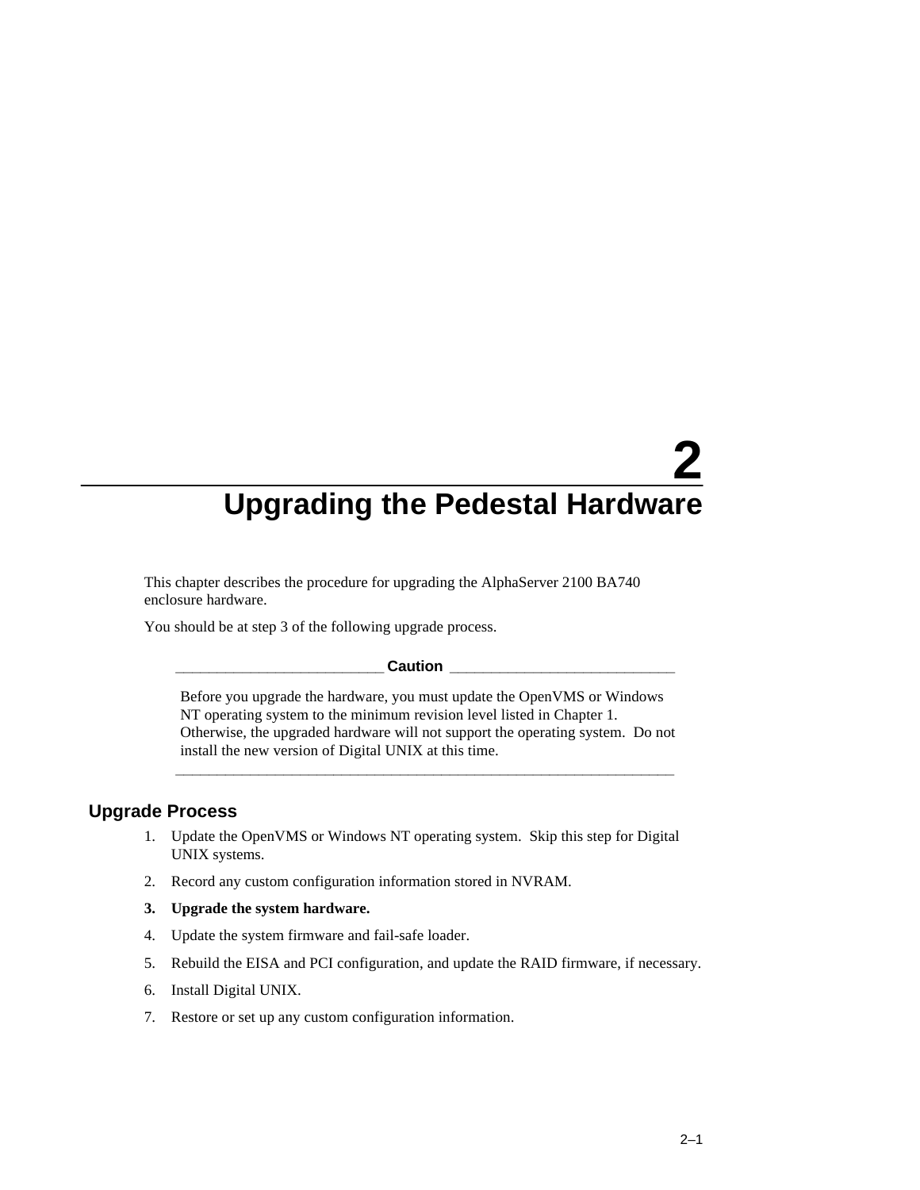# 2 Upgrading the Pedestal Hardware

This chapter describes the procedure for upgrading the AlphaServer 2100 BA740 enclosure hardware.

You should be at step 3 of the following upgrade process.

---

**Caution**

Before you upgrade the hardware, you must update the OpenVMS or Windows NT operating system to the minimum revision level listed in Chapter 1. Otherwise, the upgraded hardware will not support the operating system. Do not install the new version of Digital UNIX at this time.

---

## Upgrade Process

1. Update the OpenVMS or Windows NT operating system. Skip this step for Digital UNIX systems.
2. Record any custom configuration information stored in NVRAM.
3. **Upgrade the system hardware.**
4. Update the system firmware and fail-safe loader.
5. Rebuild the EISA and PCI configuration, and update the RAID firmware, if necessary.
6. Install Digital UNIX.
7. Restore or set up any custom configuration information.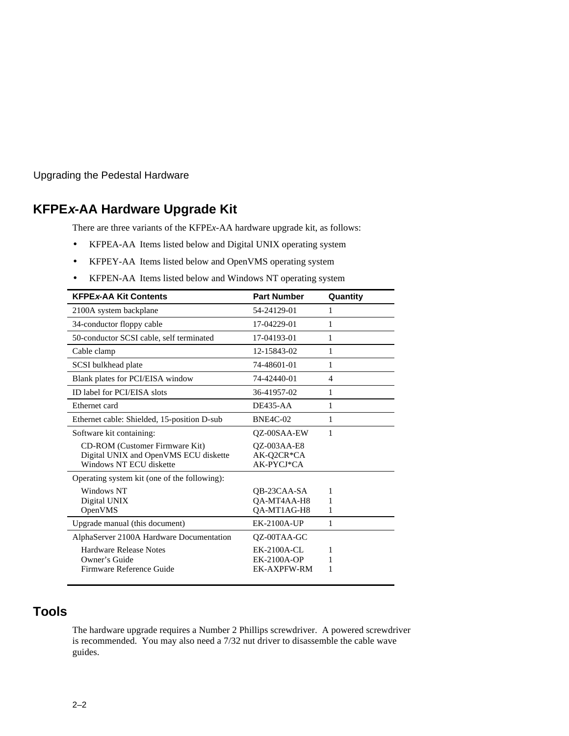## KFPE*x*-AA Hardware Upgrade Kit

There are three variants of the KFPE*x*-AA hardware upgrade kit, as follows:

- KFPEA-AA Items listed below and Digital UNIX operating system
- KFPEY-AA Items listed below and OpenVMS operating system
- KFPEN-AA Items listed below and Windows NT operating system

| KFPE*x*-AA Kit Contents | Part Number | Quantity |
|---|---|---|
| 2100A system backplane | 54-24129-01 | 1 |
| 34-conductor floppy cable | 17-04229-01 | 1 |
| 50-conductor SCSI cable, self terminated | 17-04193-01 | 1 |
| Cable clamp | 12-15843-02 | 1 |
| SCSI bulkhead plate | 74-48601-01 | 1 |
| Blank plates for PCI/EISA window | 74-42440-01 | 4 |
| ID label for PCI/EISA slots | 36-41957-02 | 1 |
| Ethernet card | DE435-AA | 1 |
| Ethernet cable: Shielded, 15-position D-sub | BNE4C-02 | 1 |
| Software kit containing: | QZ-00SAA-EW | 1 |
| CD-ROM (Customer Firmware Kit) | QZ-003AA-E8 | |
| Digital UNIX and OpenVMS ECU diskette | AK-Q2CR*CA | |
| Windows NT ECU diskette | AK-PYCJ*CA | |
| Operating system kit (one of the following): | | |
| Windows NT | QB-23CAA-SA | 1 |
| Digital UNIX | QA-MT4AA-H8 | 1 |
| OpenVMS | QA-MT1AG-H8 | 1 |
| Upgrade manual (this document) | EK-2100A-UP | 1 |
| AlphaServer 2100A Hardware Documentation | QZ-00TAA-GC | |
| Hardware Release Notes | EK-2100A-CL | 1 |
| Owner's Guide | EK-2100A-OP | 1 |
| Firmware Reference Guide | EK-AXPFW-RM | 1 |

## Tools

The hardware upgrade requires a Number 2 Phillips screwdriver. A powered screwdriver is recommended. You may also need a 7/32 nut driver to disassemble the cable wave guides.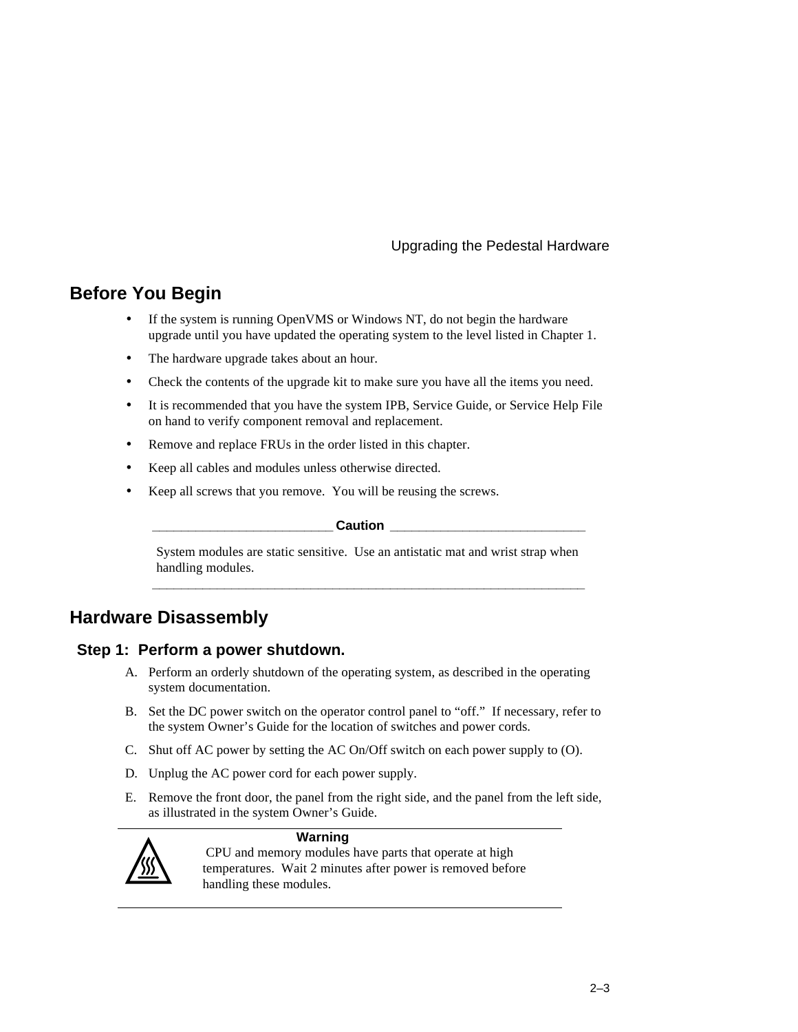## Before You Begin

- If the system is running OpenVMS or Windows NT, do not begin the hardware upgrade until you have updated the operating system to the level listed in Chapter 1.
- The hardware upgrade takes about an hour.
- Check the contents of the upgrade kit to make sure you have all the items you need.
- It is recommended that you have the system IPB, Service Guide, or Service Help File on hand to verify component removal and replacement.
- Remove and replace FRUs in the order listed in this chapter.
- Keep all cables and modules unless otherwise directed.
- Keep all screws that you remove. You will be reusing the screws.

**Caution**

System modules are static sensitive. Use an antistatic mat and wrist strap when handling modules.

## Hardware Disassembly

### Step 1: Perform a power shutdown.

A. Perform an orderly shutdown of the operating system, as described in the operating system documentation.

B. Set the DC power switch on the operator control panel to "off." If necessary, refer to the system Owner's Guide for the location of switches and power cords.

C. Shut off AC power by setting the AC On/Off switch on each power supply to (O).

D. Unplug the AC power cord for each power supply.

E. Remove the front door, the panel from the right side, and the panel from the left side, as illustrated in the system Owner's Guide.

**Warning**

CPU and memory modules have parts that operate at high temperatures. Wait 2 minutes after power is removed before handling these modules.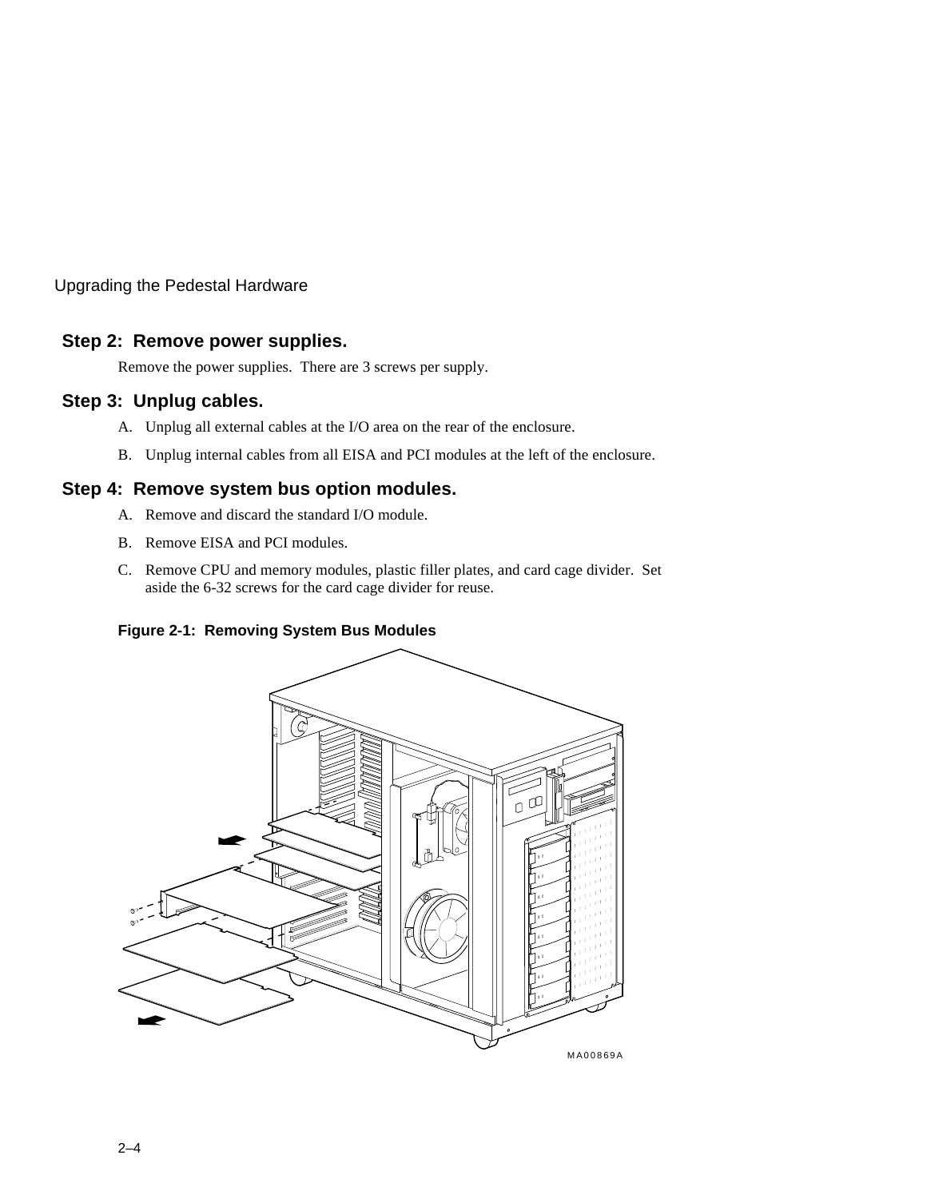## Step 2: Remove power supplies.

Remove the power supplies. There are 3 screws per supply.

## Step 3: Unplug cables.

A. Unplug all external cables at the I/O area on the rear of the enclosure.

B. Unplug internal cables from all EISA and PCI modules at the left of the enclosure.

## Step 4: Remove system bus option modules.

A. Remove and discard the standard I/O module.

B. Remove EISA and PCI modules.

C. Remove CPU and memory modules, plastic filler plates, and card cage divider. Set aside the 6-32 screws for the card cage divider for reuse.

**Figure 2-1: Removing System Bus Modules**

MA00869A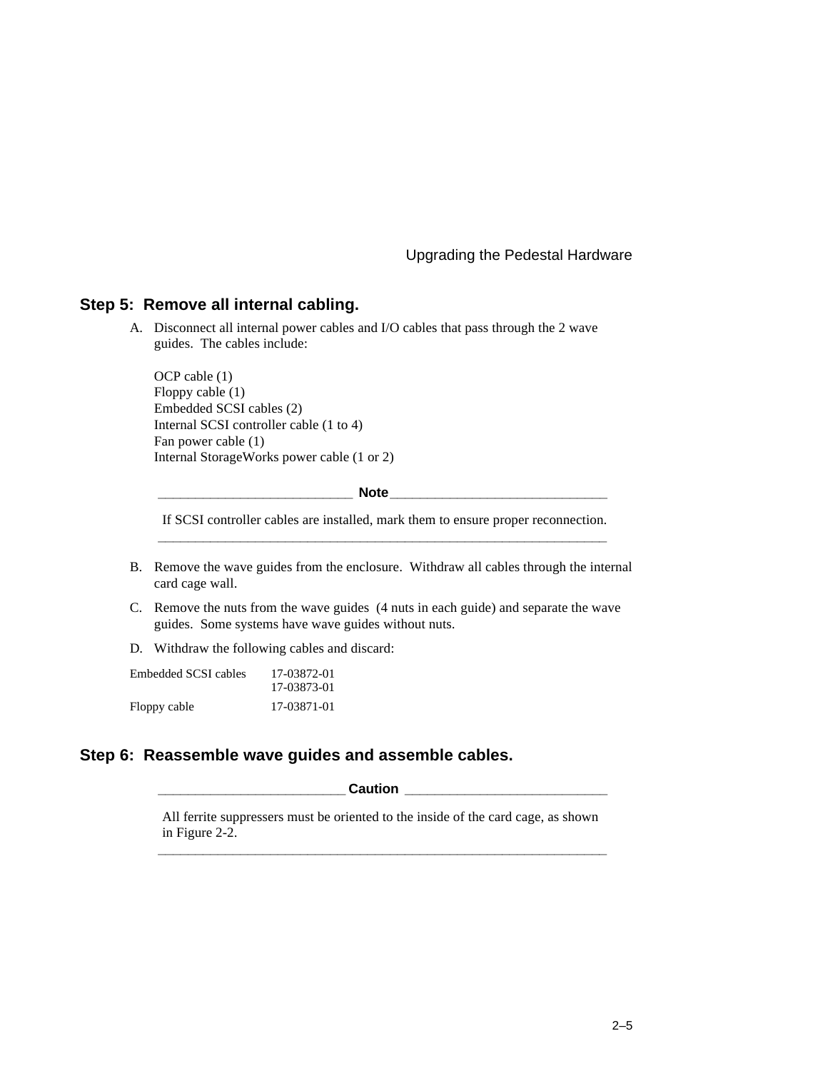## Step 5: Remove all internal cabling.

A. Disconnect all internal power cables and I/O cables that pass through the 2 wave guides. The cables include:

   OCP cable (1)
   Floppy cable (1)
   Embedded SCSI cables (2)
   Internal SCSI controller cable (1 to 4)
   Fan power cable (1)
   Internal StorageWorks power cable (1 or 2)

**Note**

If SCSI controller cables are installed, mark them to ensure proper reconnection.

---

B. Remove the wave guides from the enclosure. Withdraw all cables through the internal card cage wall.

C. Remove the nuts from the wave guides (4 nuts in each guide) and separate the wave guides. Some systems have wave guides without nuts.

D. Withdraw the following cables and discard:

| | |
|---|---|
| Embedded SCSI cables | 17-03872-01<br>17-03873-01 |
| Floppy cable | 17-03871-01 |

## Step 6: Reassemble wave guides and assemble cables.

**Caution**

All ferrite suppressers must be oriented to the inside of the card cage, as shown in Figure 2-2.

---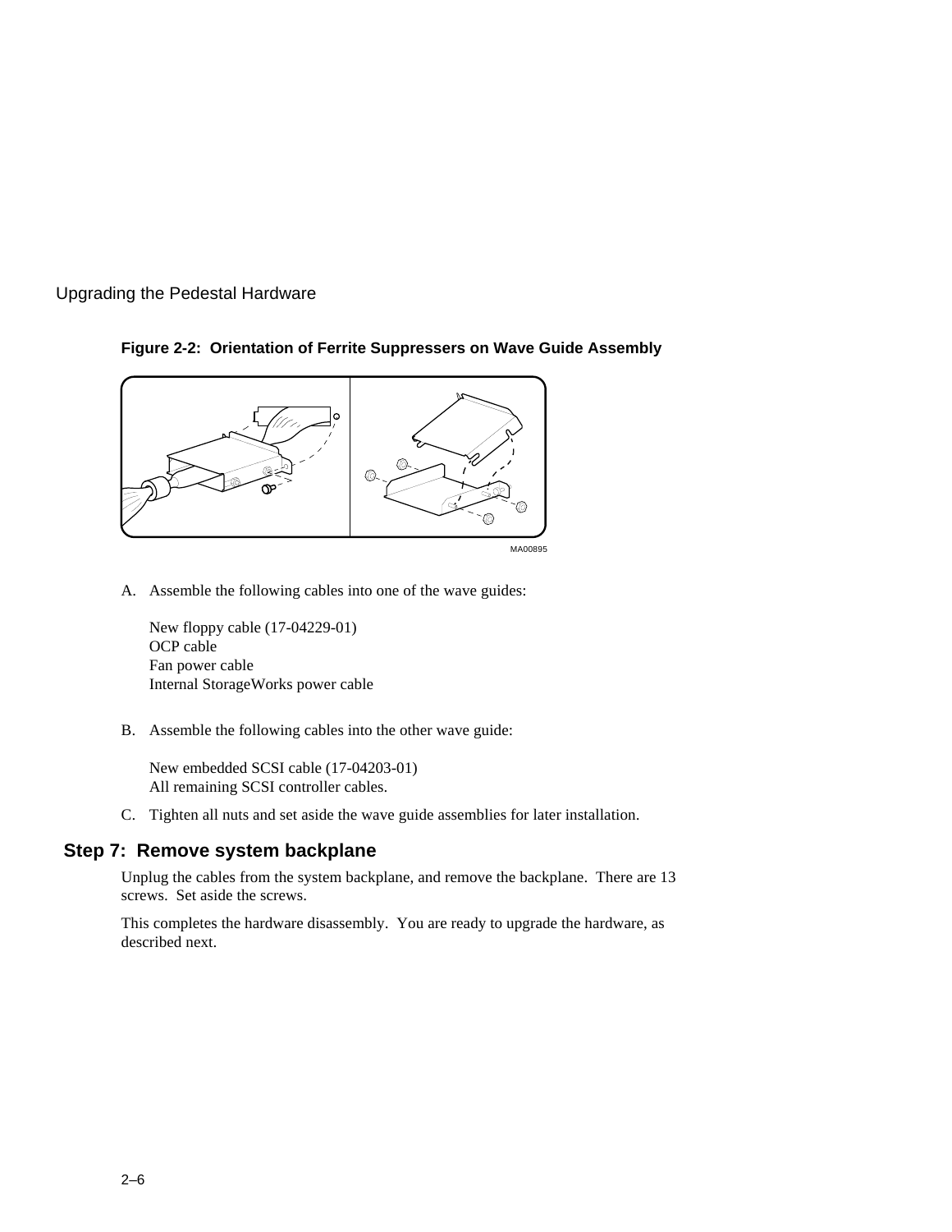**Figure 2-2: Orientation of Ferrite Suppressers on Wave Guide Assembly**

MA00895

A. Assemble the following cables into one of the wave guides:

   New floppy cable (17-04229-01)
   OCP cable
   Fan power cable
   Internal StorageWorks power cable

B. Assemble the following cables into the other wave guide:

   New embedded SCSI cable (17-04203-01)
   All remaining SCSI controller cables.

C. Tighten all nuts and set aside the wave guide assemblies for later installation.

## Step 7: Remove system backplane

Unplug the cables from the system backplane, and remove the backplane. There are 13 screws. Set aside the screws.

This completes the hardware disassembly. You are ready to upgrade the hardware, as described next.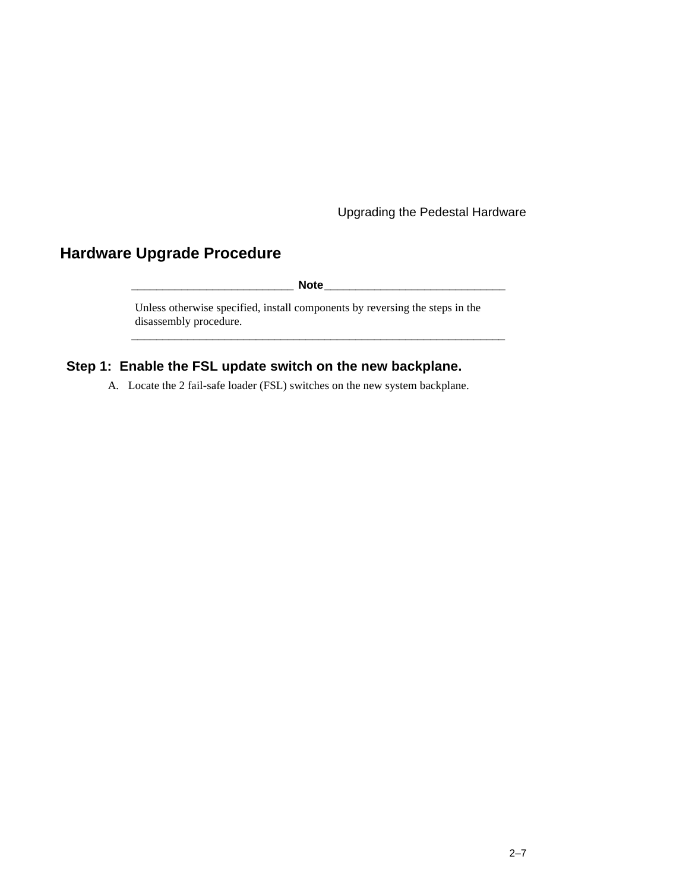## Hardware Upgrade Procedure

**Note**

Unless otherwise specified, install components by reversing the steps in the disassembly procedure.

---

### Step 1: Enable the FSL update switch on the new backplane.

A. Locate the 2 fail-safe loader (FSL) switches on the new system backplane.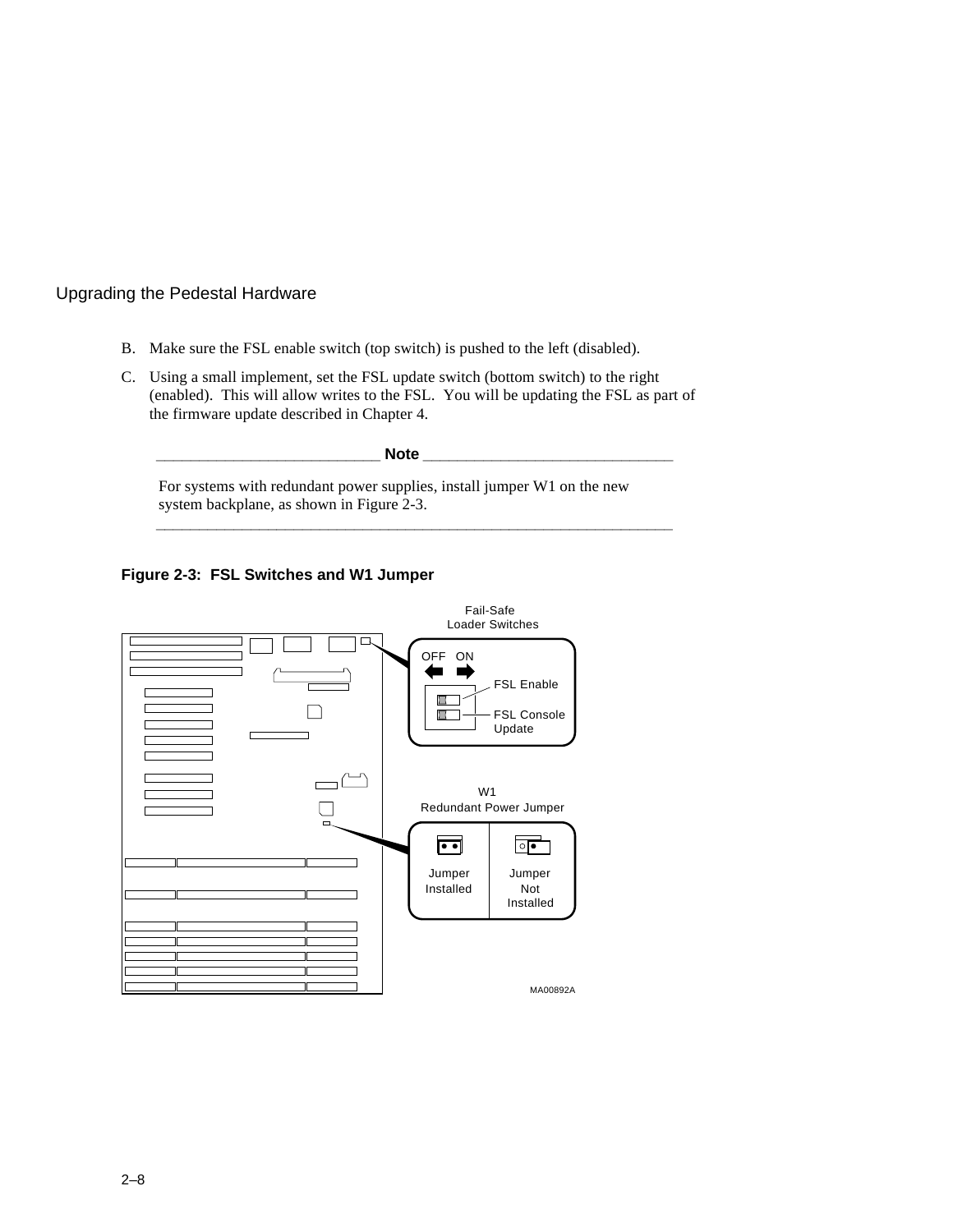B. Make sure the FSL enable switch (top switch) is pushed to the left (disabled).

C. Using a small implement, set the FSL update switch (bottom switch) to the right (enabled). This will allow writes to the FSL. You will be updating the FSL as part of the firmware update described in Chapter 4.

---

**Note**

For systems with redundant power supplies, install jumper W1 on the new system backplane, as shown in Figure 2-3.

---

**Figure 2-3: FSL Switches and W1 Jumper**

Fail-Safe Loader Switches

OFF ON

FSL Enable

FSL Console Update

W1 Redundant Power Jumper

Jumper Installed

Jumper Not Installed

MA00892A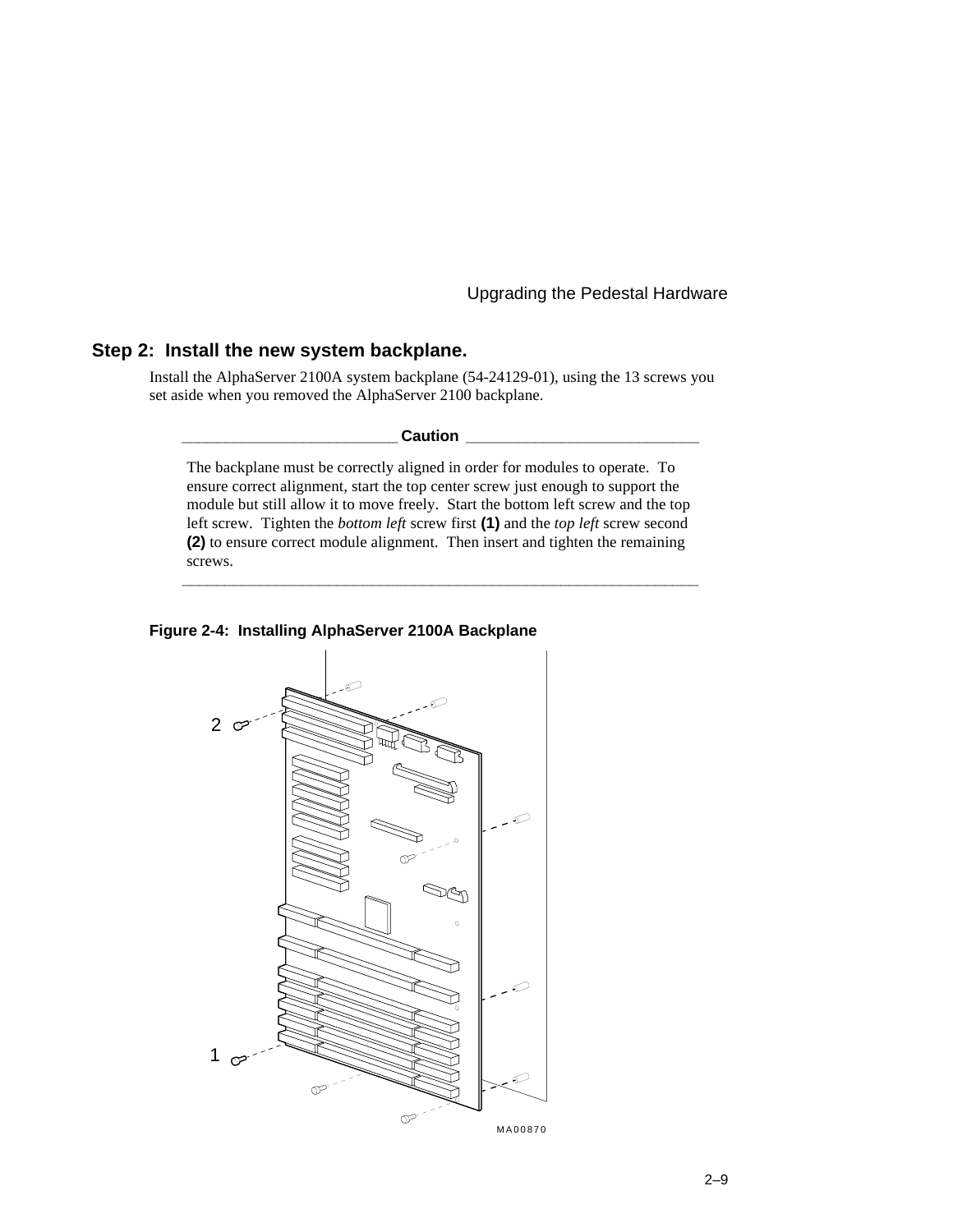## Step 2: Install the new system backplane.

Install the AlphaServer 2100A system backplane (54-24129-01), using the 13 screws you set aside when you removed the AlphaServer 2100 backplane.

**Caution**

The backplane must be correctly aligned in order for modules to operate. To ensure correct alignment, start the top center screw just enough to support the module but still allow it to move freely. Start the bottom left screw and the top left screw. Tighten the *bottom left* screw first **(1)** and the *top left* screw second **(2)** to ensure correct module alignment. Then insert and tighten the remaining screws.

**Figure 2-4: Installing AlphaServer 2100A Backplane**

2

1

MA00870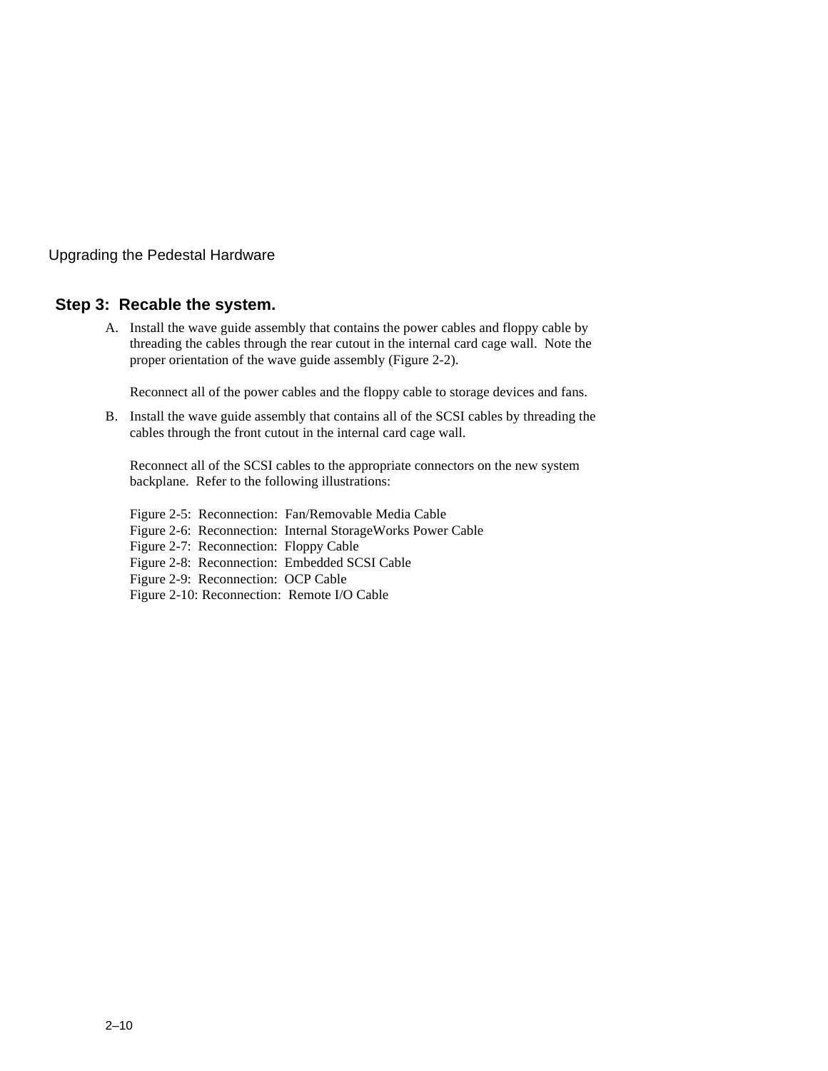## Step 3: Recable the system.

A. Install the wave guide assembly that contains the power cables and floppy cable by threading the cables through the rear cutout in the internal card cage wall. Note the proper orientation of the wave guide assembly (Figure 2-2).

   Reconnect all of the power cables and the floppy cable to storage devices and fans.

B. Install the wave guide assembly that contains all of the SCSI cables by threading the cables through the front cutout in the internal card cage wall.

   Reconnect all of the SCSI cables to the appropriate connectors on the new system backplane. Refer to the following illustrations:

   Figure 2-5: Reconnection: Fan/Removable Media Cable
   Figure 2-6: Reconnection: Internal StorageWorks Power Cable
   Figure 2-7: Reconnection: Floppy Cable
   Figure 2-8: Reconnection: Embedded SCSI Cable
   Figure 2-9: Reconnection: OCP Cable
   Figure 2-10: Reconnection: Remote I/O Cable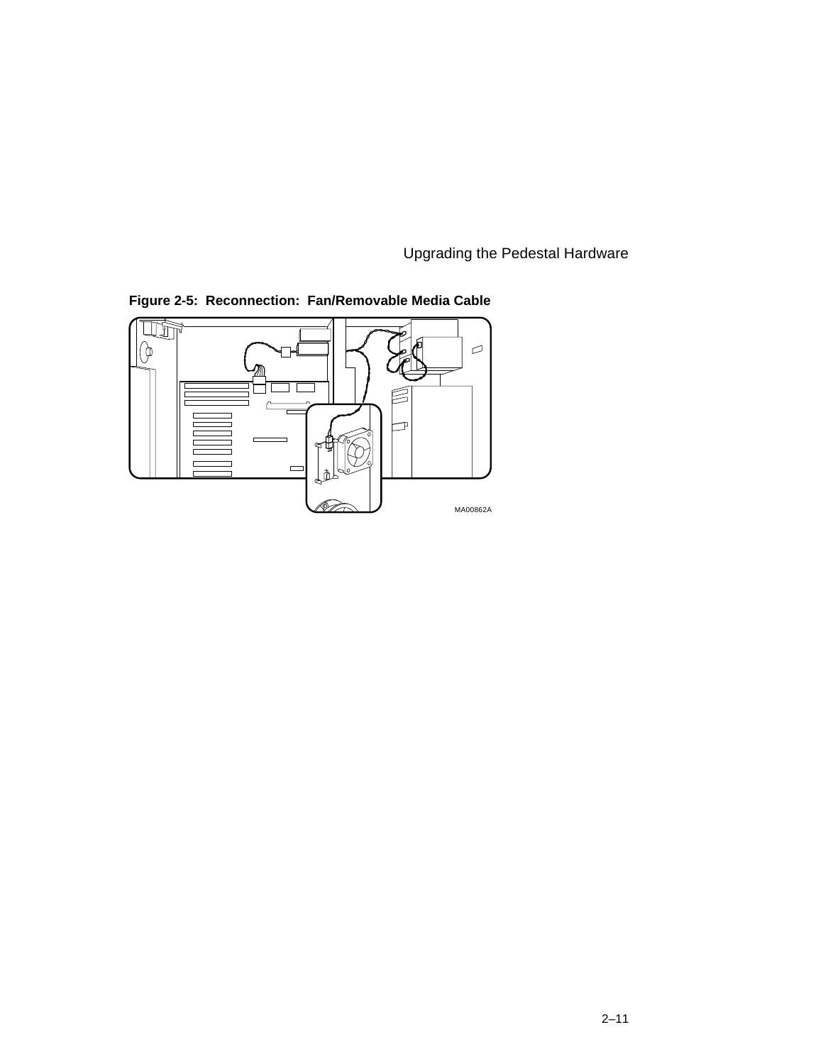**Figure 2-5: Reconnection: Fan/Removable Media Cable**

MA00862A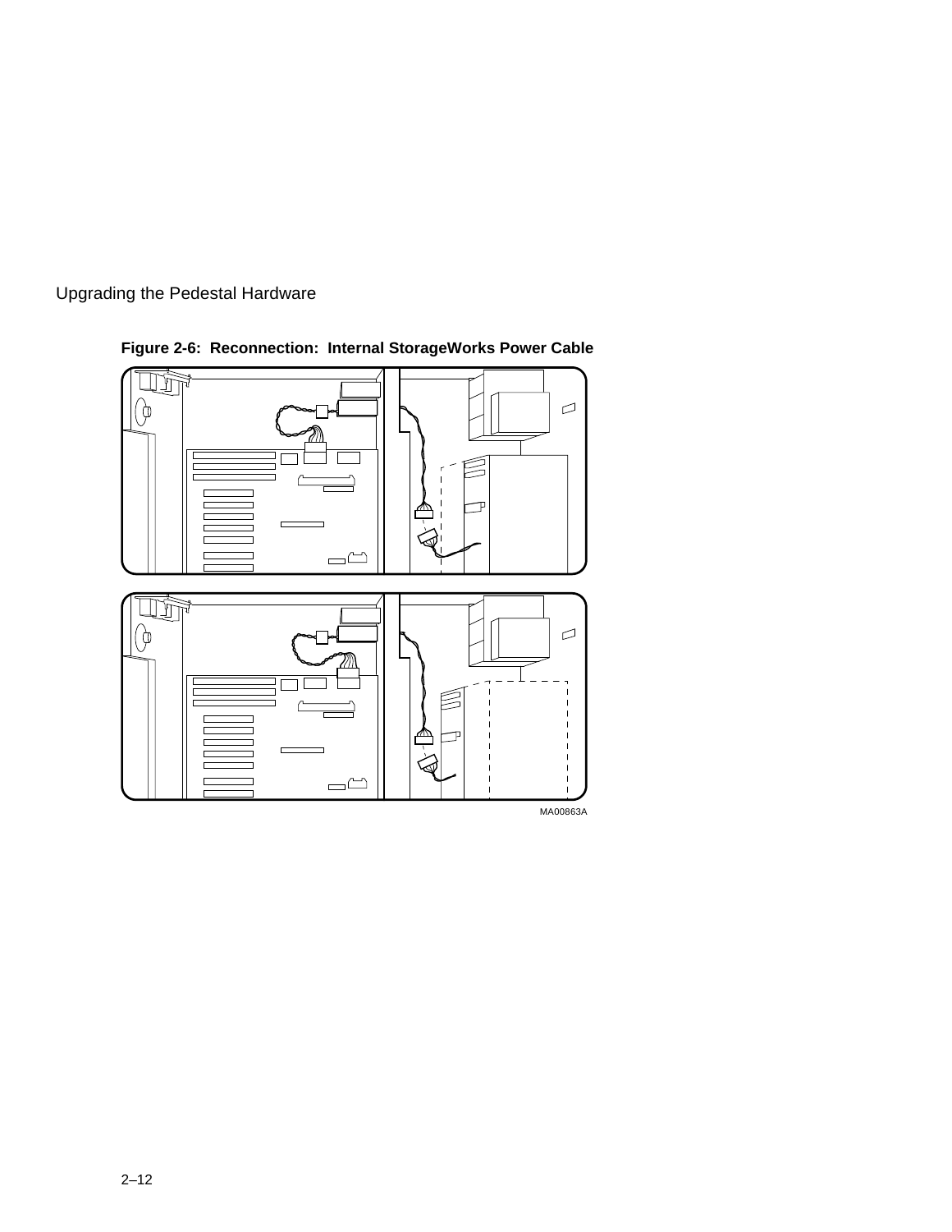**Figure 2-6: Reconnection: Internal StorageWorks Power Cable**

MA00863A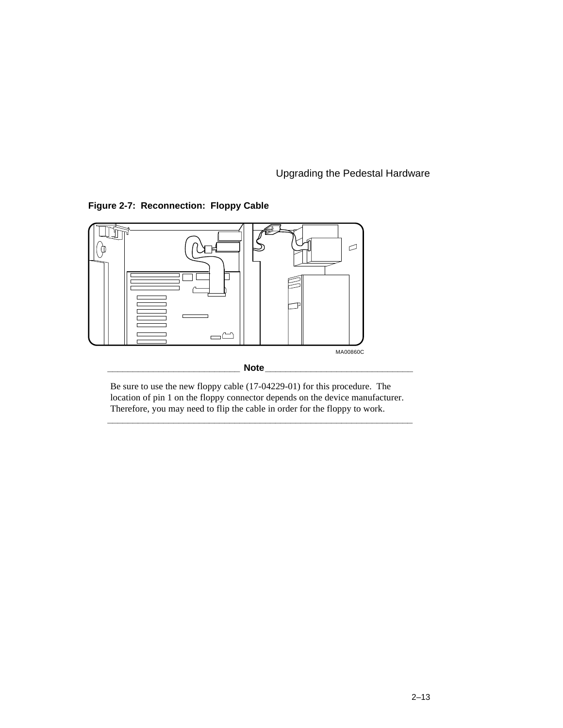**Figure 2-7: Reconnection: Floppy Cable**

MA00860C

**Note**

Be sure to use the new floppy cable (17-04229-01) for this procedure. The location of pin 1 on the floppy connector depends on the device manufacturer. Therefore, you may need to flip the cable in order for the floppy to work.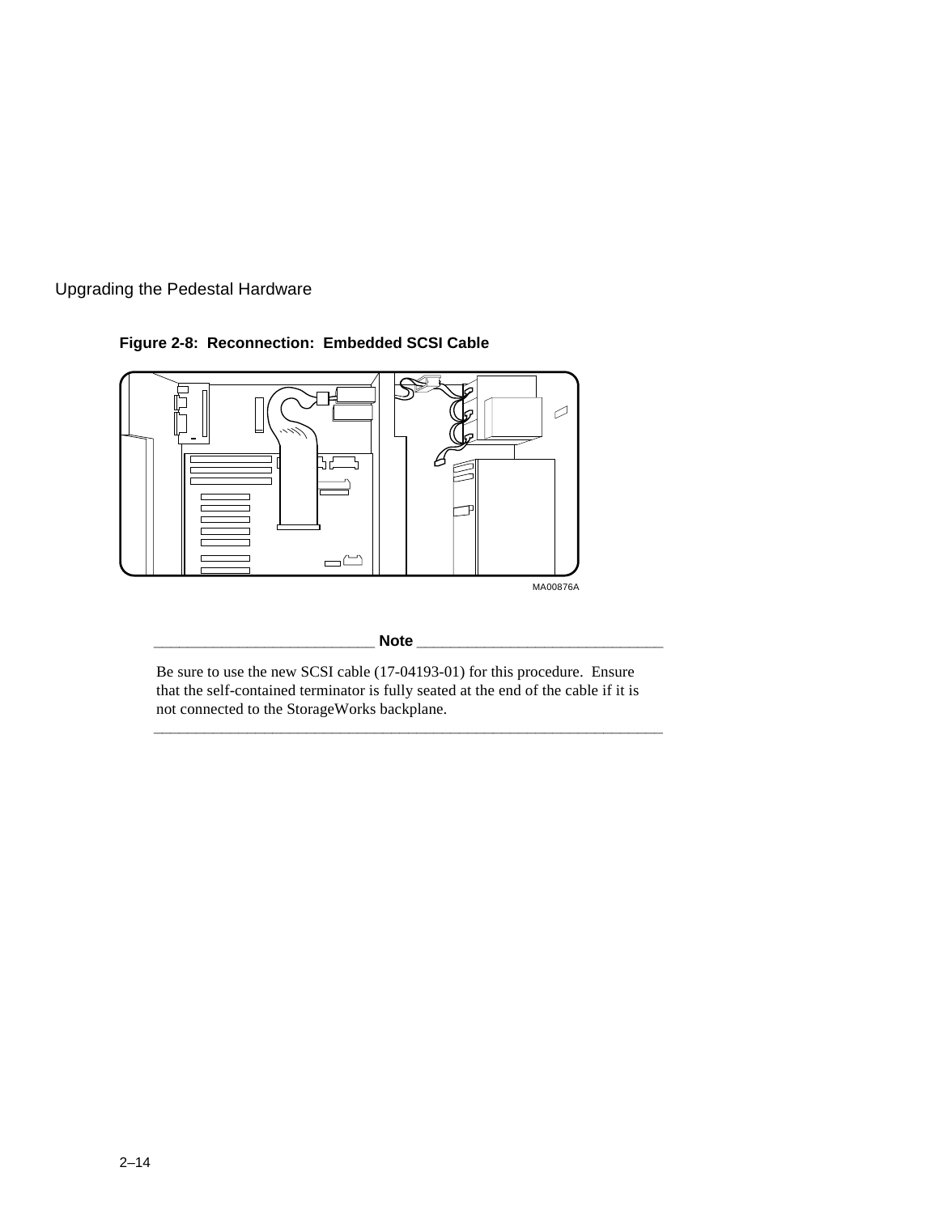**Figure 2-8: Reconnection: Embedded SCSI Cable**

MA00876A

---

**Note**

Be sure to use the new SCSI cable (17-04193-01) for this procedure. Ensure that the self-contained terminator is fully seated at the end of the cable if it is not connected to the StorageWorks backplane.

---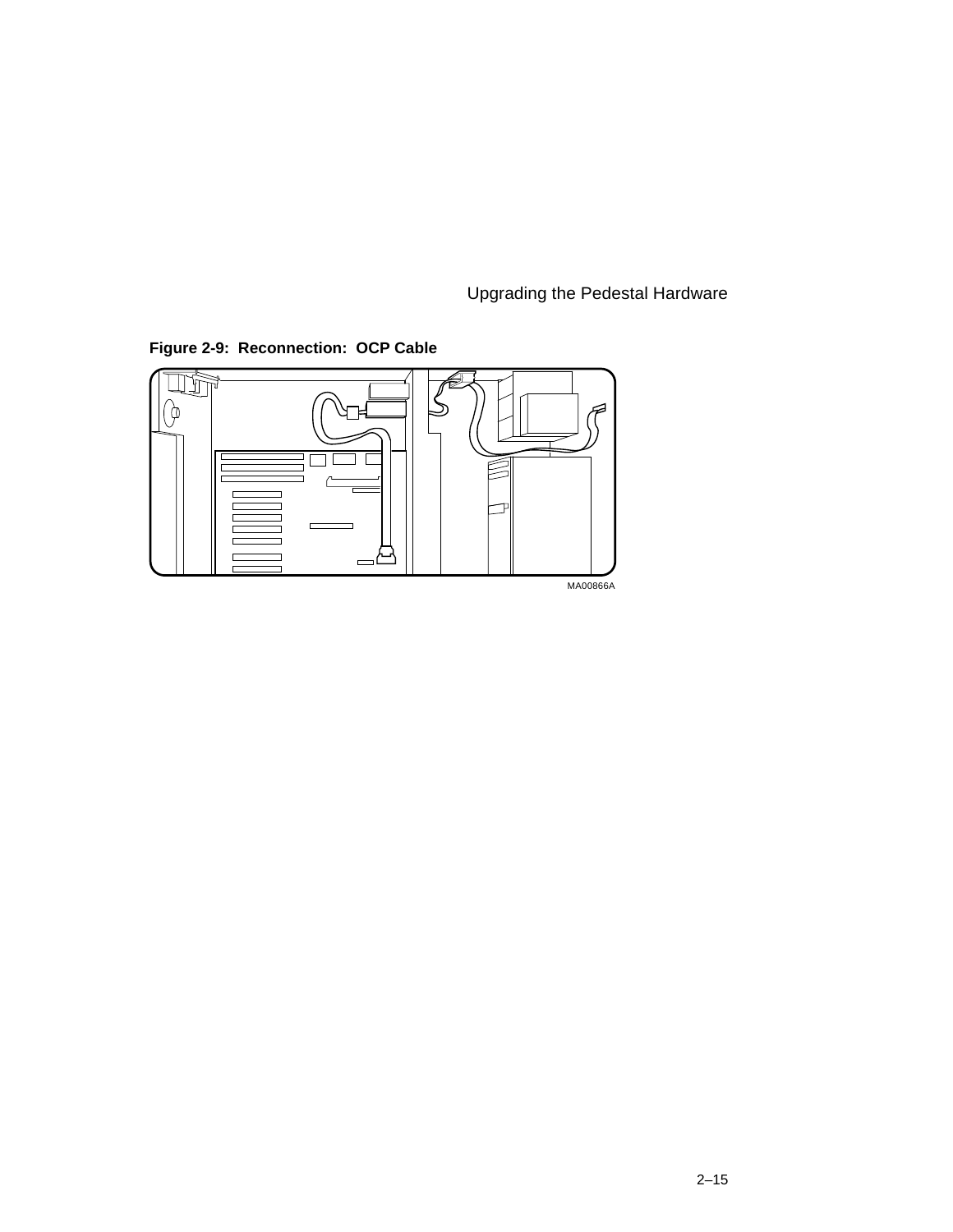**Figure 2-9: Reconnection: OCP Cable**

MA00866A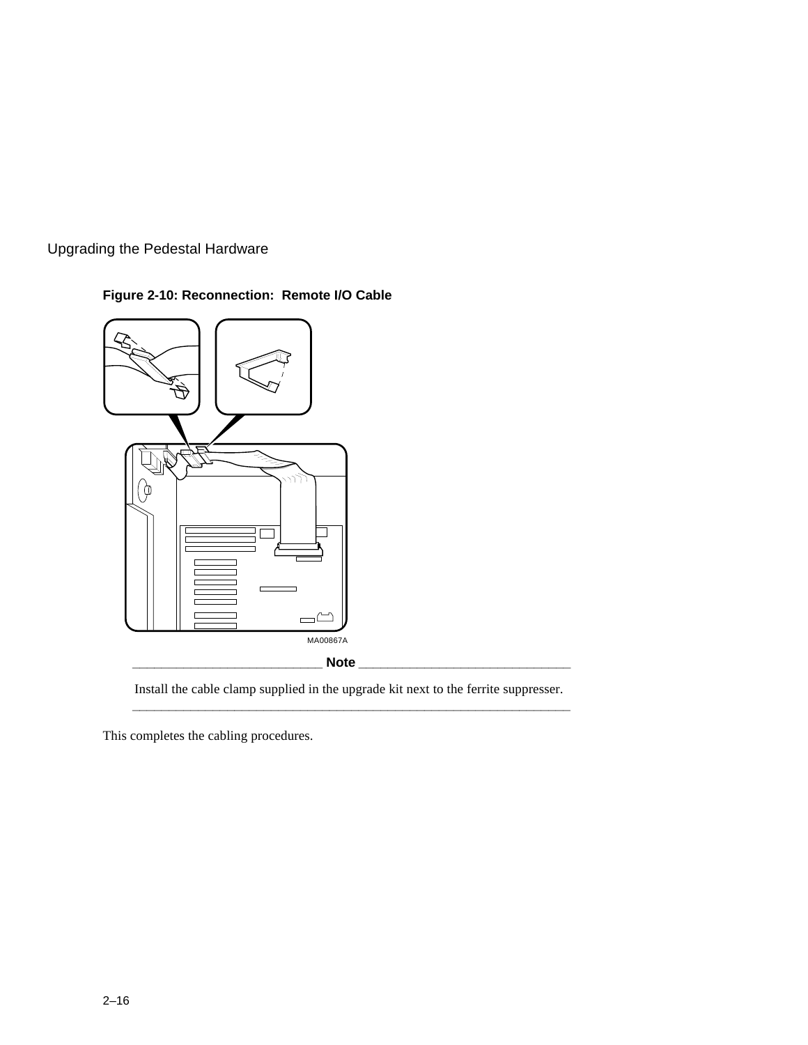**Figure 2-10: Reconnection: Remote I/O Cable**

MA00867A

**Note**

Install the cable clamp supplied in the upgrade kit next to the ferrite suppresser.

This completes the cabling procedures.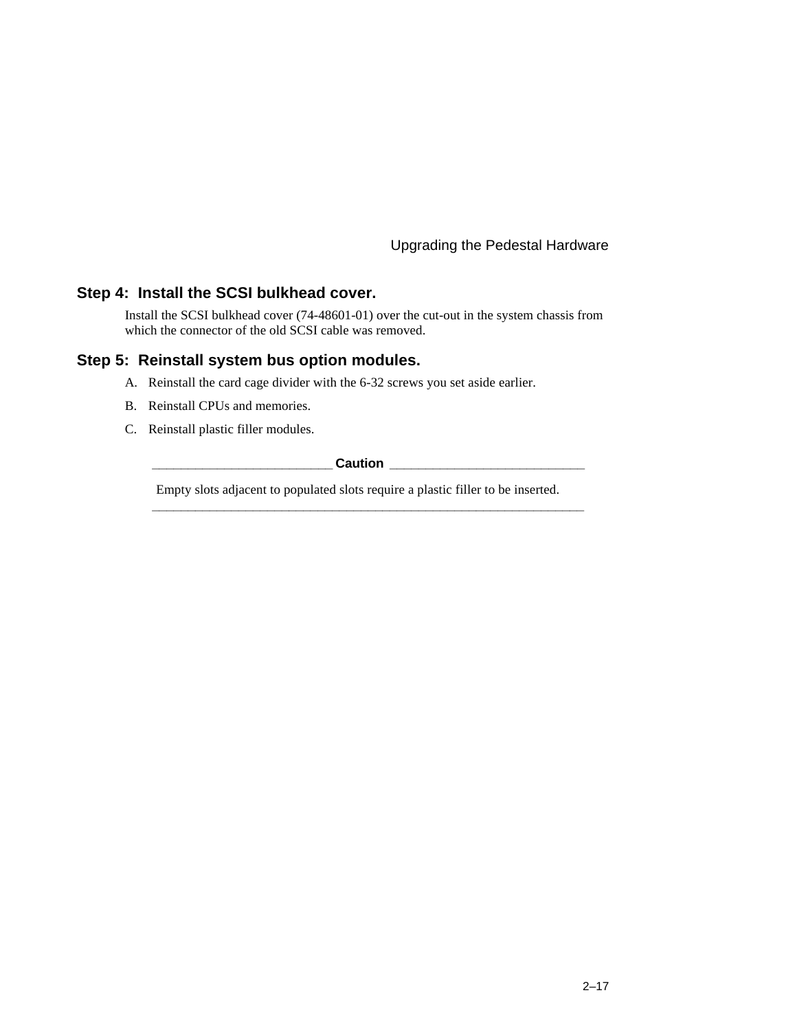### Step 4: Install the SCSI bulkhead cover.

Install the SCSI bulkhead cover (74-48601-01) over the cut-out in the system chassis from which the connector of the old SCSI cable was removed.

### Step 5: Reinstall system bus option modules.

A. Reinstall the card cage divider with the 6-32 screws you set aside earlier.

B. Reinstall CPUs and memories.

C. Reinstall plastic filler modules.

**Caution**

Empty slots adjacent to populated slots require a plastic filler to be inserted.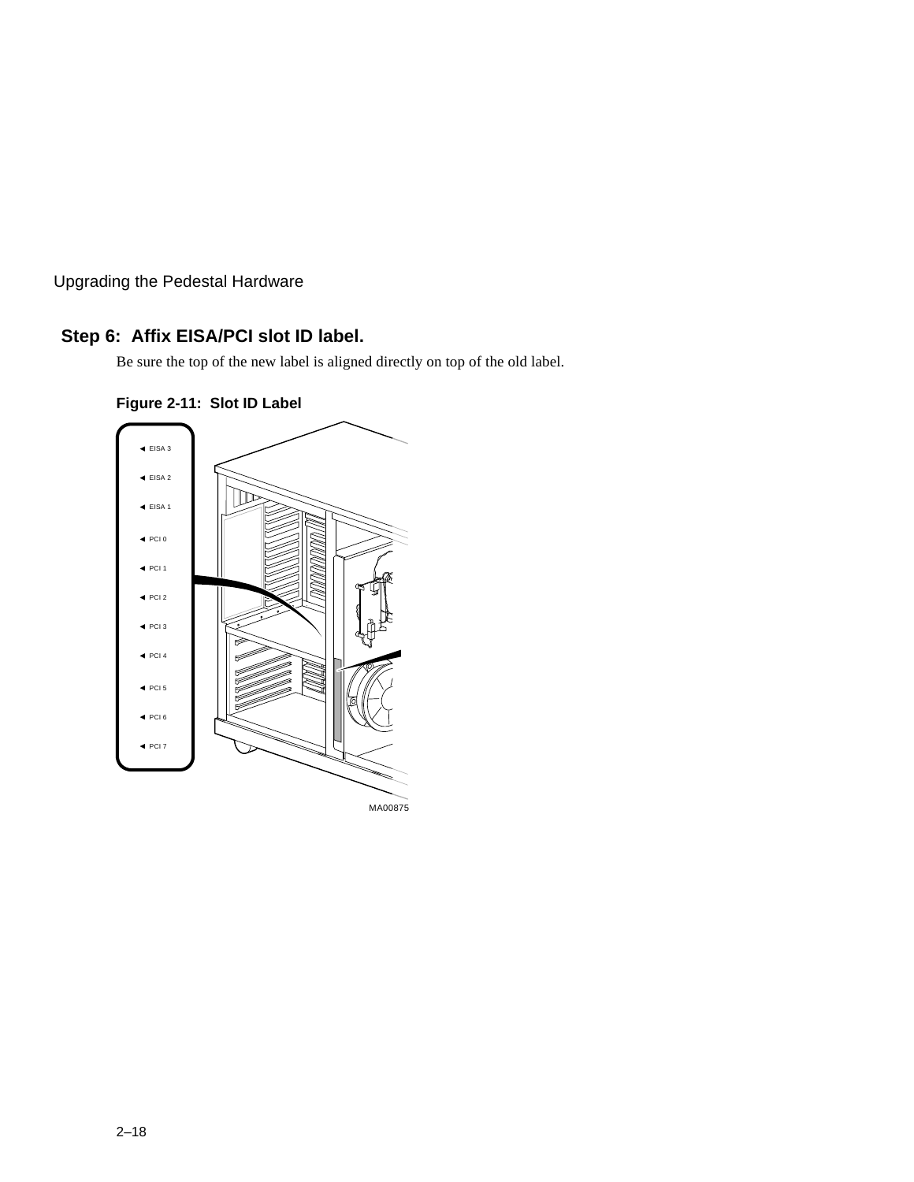## Step 6: Affix EISA/PCI slot ID label.

Be sure the top of the new label is aligned directly on top of the old label.

**Figure 2-11: Slot ID Label**

◄ EISA 3
◄ EISA 2
◄ EISA 1
◄ PCI 0
◄ PCI 1
◄ PCI 2
◄ PCI 3
◄ PCI 4
◄ PCI 5
◄ PCI 6
◄ PCI 7

MA00875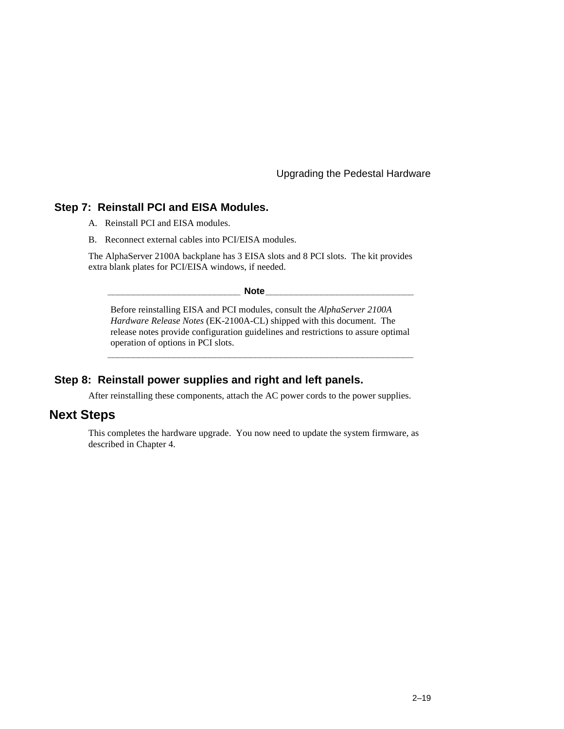### Step 7: Reinstall PCI and EISA Modules.

A. Reinstall PCI and EISA modules.

B. Reconnect external cables into PCI/EISA modules.

The AlphaServer 2100A backplane has 3 EISA slots and 8 PCI slots. The kit provides extra blank plates for PCI/EISA windows, if needed.

---

**Note**

Before reinstalling EISA and PCI modules, consult the *AlphaServer 2100A Hardware Release Notes* (EK-2100A-CL) shipped with this document. The release notes provide configuration guidelines and restrictions to assure optimal operation of options in PCI slots.

---

### Step 8: Reinstall power supplies and right and left panels.

After reinstalling these components, attach the AC power cords to the power supplies.

## Next Steps

This completes the hardware upgrade. You now need to update the system firmware, as described in Chapter 4.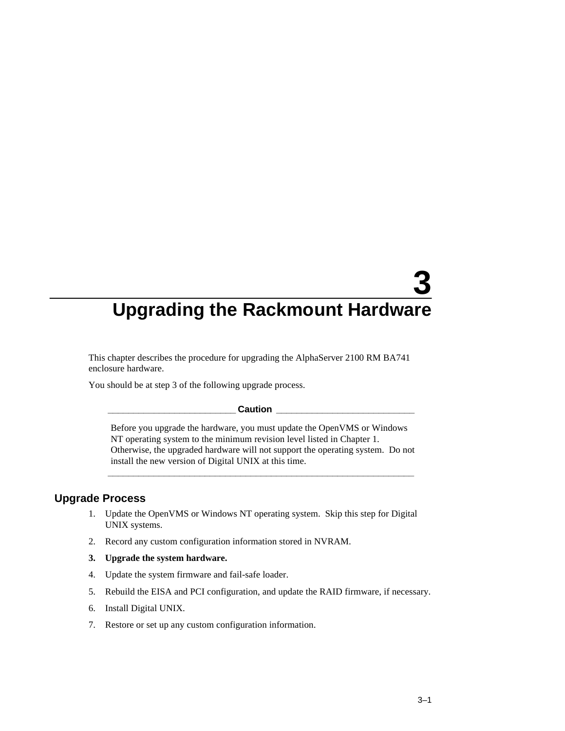# 3 Upgrading the Rackmount Hardware

This chapter describes the procedure for upgrading the AlphaServer 2100 RM BA741 enclosure hardware.

You should be at step 3 of the following upgrade process.

---

**Caution**

Before you upgrade the hardware, you must update the OpenVMS or Windows NT operating system to the minimum revision level listed in Chapter 1. Otherwise, the upgraded hardware will not support the operating system. Do not install the new version of Digital UNIX at this time.

---

## Upgrade Process

1. Update the OpenVMS or Windows NT operating system. Skip this step for Digital UNIX systems.
2. Record any custom configuration information stored in NVRAM.
3. **Upgrade the system hardware.**
4. Update the system firmware and fail-safe loader.
5. Rebuild the EISA and PCI configuration, and update the RAID firmware, if necessary.
6. Install Digital UNIX.
7. Restore or set up any custom configuration information.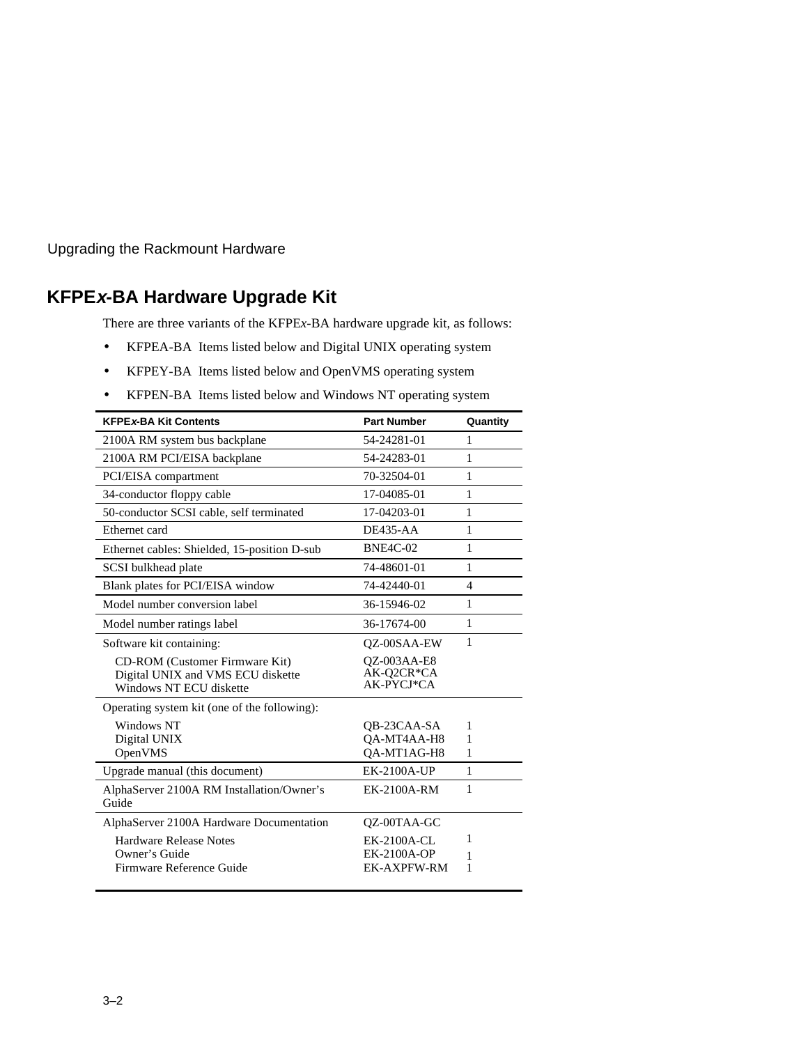## KFPE*x*-BA Hardware Upgrade Kit

There are three variants of the KFPE*x*-BA hardware upgrade kit, as follows:

- KFPEA-BA  Items listed below and Digital UNIX operating system
- KFPEY-BA  Items listed below and OpenVMS operating system
- KFPEN-BA  Items listed below and Windows NT operating system

| KFPE*x*-BA Kit Contents | Part Number | Quantity |
|---|---|---|
| 2100A RM system bus backplane | 54-24281-01 | 1 |
| 2100A RM PCI/EISA backplane | 54-24283-01 | 1 |
| PCI/EISA compartment | 70-32504-01 | 1 |
| 34-conductor floppy cable | 17-04085-01 | 1 |
| 50-conductor SCSI cable, self terminated | 17-04203-01 | 1 |
| Ethernet card | DE435-AA | 1 |
| Ethernet cables: Shielded, 15-position D-sub | BNE4C-02 | 1 |
| SCSI bulkhead plate | 74-48601-01 | 1 |
| Blank plates for PCI/EISA window | 74-42440-01 | 4 |
| Model number conversion label | 36-15946-02 | 1 |
| Model number ratings label | 36-17674-00 | 1 |
| Software kit containing: | QZ-00SAA-EW | 1 |
| CD-ROM (Customer Firmware Kit) | QZ-003AA-E8 | |
| Digital UNIX and VMS ECU diskette | AK-Q2CR*CA | |
| Windows NT ECU diskette | AK-PYCJ*CA | |
| Operating system kit (one of the following): | | |
| Windows NT | QB-23CAA-SA | 1 |
| Digital UNIX | QA-MT4AA-H8 | 1 |
| OpenVMS | QA-MT1AG-H8 | 1 |
| Upgrade manual (this document) | EK-2100A-UP | 1 |
| AlphaServer 2100A RM Installation/Owner's Guide | EK-2100A-RM | 1 |
| AlphaServer 2100A Hardware Documentation | QZ-00TAA-GC | |
| Hardware Release Notes | EK-2100A-CL | 1 |
| Owner's Guide | EK-2100A-OP | 1 |
| Firmware Reference Guide | EK-AXPFW-RM | 1 |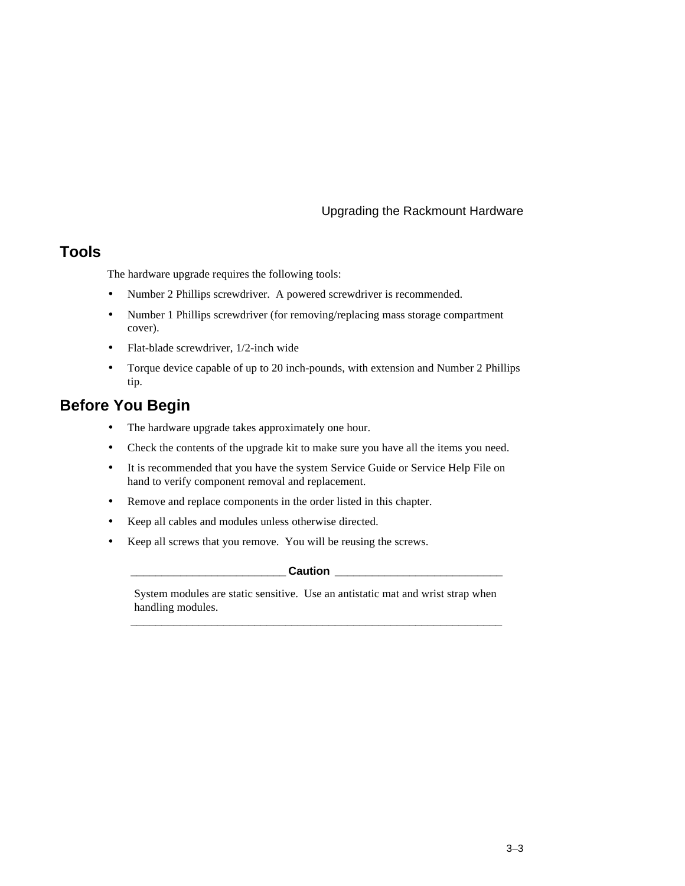## Tools

The hardware upgrade requires the following tools:

- Number 2 Phillips screwdriver. A powered screwdriver is recommended.
- Number 1 Phillips screwdriver (for removing/replacing mass storage compartment cover).
- Flat-blade screwdriver, 1/2-inch wide
- Torque device capable of up to 20 inch-pounds, with extension and Number 2 Phillips tip.

## Before You Begin

- The hardware upgrade takes approximately one hour.
- Check the contents of the upgrade kit to make sure you have all the items you need.
- It is recommended that you have the system Service Guide or Service Help File on hand to verify component removal and replacement.
- Remove and replace components in the order listed in this chapter.
- Keep all cables and modules unless otherwise directed.
- Keep all screws that you remove. You will be reusing the screws.

**Caution**

System modules are static sensitive. Use an antistatic mat and wrist strap when handling modules.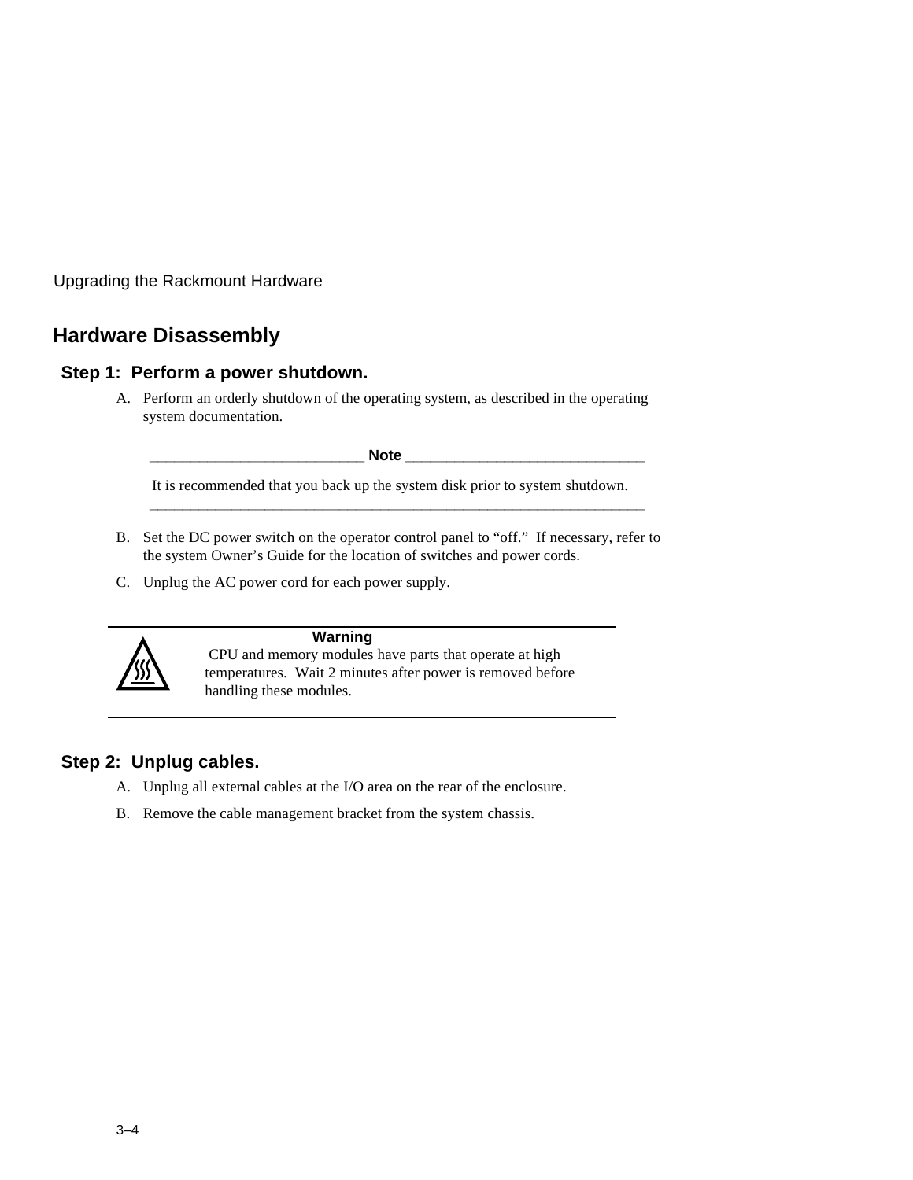## Hardware Disassembly

### Step 1: Perform a power shutdown.

A. Perform an orderly shutdown of the operating system, as described in the operating system documentation.

> **Note**
>
> It is recommended that you back up the system disk prior to system shutdown.

B. Set the DC power switch on the operator control panel to "off." If necessary, refer to the system Owner's Guide for the location of switches and power cords.

C. Unplug the AC power cord for each power supply.

> **Warning**
>
> CPU and memory modules have parts that operate at high temperatures. Wait 2 minutes after power is removed before handling these modules.

### Step 2: Unplug cables.

A. Unplug all external cables at the I/O area on the rear of the enclosure.

B. Remove the cable management bracket from the system chassis.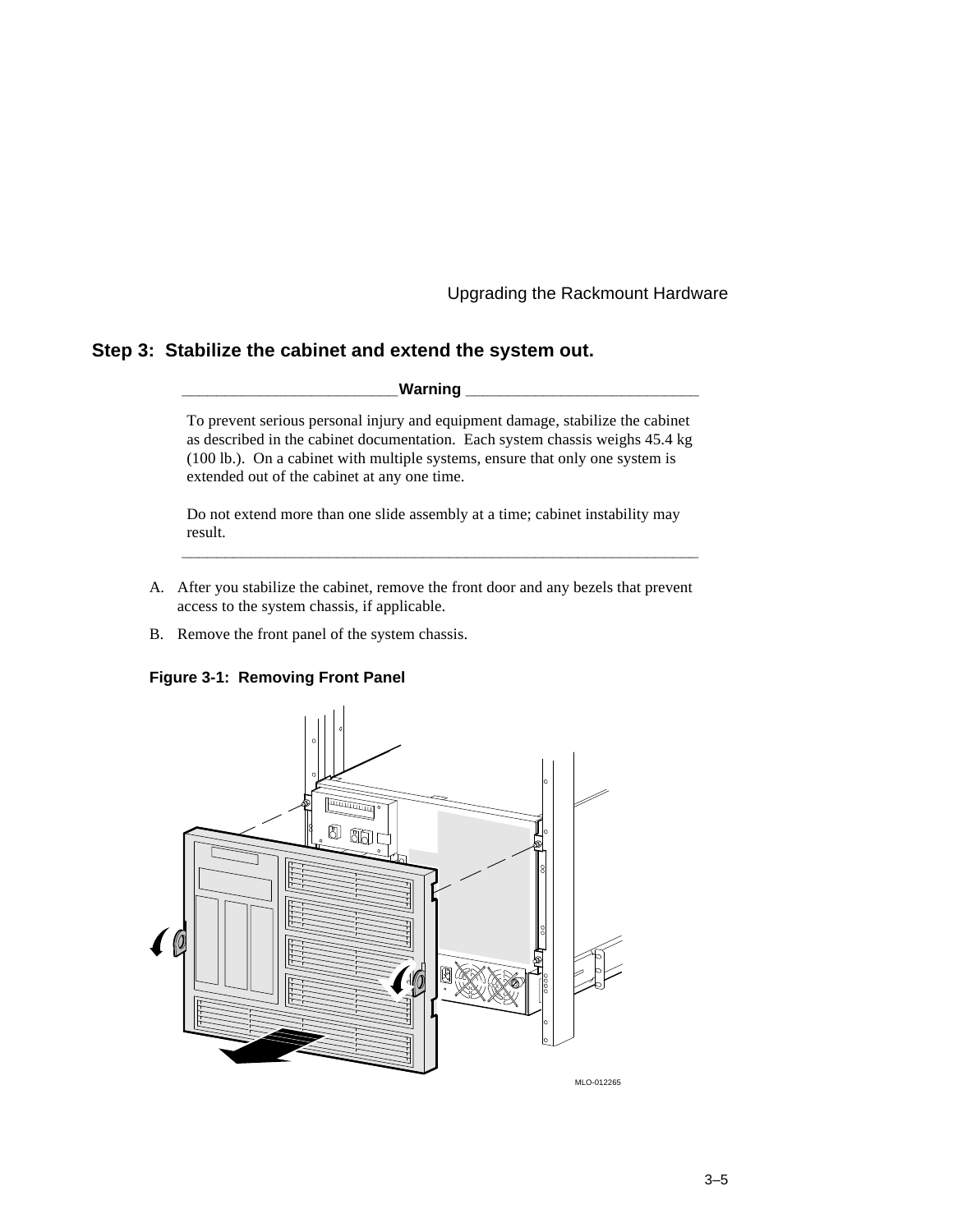## Step 3: Stabilize the cabinet and extend the system out.

**Warning**

To prevent serious personal injury and equipment damage, stabilize the cabinet as described in the cabinet documentation. Each system chassis weighs 45.4 kg (100 lb.). On a cabinet with multiple systems, ensure that only one system is extended out of the cabinet at any one time.

Do not extend more than one slide assembly at a time; cabinet instability may result.

---

A. After you stabilize the cabinet, remove the front door and any bezels that prevent access to the system chassis, if applicable.

B. Remove the front panel of the system chassis.

**Figure 3-1: Removing Front Panel**

MLO-012265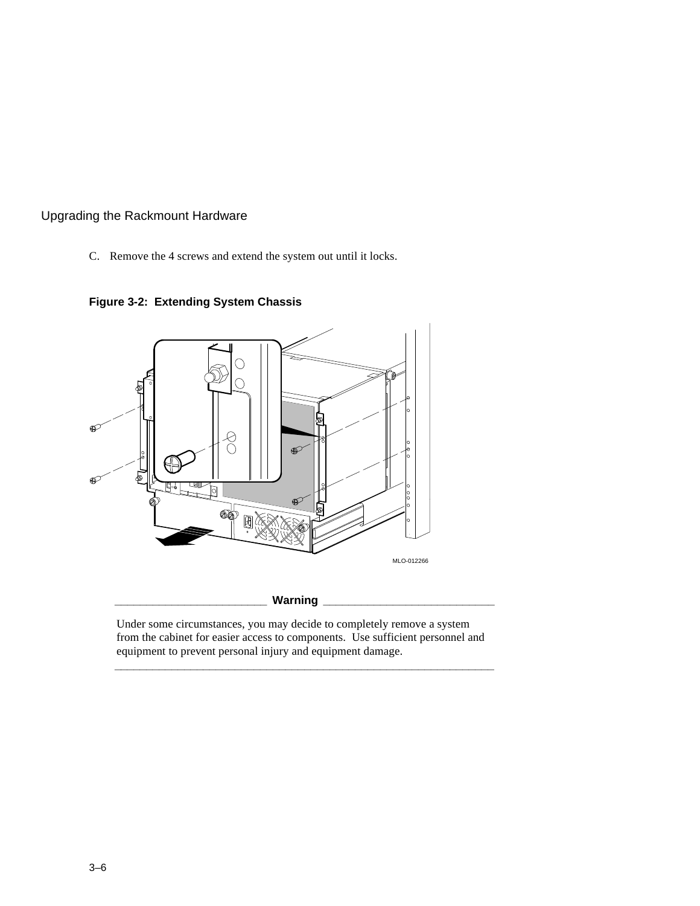C. Remove the 4 screws and extend the system out until it locks.

**Figure 3-2: Extending System Chassis**

MLO-012266

**Warning**

Under some circumstances, you may decide to completely remove a system from the cabinet for easier access to components. Use sufficient personnel and equipment to prevent personal injury and equipment damage.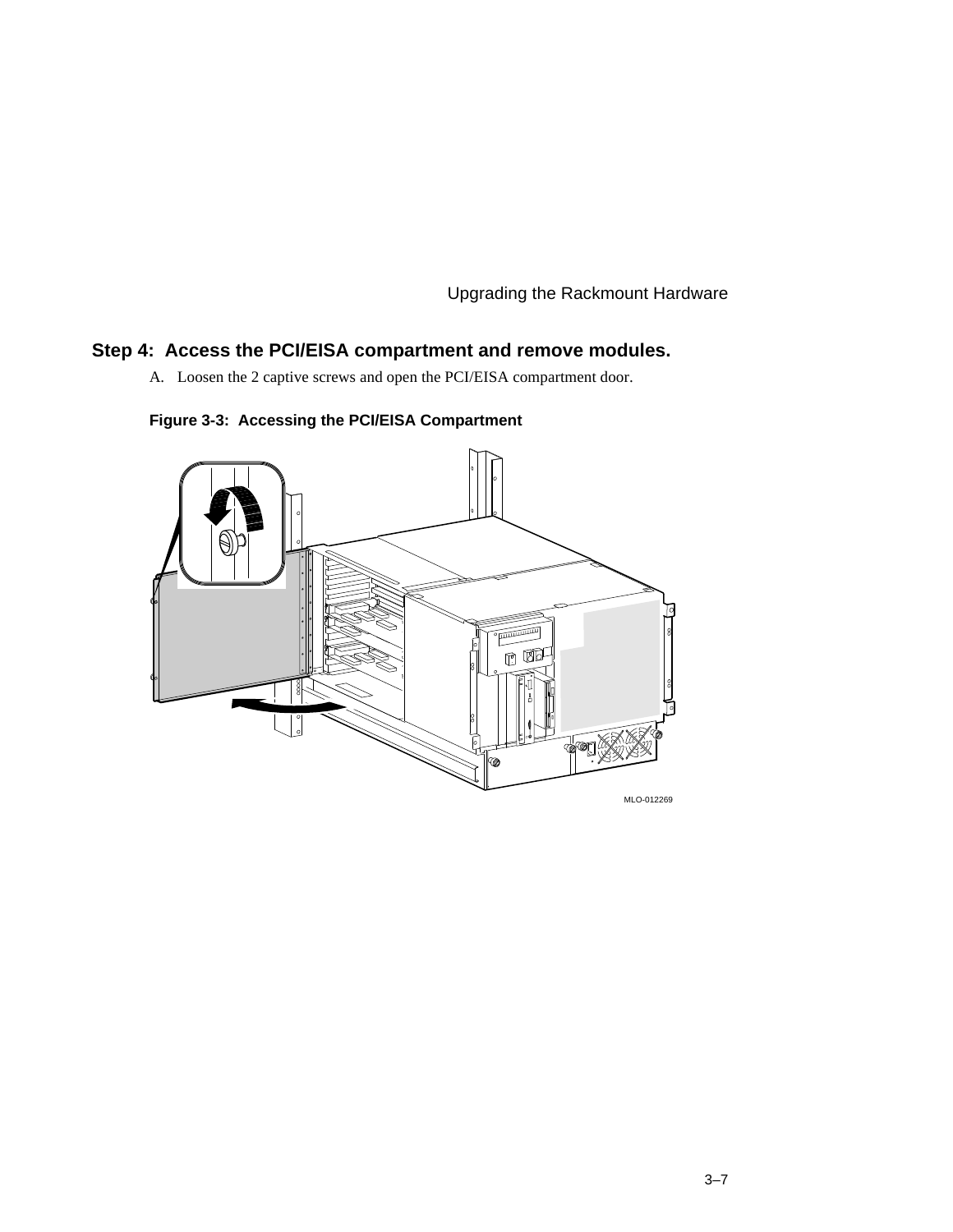## Step 4: Access the PCI/EISA compartment and remove modules.

A. Loosen the 2 captive screws and open the PCI/EISA compartment door.

**Figure 3-3: Accessing the PCI/EISA Compartment**

MLO-012269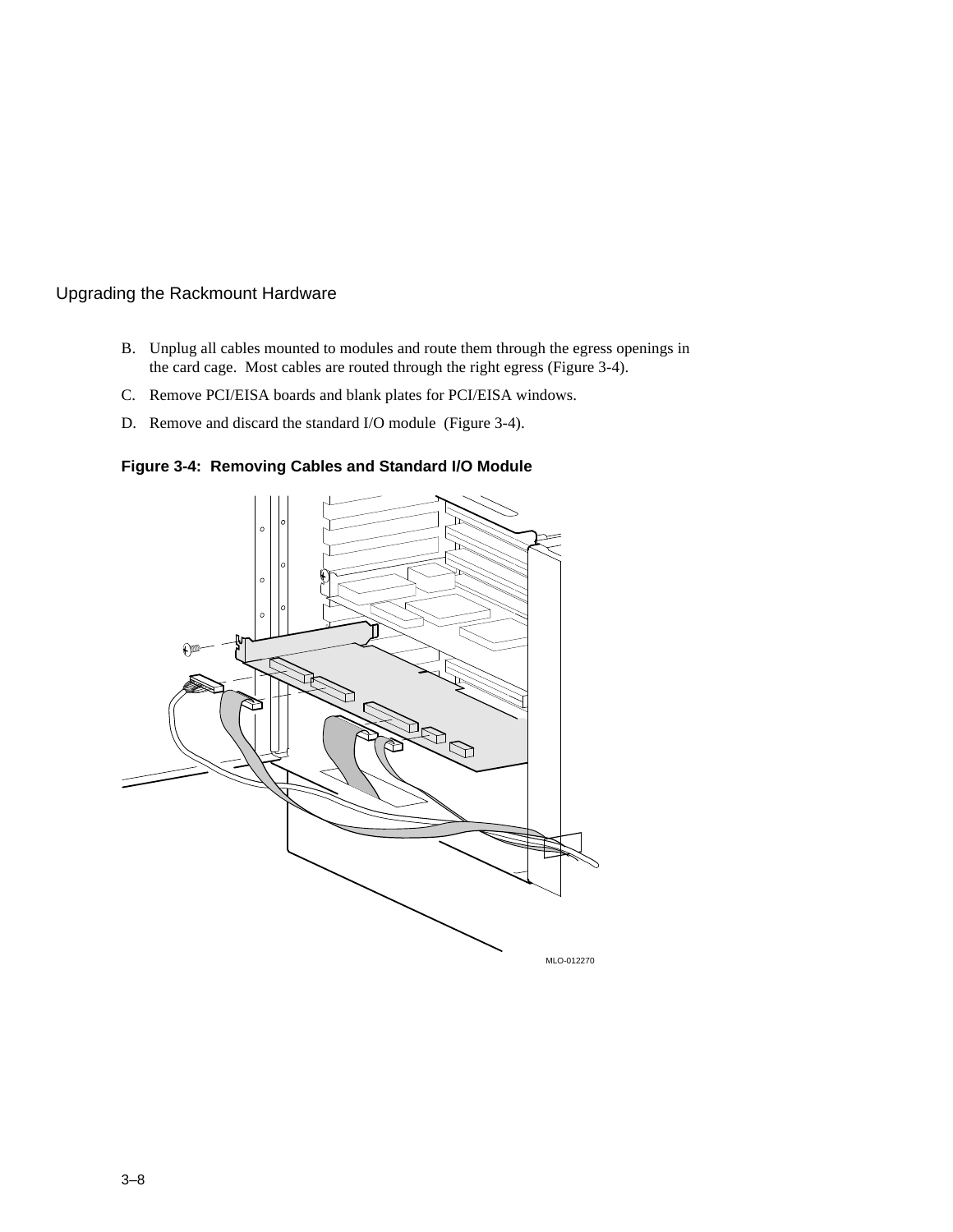B. Unplug all cables mounted to modules and route them through the egress openings in the card cage. Most cables are routed through the right egress (Figure 3-4).

C. Remove PCI/EISA boards and blank plates for PCI/EISA windows.

D. Remove and discard the standard I/O module (Figure 3-4).

**Figure 3-4: Removing Cables and Standard I/O Module**

MLO-012270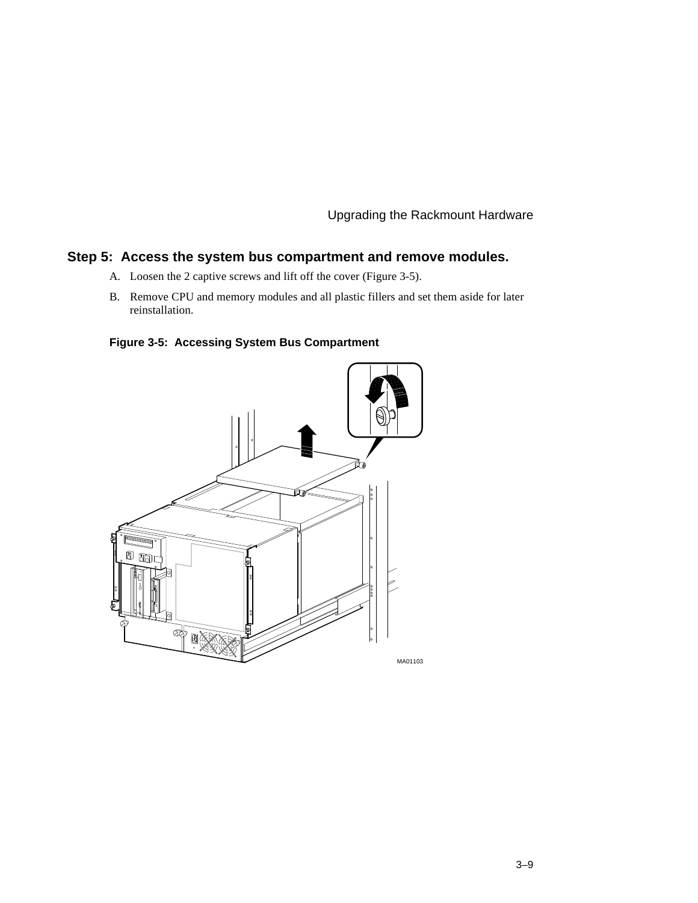## Step 5: Access the system bus compartment and remove modules.

A. Loosen the 2 captive screws and lift off the cover (Figure 3-5).

B. Remove CPU and memory modules and all plastic fillers and set them aside for later reinstallation.

**Figure 3-5: Accessing System Bus Compartment**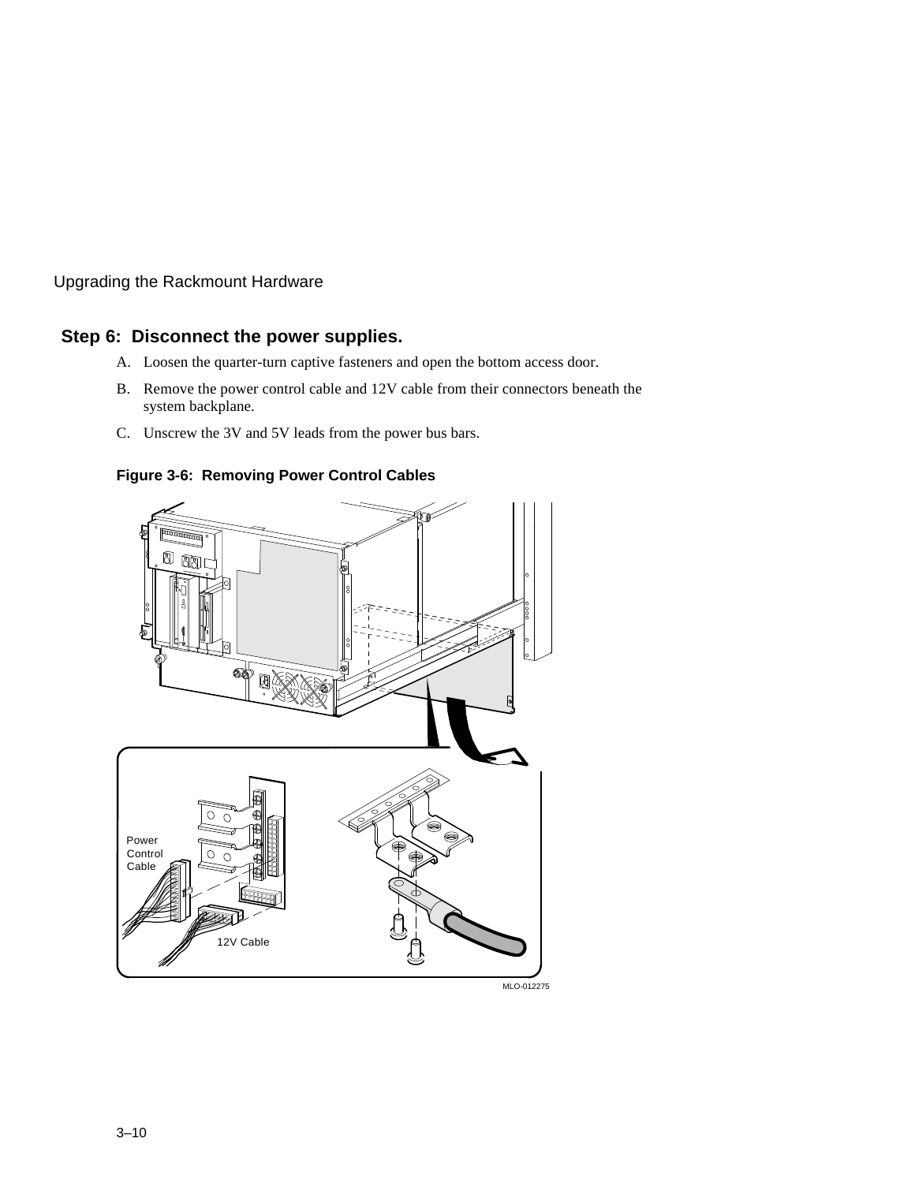## Step 6: Disconnect the power supplies.

A. Loosen the quarter-turn captive fasteners and open the bottom access door.

B. Remove the power control cable and 12V cable from their connectors beneath the system backplane.

C. Unscrew the 3V and 5V leads from the power bus bars.

**Figure 3-6: Removing Power Control Cables**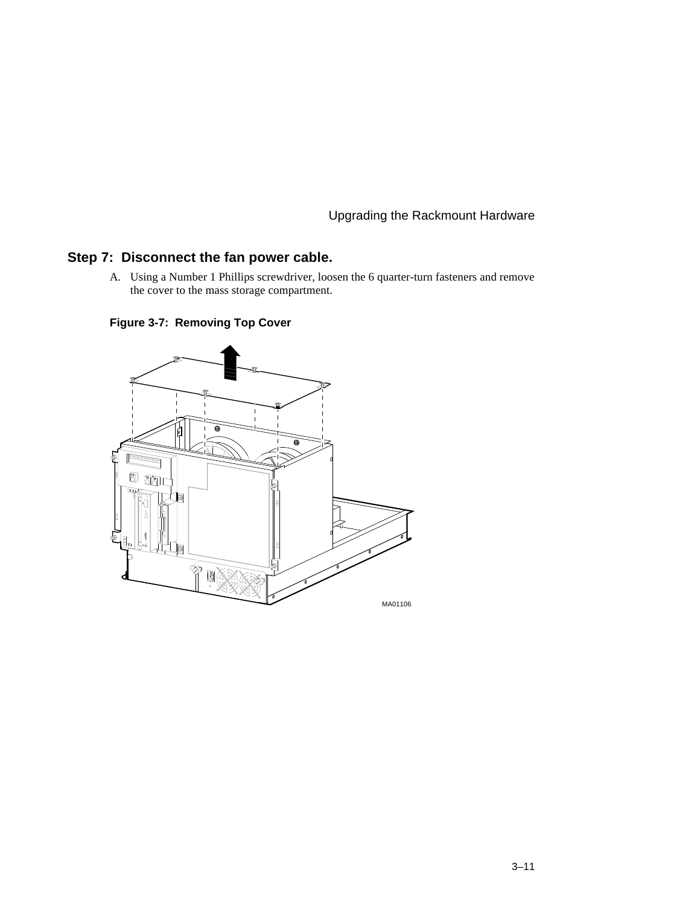## Step 7: Disconnect the fan power cable.

A. Using a Number 1 Phillips screwdriver, loosen the 6 quarter-turn fasteners and remove the cover to the mass storage compartment.

**Figure 3-7: Removing Top Cover**

MA01106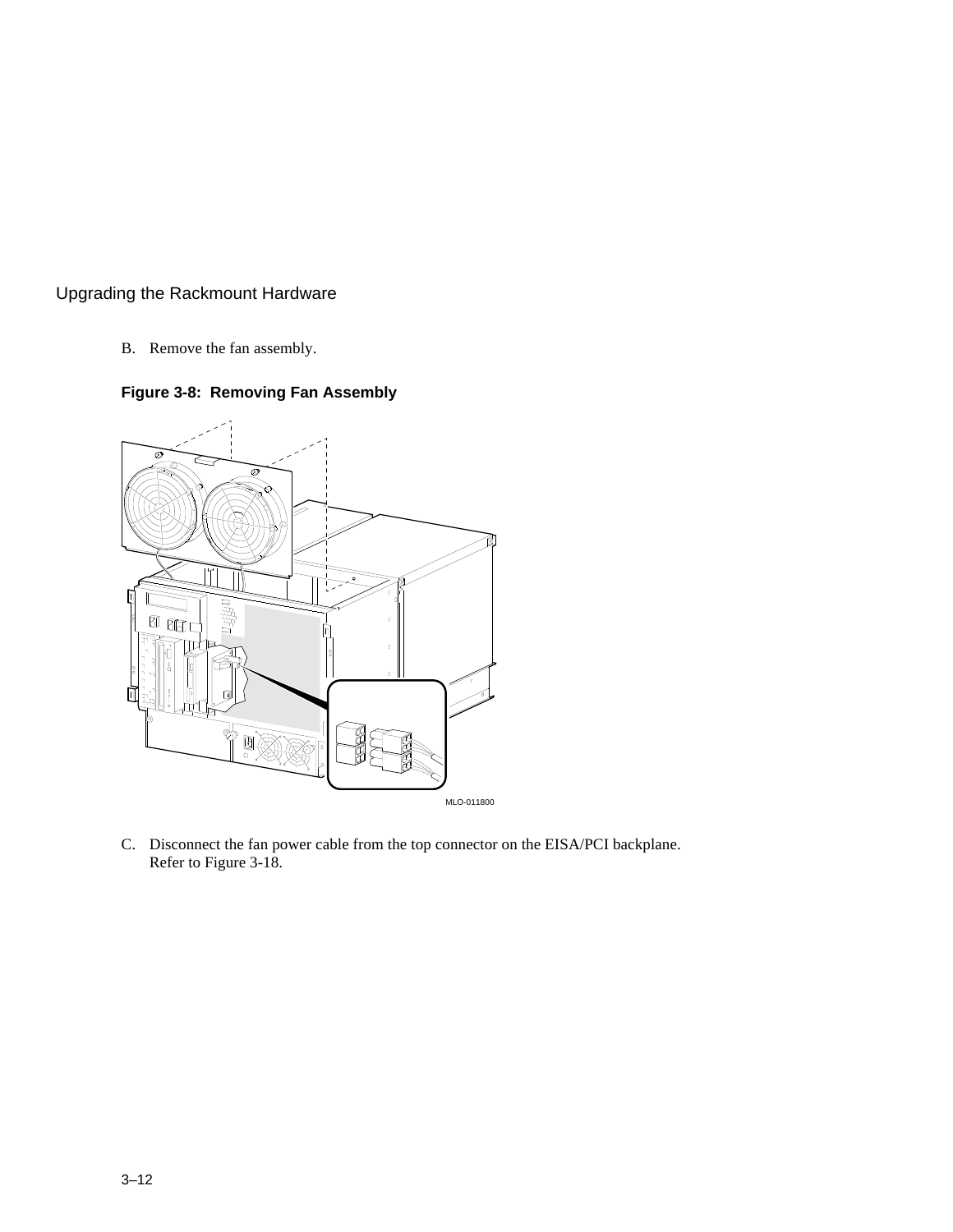B. Remove the fan assembly.

**Figure 3-8: Removing Fan Assembly**

MLO-011800

C. Disconnect the fan power cable from the top connector on the EISA/PCI backplane. Refer to Figure 3-18.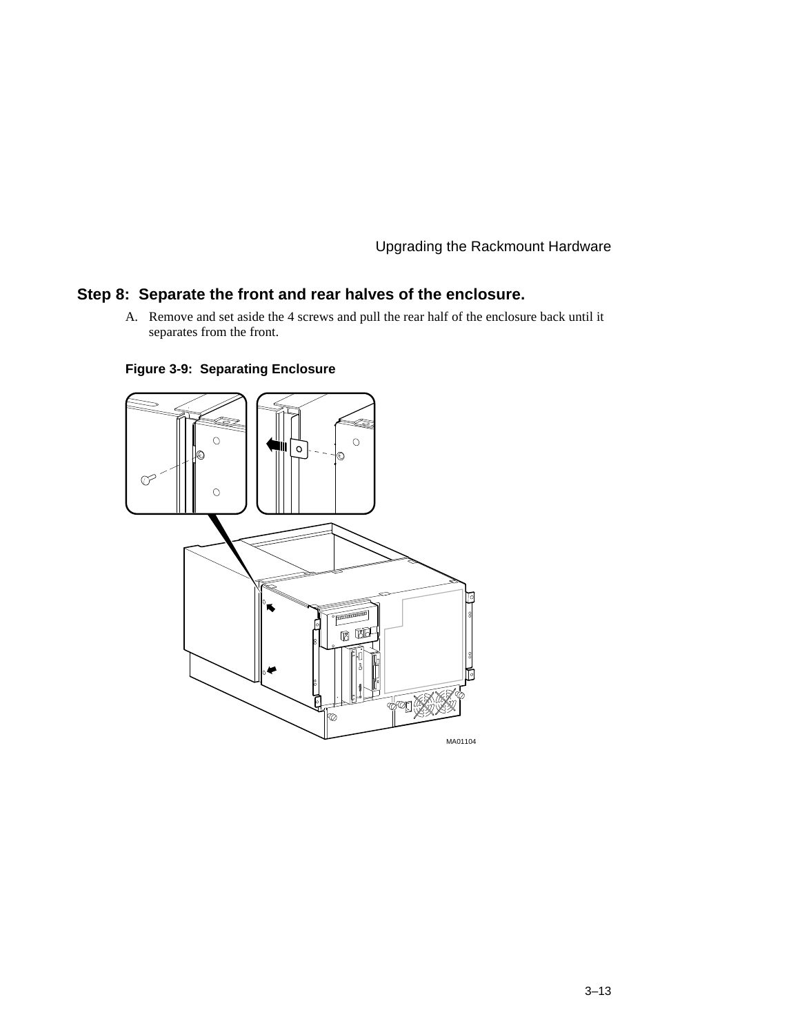## Step 8: Separate the front and rear halves of the enclosure.

A. Remove and set aside the 4 screws and pull the rear half of the enclosure back until it separates from the front.

**Figure 3-9: Separating Enclosure**

MA01104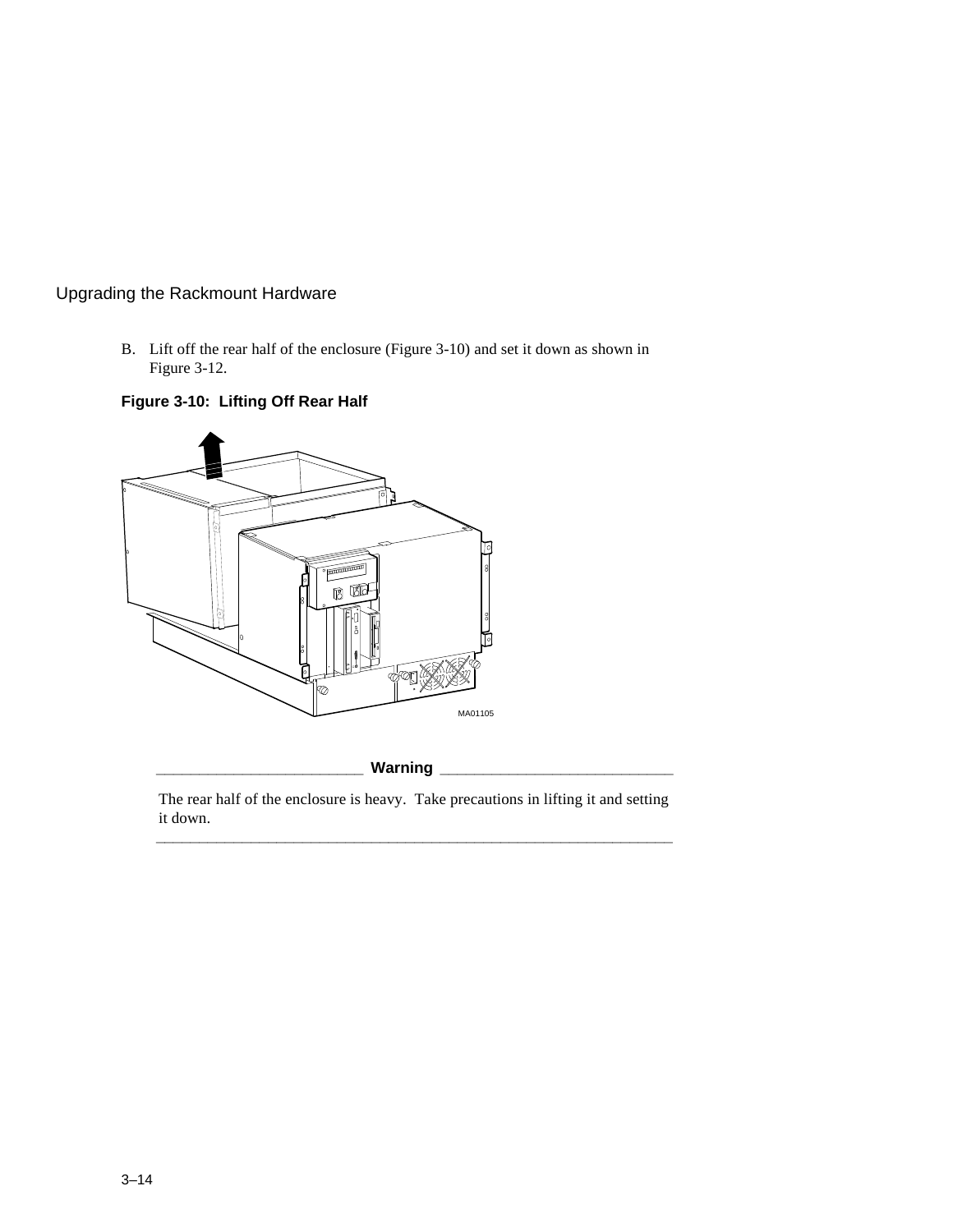B. Lift off the rear half of the enclosure (Figure 3-10) and set it down as shown in Figure 3-12.

**Figure 3-10: Lifting Off Rear Half**

MA01105

**Warning**

The rear half of the enclosure is heavy. Take precautions in lifting it and setting it down.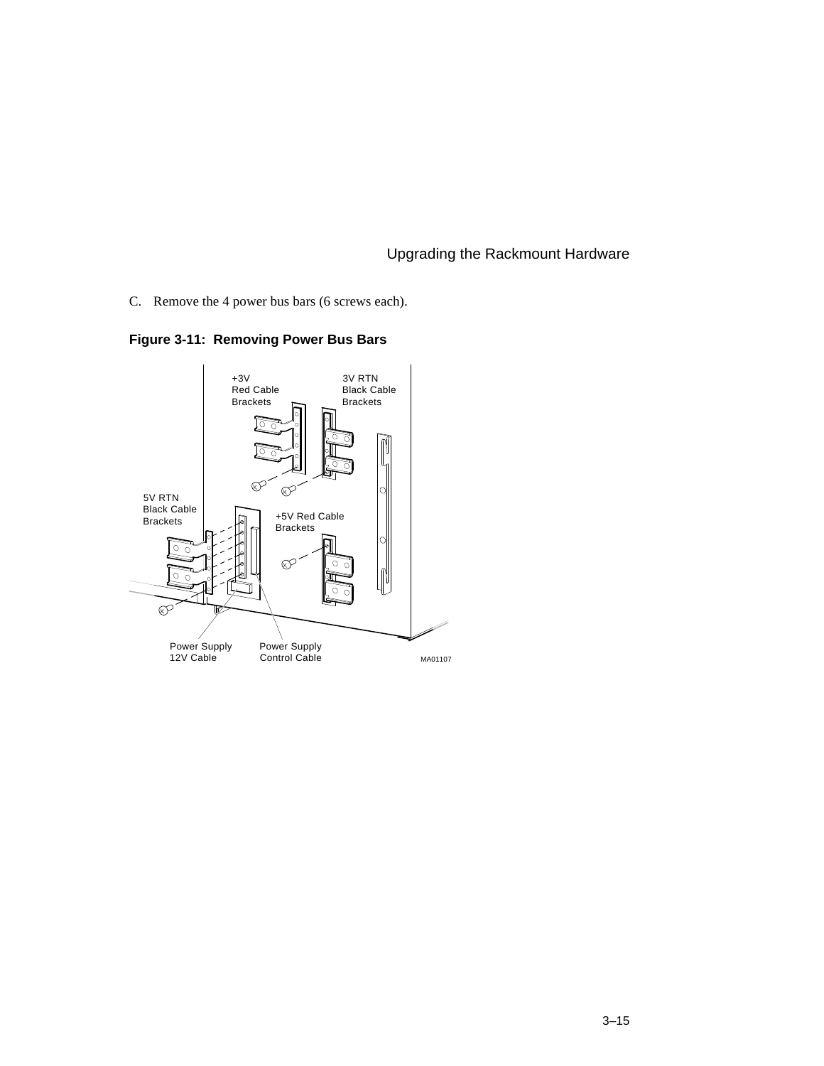C. Remove the 4 power bus bars (6 screws each).

**Figure 3-11: Removing Power Bus Bars**

+3V Red Cable Brackets

3V RTN Black Cable Brackets

5V RTN Black Cable Brackets

+5V Red Cable Brackets

Power Supply 12V Cable

Power Supply Control Cable

MA01107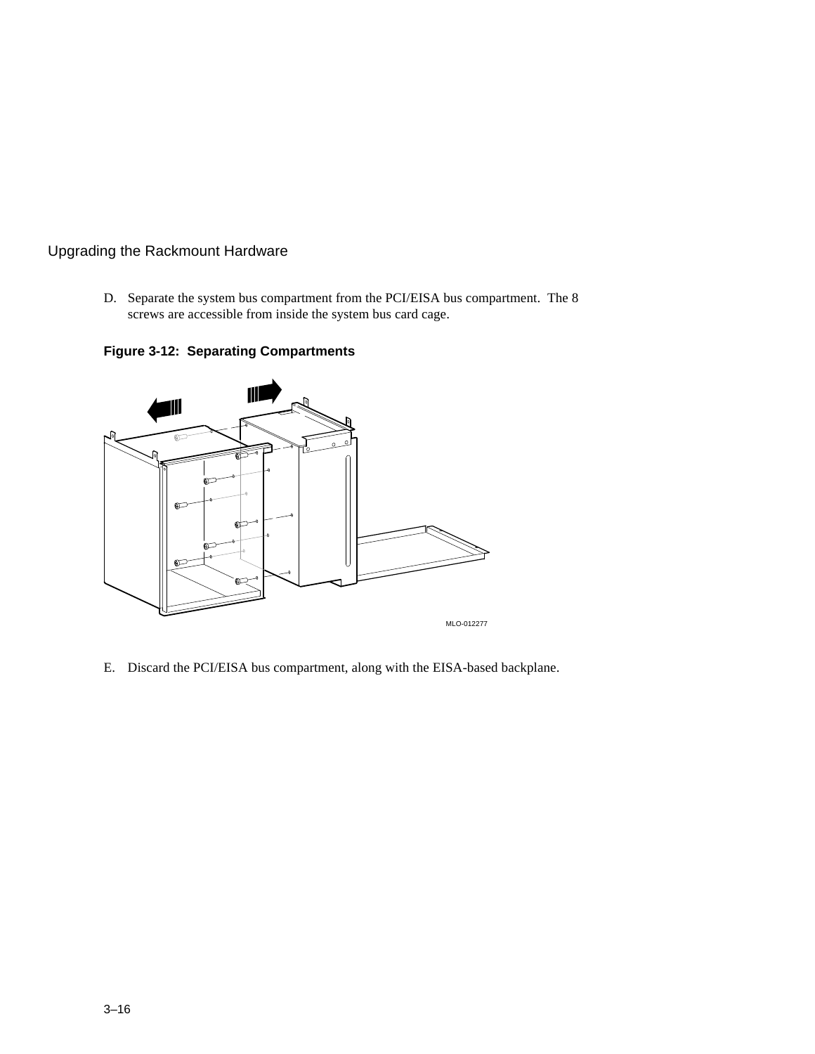D. Separate the system bus compartment from the PCI/EISA bus compartment. The 8 screws are accessible from inside the system bus card cage.

**Figure 3-12: Separating Compartments**

MLO-012277

E. Discard the PCI/EISA bus compartment, along with the EISA-based backplane.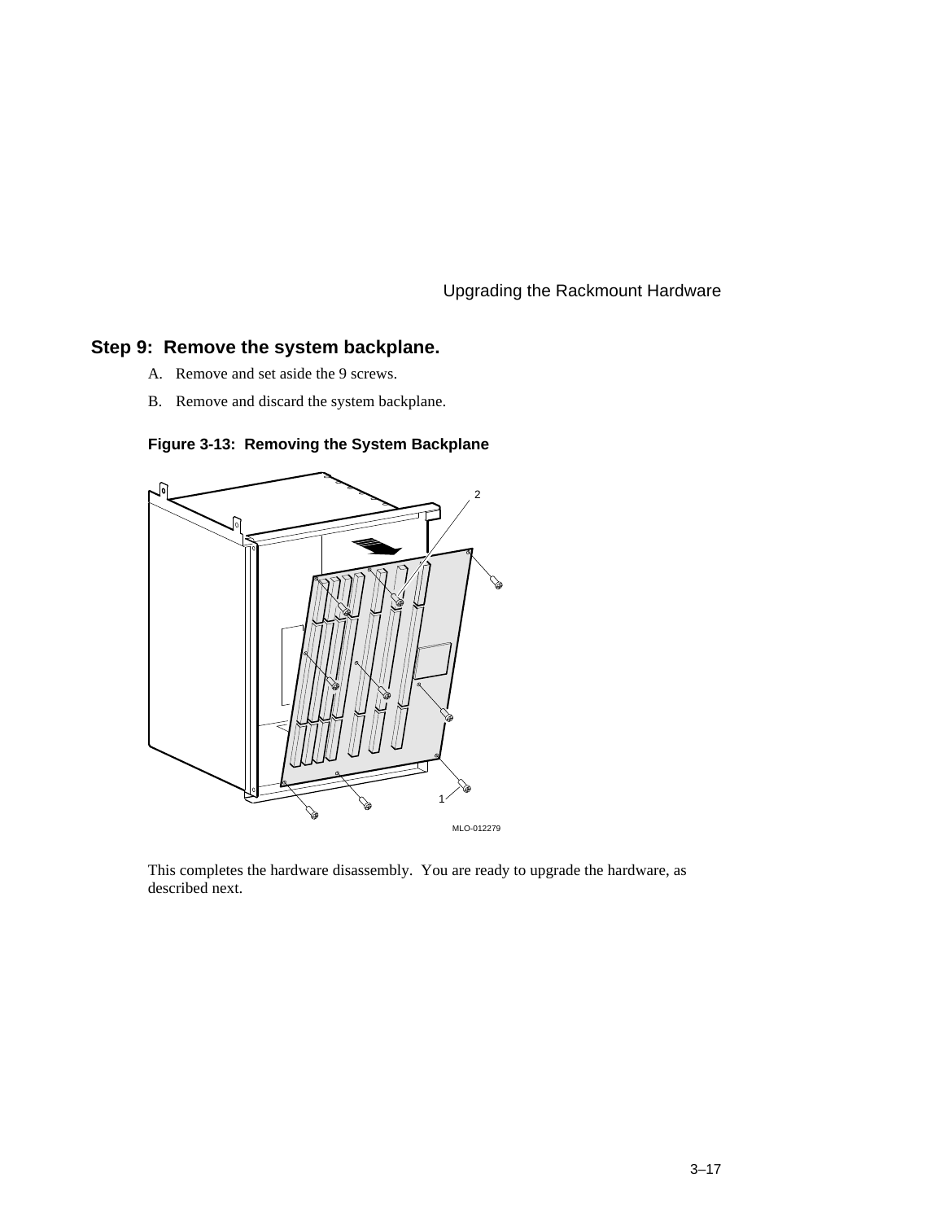## Step 9: Remove the system backplane.

A. Remove and set aside the 9 screws.

B. Remove and discard the system backplane.

**Figure 3-13: Removing the System Backplane**

This completes the hardware disassembly. You are ready to upgrade the hardware, as described next.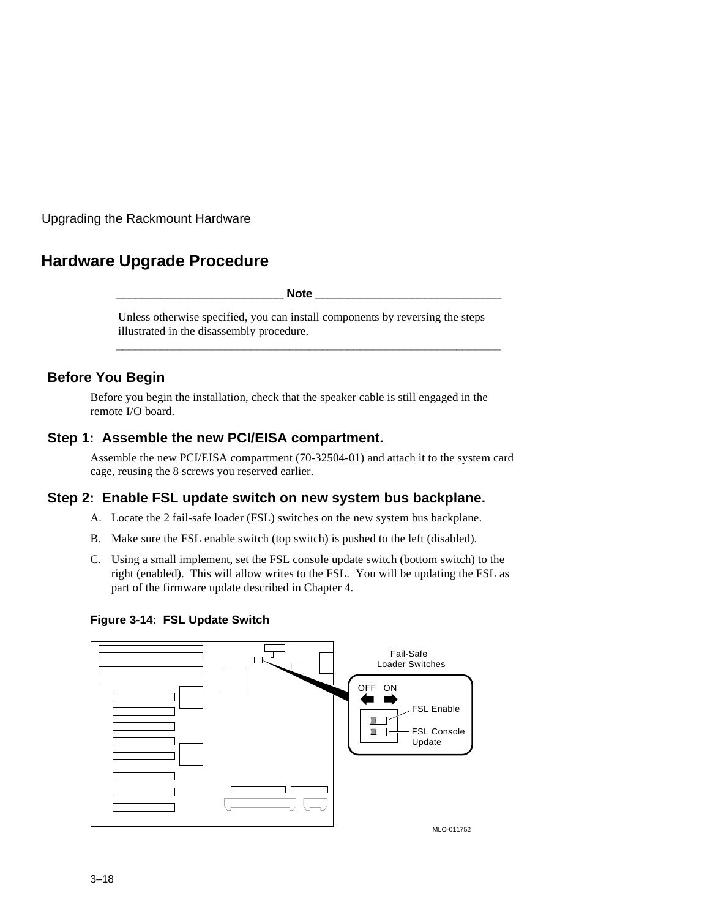## Hardware Upgrade Procedure

---

**Note**

Unless otherwise specified, you can install components by reversing the steps illustrated in the disassembly procedure.

---

### Before You Begin

Before you begin the installation, check that the speaker cable is still engaged in the remote I/O board.

### Step 1: Assemble the new PCI/EISA compartment.

Assemble the new PCI/EISA compartment (70-32504-01) and attach it to the system card cage, reusing the 8 screws you reserved earlier.

### Step 2: Enable FSL update switch on new system bus backplane.

A. Locate the 2 fail-safe loader (FSL) switches on the new system bus backplane.

B. Make sure the FSL enable switch (top switch) is pushed to the left (disabled).

C. Using a small implement, set the FSL console update switch (bottom switch) to the right (enabled). This will allow writes to the FSL. You will be updating the FSL as part of the firmware update described in Chapter 4.

**Figure 3-14: FSL Update Switch**

Fail-Safe Loader Switches

OFF ON

FSL Enable

FSL Console Update

MLO-011752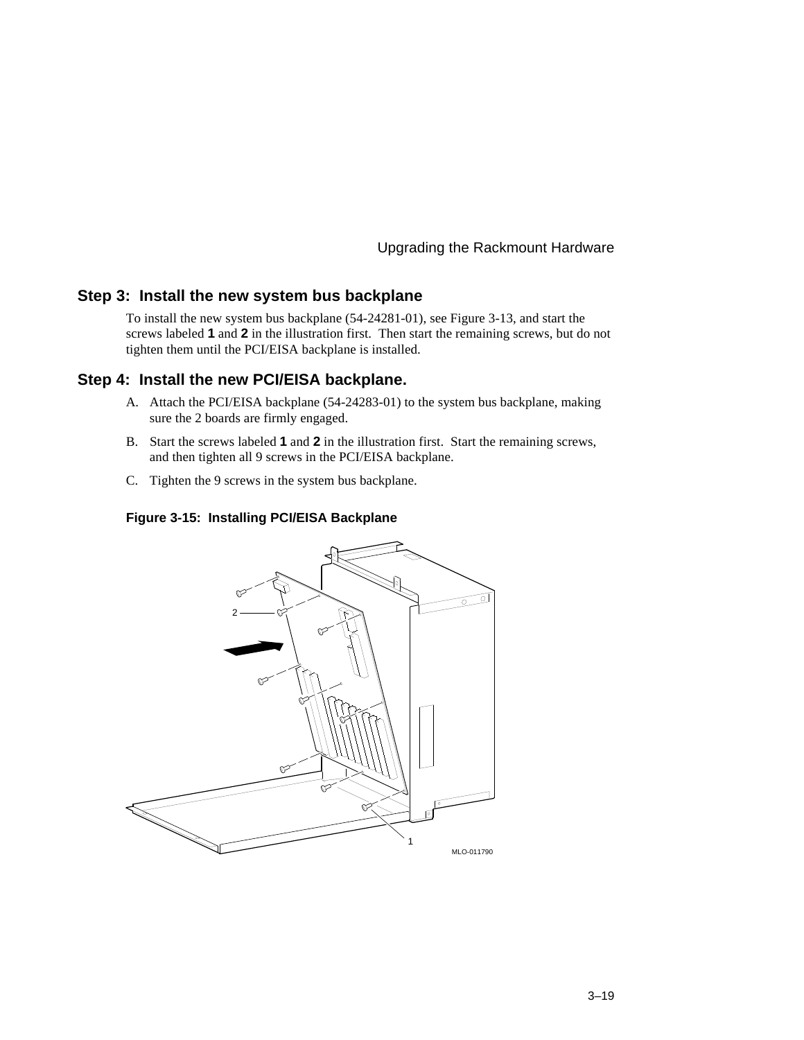## Step 3: Install the new system bus backplane

To install the new system bus backplane (54-24281-01), see Figure 3-13, and start the screws labeled **1** and **2** in the illustration first. Then start the remaining screws, but do not tighten them until the PCI/EISA backplane is installed.

## Step 4: Install the new PCI/EISA backplane.

A. Attach the PCI/EISA backplane (54-24283-01) to the system bus backplane, making sure the 2 boards are firmly engaged.

B. Start the screws labeled **1** and **2** in the illustration first. Start the remaining screws, and then tighten all 9 screws in the PCI/EISA backplane.

C. Tighten the 9 screws in the system bus backplane.

**Figure 3-15: Installing PCI/EISA Backplane**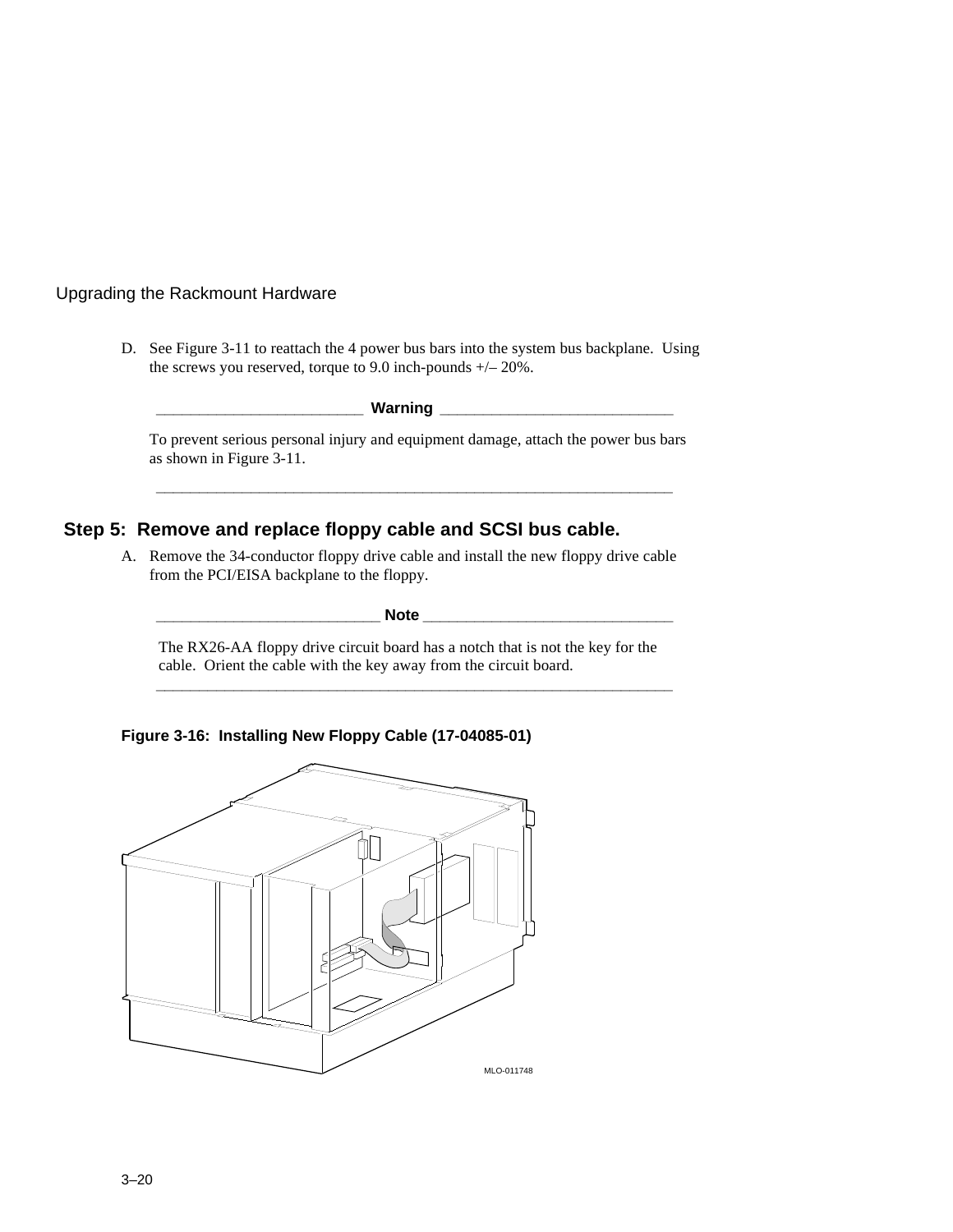D. See Figure 3-11 to reattach the 4 power bus bars into the system bus backplane. Using the screws you reserved, torque to 9.0 inch-pounds +/– 20%.

**Warning**

To prevent serious personal injury and equipment damage, attach the power bus bars as shown in Figure 3-11.

## Step 5: Remove and replace floppy cable and SCSI bus cable.

A. Remove the 34-conductor floppy drive cable and install the new floppy drive cable from the PCI/EISA backplane to the floppy.

**Note**

The RX26-AA floppy drive circuit board has a notch that is not the key for the cable. Orient the cable with the key away from the circuit board.

**Figure 3-16: Installing New Floppy Cable (17-04085-01)**

MLO-011748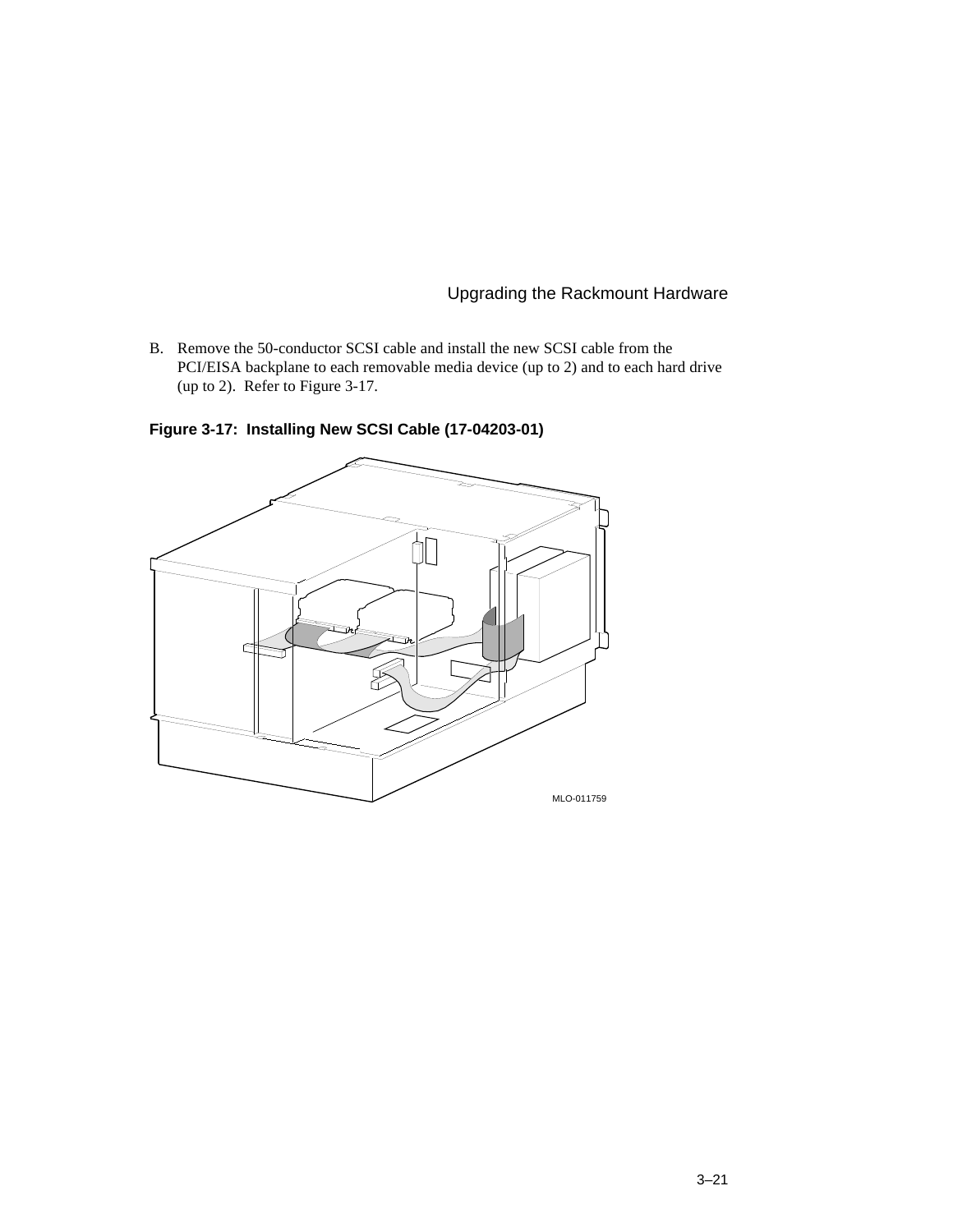B. Remove the 50-conductor SCSI cable and install the new SCSI cable from the PCI/EISA backplane to each removable media device (up to 2) and to each hard drive (up to 2). Refer to Figure 3-17.

**Figure 3-17: Installing New SCSI Cable (17-04203-01)**

MLO-011759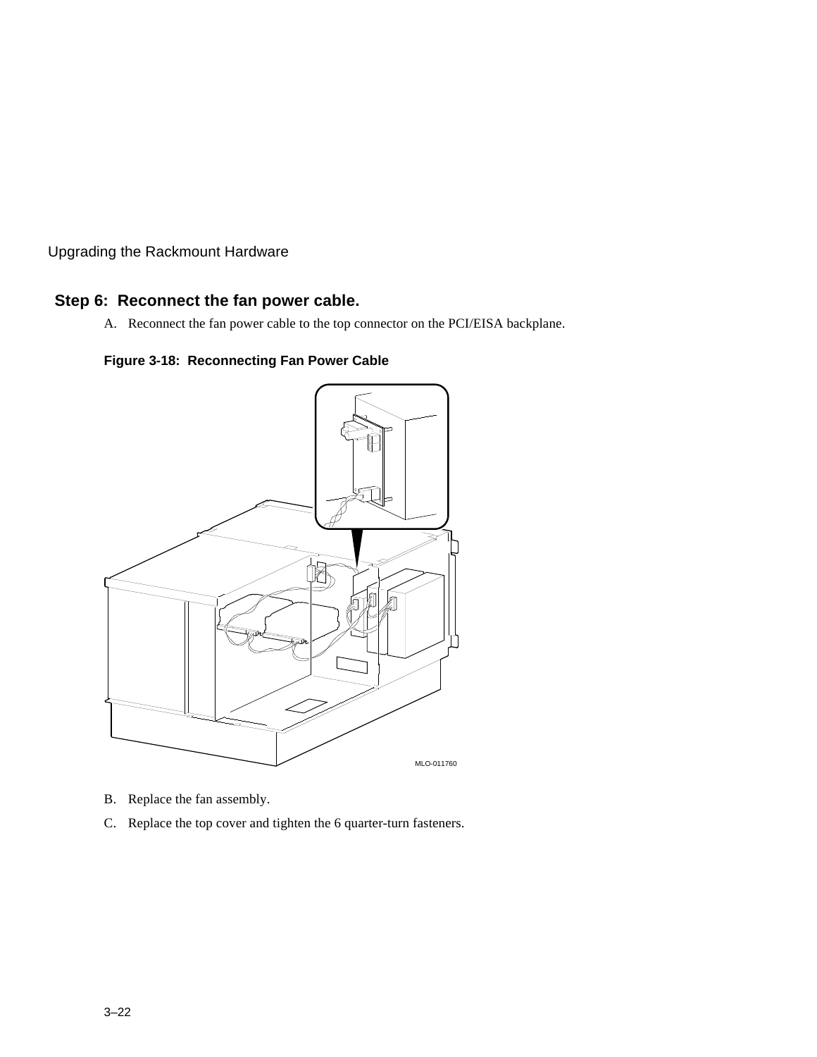## Step 6: Reconnect the fan power cable.

A. Reconnect the fan power cable to the top connector on the PCI/EISA backplane.

**Figure 3-18: Reconnecting Fan Power Cable**

MLO-011760

B. Replace the fan assembly.

C. Replace the top cover and tighten the 6 quarter-turn fasteners.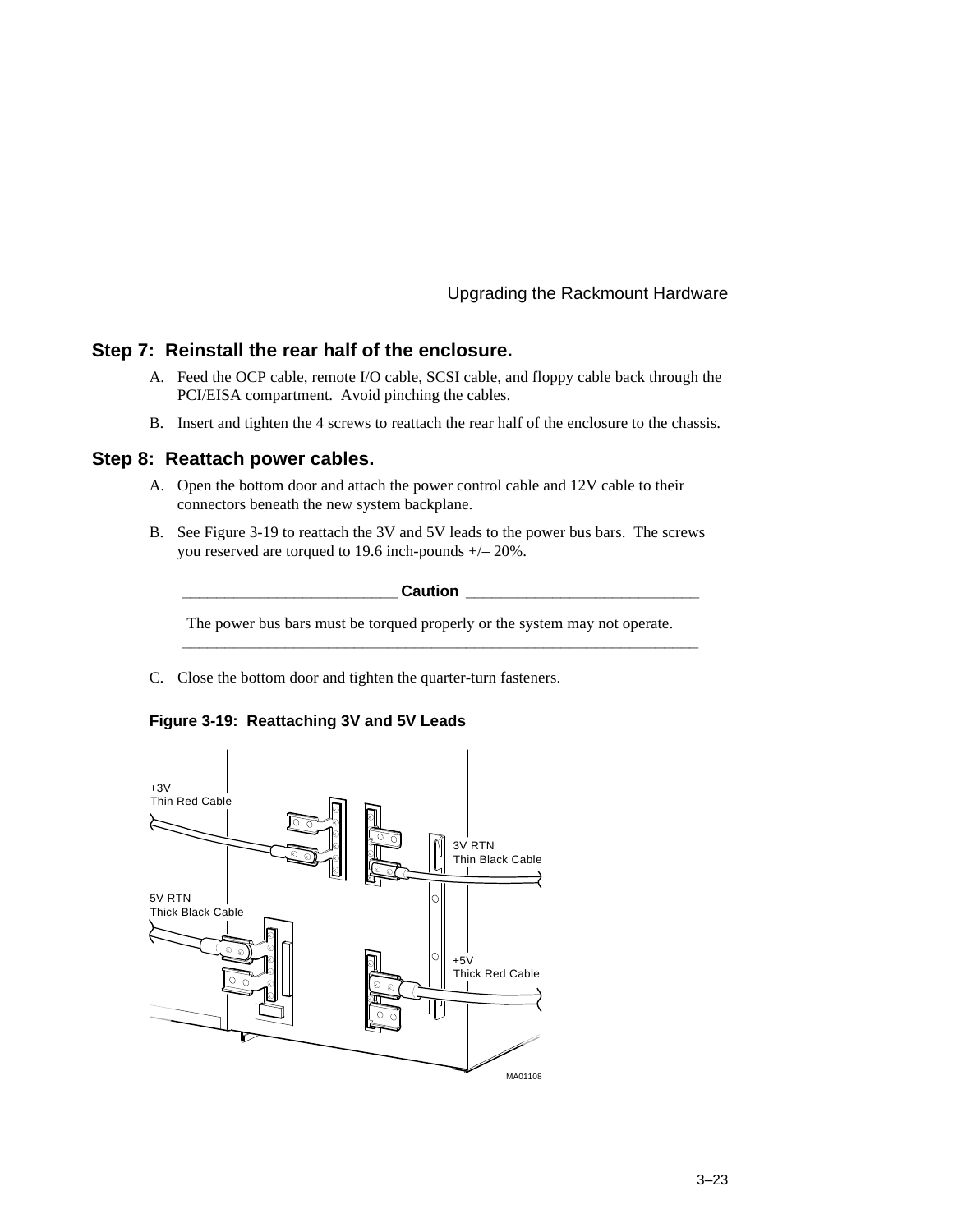## Step 7: Reinstall the rear half of the enclosure.

A. Feed the OCP cable, remote I/O cable, SCSI cable, and floppy cable back through the PCI/EISA compartment. Avoid pinching the cables.

B. Insert and tighten the 4 screws to reattach the rear half of the enclosure to the chassis.

## Step 8: Reattach power cables.

A. Open the bottom door and attach the power control cable and 12V cable to their connectors beneath the new system backplane.

B. See Figure 3-19 to reattach the 3V and 5V leads to the power bus bars. The screws you reserved are torqued to 19.6 inch-pounds +/– 20%.

**Caution**

The power bus bars must be torqued properly or the system may not operate.

C. Close the bottom door and tighten the quarter-turn fasteners.

**Figure 3-19: Reattaching 3V and 5V Leads**

+3V Thin Red Cable

3V RTN Thin Black Cable

5V RTN Thick Black Cable

+5V Thick Red Cable

MA01108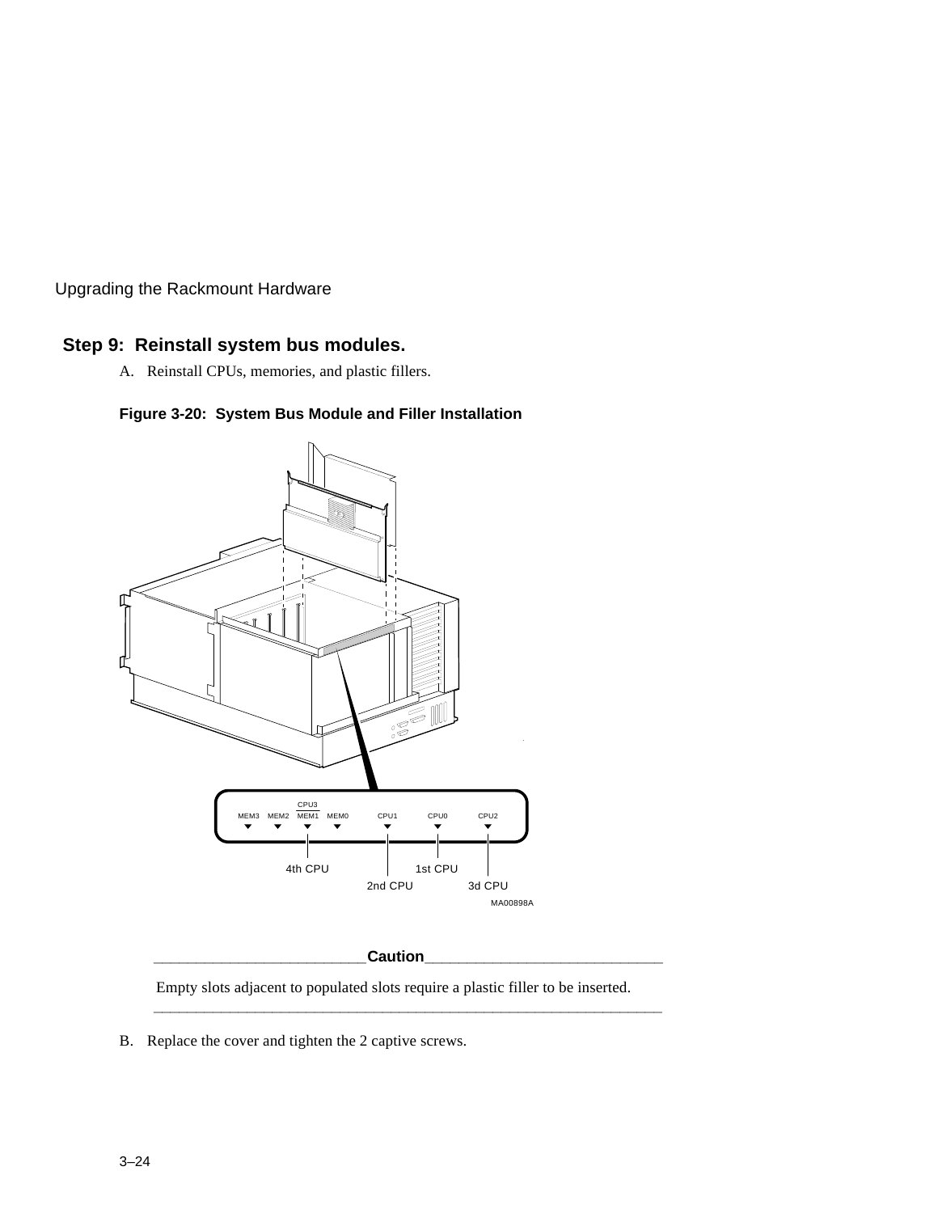## Step 9: Reinstall system bus modules.

A. Reinstall CPUs, memories, and plastic fillers.

**Figure 3-20: System Bus Module and Filler Installation**

MEM3 MEM2 CPU3 MEM1 MEM0 CPU1 CPU0 CPU2

4th CPU 2nd CPU 1st CPU 3d CPU

MA00898A

---

**Caution**

Empty slots adjacent to populated slots require a plastic filler to be inserted.

---

B. Replace the cover and tighten the 2 captive screws.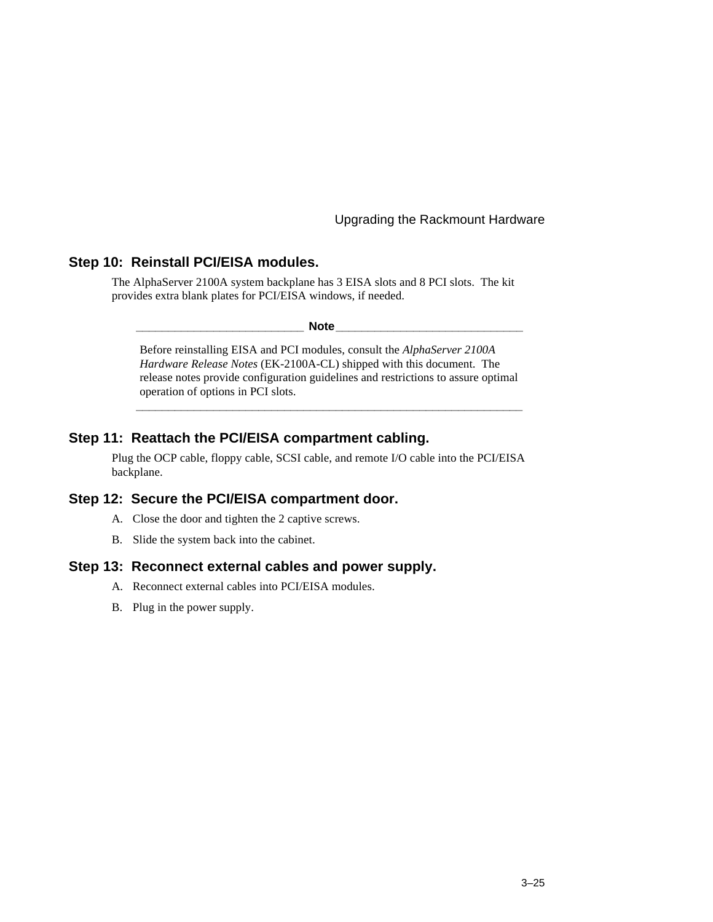## Step 10:  Reinstall PCI/EISA modules.

The AlphaServer 2100A system backplane has 3 EISA slots and 8 PCI slots.  The kit provides extra blank plates for PCI/EISA windows, if needed.

---

**Note**

Before reinstalling EISA and PCI modules, consult the *AlphaServer 2100A Hardware Release Notes* (EK-2100A-CL) shipped with this document.  The release notes provide configuration guidelines and restrictions to assure optimal operation of options in PCI slots.

---

## Step 11:  Reattach the PCI/EISA compartment cabling.

Plug the OCP cable, floppy cable, SCSI cable, and remote I/O cable into the PCI/EISA backplane.

## Step 12:  Secure the PCI/EISA compartment door.

A. Close the door and tighten the 2 captive screws.

B. Slide the system back into the cabinet.

## Step 13:  Reconnect external cables and power supply.

A. Reconnect external cables into PCI/EISA modules.

B. Plug in the power supply.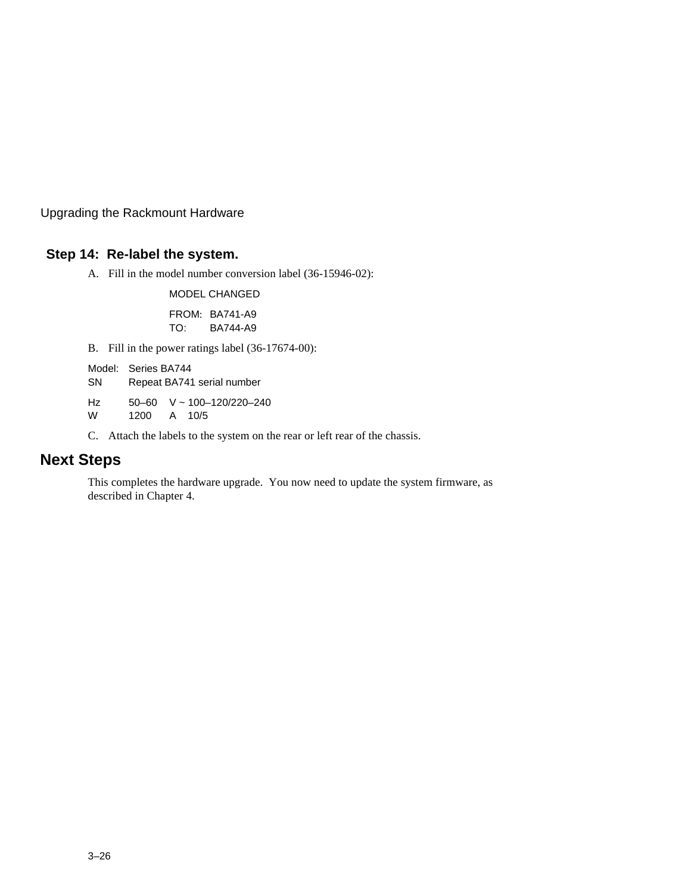### Step 14:  Re-label the system.

A. Fill in the model number conversion label (36-15946-02):

MODEL CHANGED

FROM: BA741-A9
TO: BA744-A9

B. Fill in the power ratings label (36-17674-00):

| | | | |
|---|---|---|---|
| Model: | Series BA744 | | |
| SN | Repeat BA741 serial number | | |
| Hz | 50–60 | V ~ | 100–120/220–240 |
| W | 1200 | A | 10/5 |

C. Attach the labels to the system on the rear or left rear of the chassis.

## Next Steps

This completes the hardware upgrade.  You now need to update the system firmware, as described in Chapter 4.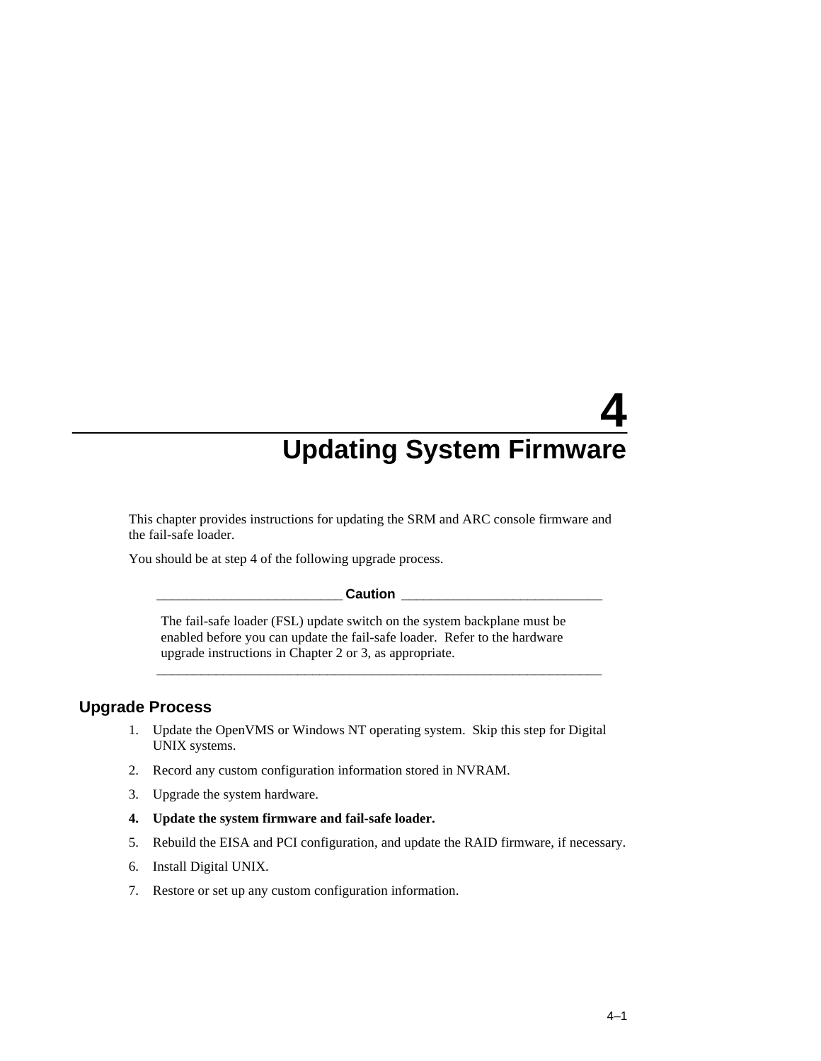# 4 Updating System Firmware

This chapter provides instructions for updating the SRM and ARC console firmware and the fail-safe loader.

You should be at step 4 of the following upgrade process.

---

**Caution**

The fail-safe loader (FSL) update switch on the system backplane must be enabled before you can update the fail-safe loader. Refer to the hardware upgrade instructions in Chapter 2 or 3, as appropriate.

---

## Upgrade Process

1. Update the OpenVMS or Windows NT operating system. Skip this step for Digital UNIX systems.
2. Record any custom configuration information stored in NVRAM.
3. Upgrade the system hardware.
4. **Update the system firmware and fail-safe loader.**
5. Rebuild the EISA and PCI configuration, and update the RAID firmware, if necessary.
6. Install Digital UNIX.
7. Restore or set up any custom configuration information.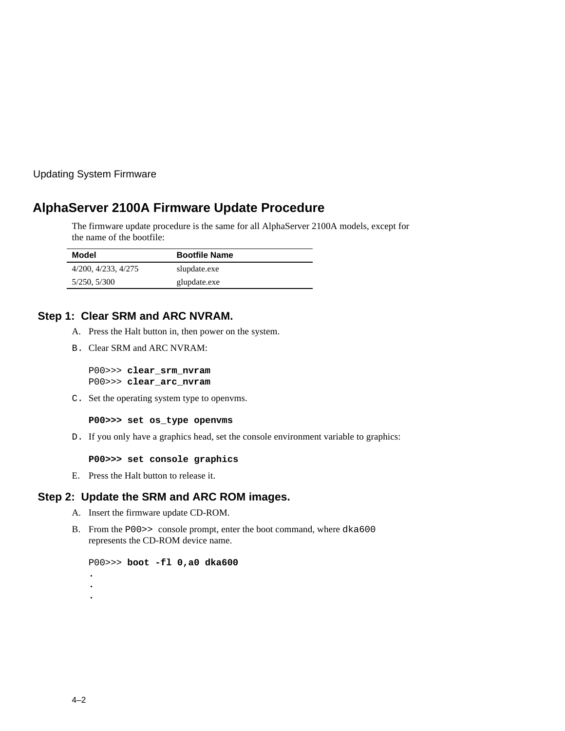## AlphaServer 2100A Firmware Update Procedure

The firmware update procedure is the same for all AlphaServer 2100A models, except for the name of the bootfile:

| Model | Bootfile Name |
| --- | --- |
| 4/200, 4/233, 4/275 | slupdate.exe |
| 5/250, 5/300 | glupdate.exe |

### Step 1: Clear SRM and ARC NVRAM.

A. Press the Halt button in, then power on the system.

B. Clear SRM and ARC NVRAM:

```
P00>>> clear_srm_nvram
P00>>> clear_arc_nvram
```

C. Set the operating system type to openvms.

```
P00>>> set os_type openvms
```

D. If you only have a graphics head, set the console environment variable to graphics:

```
P00>>> set console graphics
```

E. Press the Halt button to release it.

### Step 2: Update the SRM and ARC ROM images.

A. Insert the firmware update CD-ROM.

B. From the `P00>>` console prompt, enter the boot command, where `dka600` represents the CD-ROM device name.

```
P00>>> boot -fl 0,a0 dka600
.
.
.
```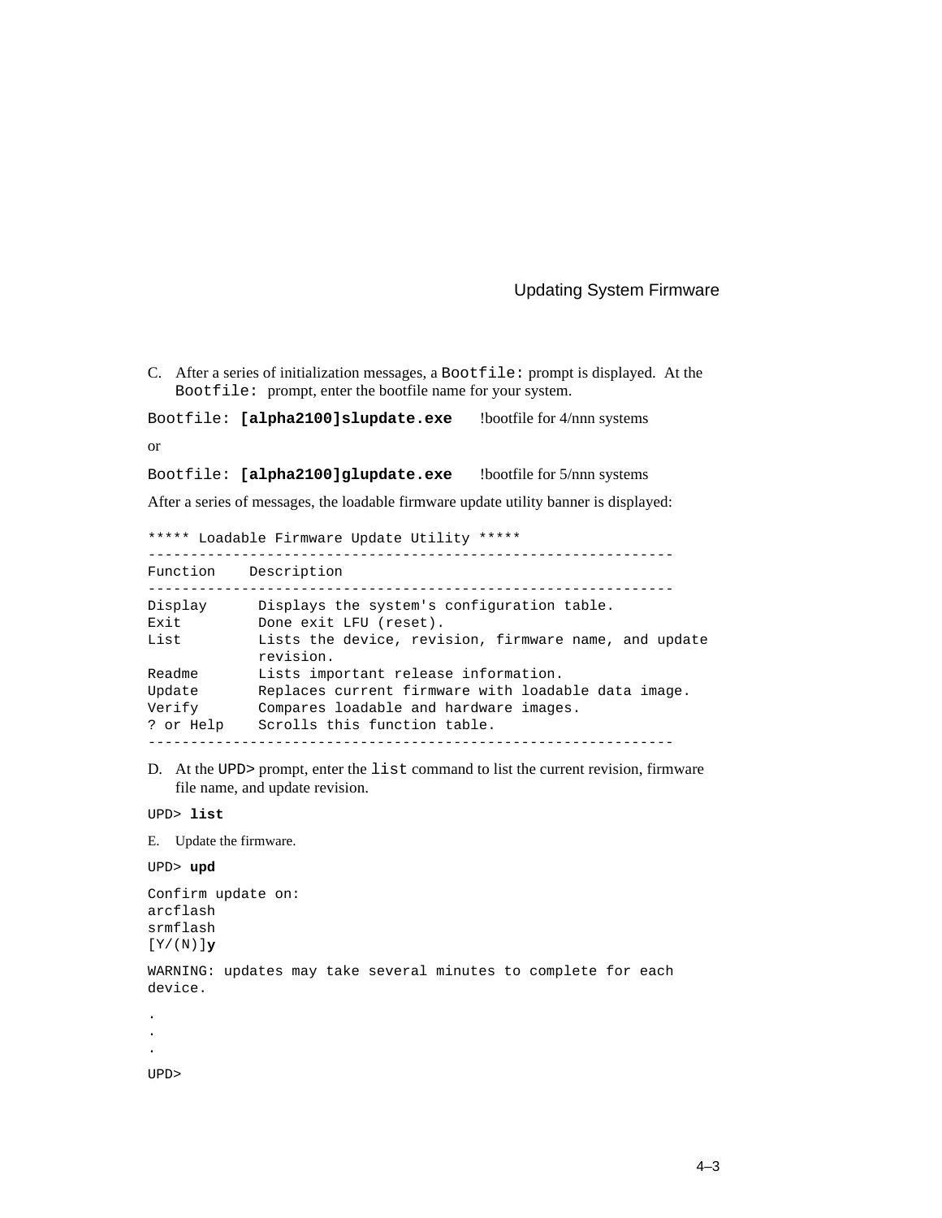C. After a series of initialization messages, a `Bootfile:` prompt is displayed. At the `Bootfile:` prompt, enter the bootfile name for your system.

```
Bootfile: [alpha2100]slupdate.exe     !bootfile for 4/nnn systems
```

or

```
Bootfile: [alpha2100]glupdate.exe     !bootfile for 5/nnn systems
```

After a series of messages, the loadable firmware update utility banner is displayed:

```
***** Loadable Firmware Update Utility *****
-------------------------------------------------------------
Function    Description
-------------------------------------------------------------
Display      Displays the system's configuration table.
Exit         Done exit LFU (reset).
List         Lists the device, revision, firmware name, and update
             revision.
Readme       Lists important release information.
Update       Replaces current firmware with loadable data image.
Verify       Compares loadable and hardware images.
? or Help    Scrolls this function table.
-------------------------------------------------------------
```

D. At the `UPD>` prompt, enter the `list` command to list the current revision, firmware file name, and update revision.

```
UPD> list
```

E. Update the firmware.

```
UPD> upd

Confirm update on:
arcflash
srmflash
[Y/(N)]y

WARNING: updates may take several minutes to complete for each
device.

.
.
.

UPD>
```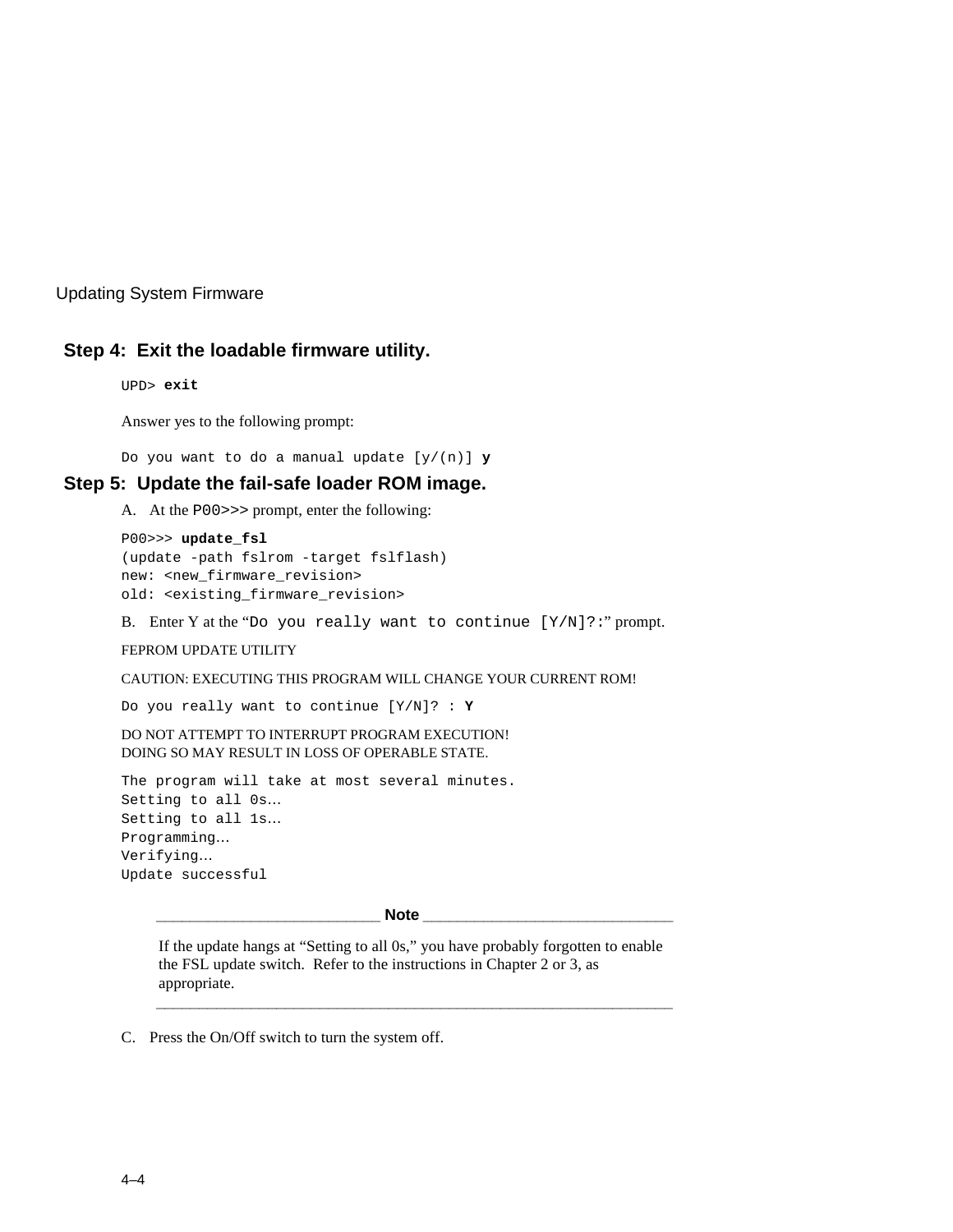### Step 4: Exit the loadable firmware utility.

```
UPD> exit
```

Answer yes to the following prompt:

```
Do you want to do a manual update [y/(n)] y
```

### Step 5: Update the fail-safe loader ROM image.

A. At the `P00>>>` prompt, enter the following:

```
P00>>> update_fsl
(update -path fslrom -target fslflash)
new: <new_firmware_revision>
old: <existing_firmware_revision>
```

B. Enter Y at the “`Do you really want to continue [Y/N]?:`” prompt.

FEPROM UPDATE UTILITY

CAUTION: EXECUTING THIS PROGRAM WILL CHANGE YOUR CURRENT ROM!

```
Do you really want to continue [Y/N]? : Y
```

DO NOT ATTEMPT TO INTERRUPT PROGRAM EXECUTION!
DOING SO MAY RESULT IN LOSS OF OPERABLE STATE.

```
The program will take at most several minutes.
Setting to all 0s...
Setting to all 1s...
Programming...
Verifying...
Update successful
```

---

**Note**

If the update hangs at “Setting to all 0s,” you have probably forgotten to enable the FSL update switch. Refer to the instructions in Chapter 2 or 3, as appropriate.

---

C. Press the On/Off switch to turn the system off.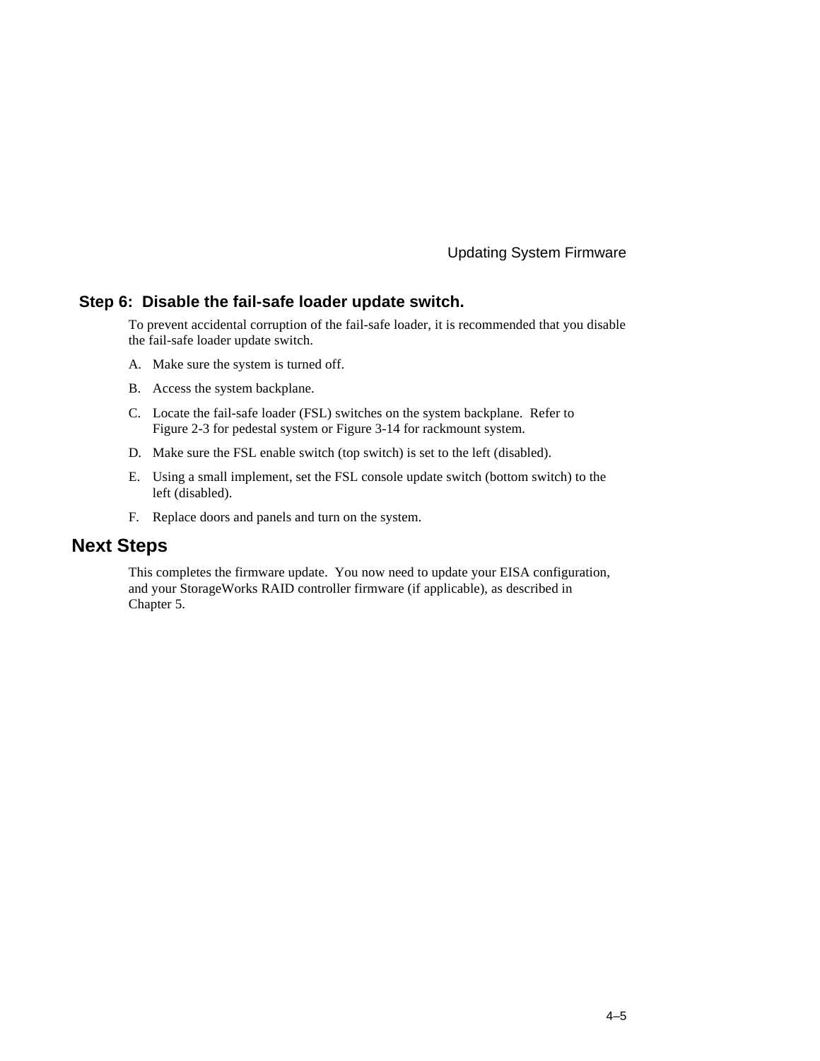### Step 6: Disable the fail-safe loader update switch.

To prevent accidental corruption of the fail-safe loader, it is recommended that you disable the fail-safe loader update switch.

A. Make sure the system is turned off.

B. Access the system backplane.

C. Locate the fail-safe loader (FSL) switches on the system backplane. Refer to Figure 2-3 for pedestal system or Figure 3-14 for rackmount system.

D. Make sure the FSL enable switch (top switch) is set to the left (disabled).

E. Using a small implement, set the FSL console update switch (bottom switch) to the left (disabled).

F. Replace doors and panels and turn on the system.

## Next Steps

This completes the firmware update. You now need to update your EISA configuration, and your StorageWorks RAID controller firmware (if applicable), as described in Chapter 5.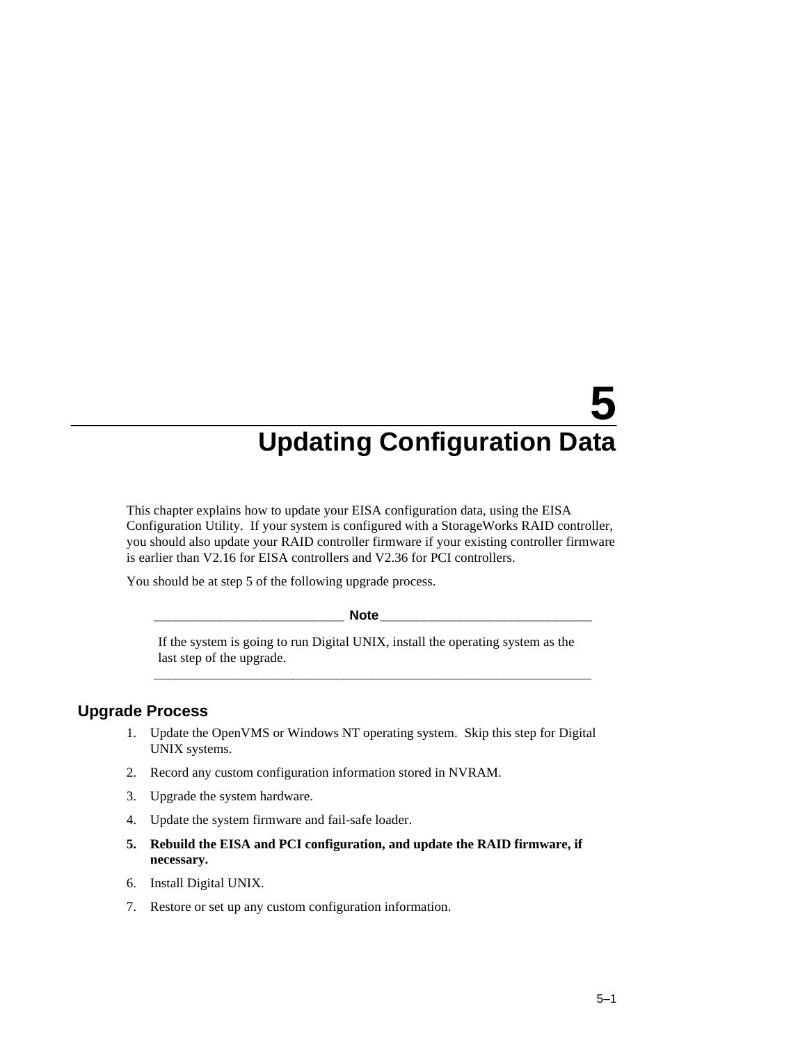# 5 Updating Configuration Data

This chapter explains how to update your EISA configuration data, using the EISA Configuration Utility. If your system is configured with a StorageWorks RAID controller, you should also update your RAID controller firmware if your existing controller firmware is earlier than V2.16 for EISA controllers and V2.36 for PCI controllers.

You should be at step 5 of the following upgrade process.

---

**Note**

If the system is going to run Digital UNIX, install the operating system as the last step of the upgrade.

---

## Upgrade Process

1. Update the OpenVMS or Windows NT operating system. Skip this step for Digital UNIX systems.
2. Record any custom configuration information stored in NVRAM.
3. Upgrade the system hardware.
4. Update the system firmware and fail-safe loader.
5. **Rebuild the EISA and PCI configuration, and update the RAID firmware, if necessary.**
6. Install Digital UNIX.
7. Restore or set up any custom configuration information.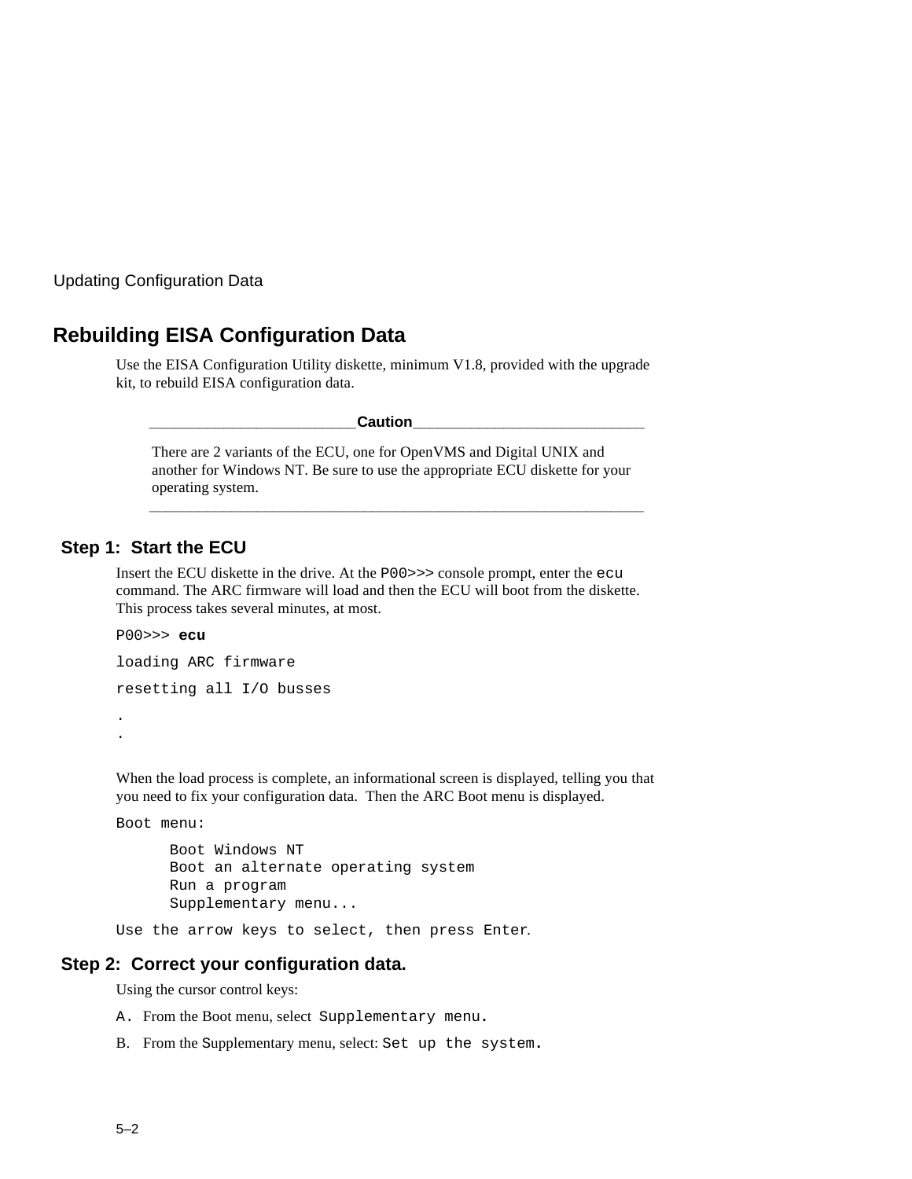## Rebuilding EISA Configuration Data

Use the EISA Configuration Utility diskette, minimum V1.8, provided with the upgrade kit, to rebuild EISA configuration data.

---

**Caution**

There are 2 variants of the ECU, one for OpenVMS and Digital UNIX and another for Windows NT. Be sure to use the appropriate ECU diskette for your operating system.

---

### Step 1: Start the ECU

Insert the ECU diskette in the drive. At the `P00>>>` console prompt, enter the `ecu` command. The ARC firmware will load and then the ECU will boot from the diskette. This process takes several minutes, at most.

```
P00>>> ecu
loading ARC firmware
resetting all I/O busses
.
.
```

When the load process is complete, an informational screen is displayed, telling you that you need to fix your configuration data. Then the ARC Boot menu is displayed.

```
Boot menu:

      Boot Windows NT
      Boot an alternate operating system
      Run a program
      Supplementary menu...

Use the arrow keys to select, then press Enter.
```

### Step 2: Correct your configuration data.

Using the cursor control keys:

A. From the Boot menu, select `Supplementary menu.`

B. From the Supplementary menu, select: `Set up the system.`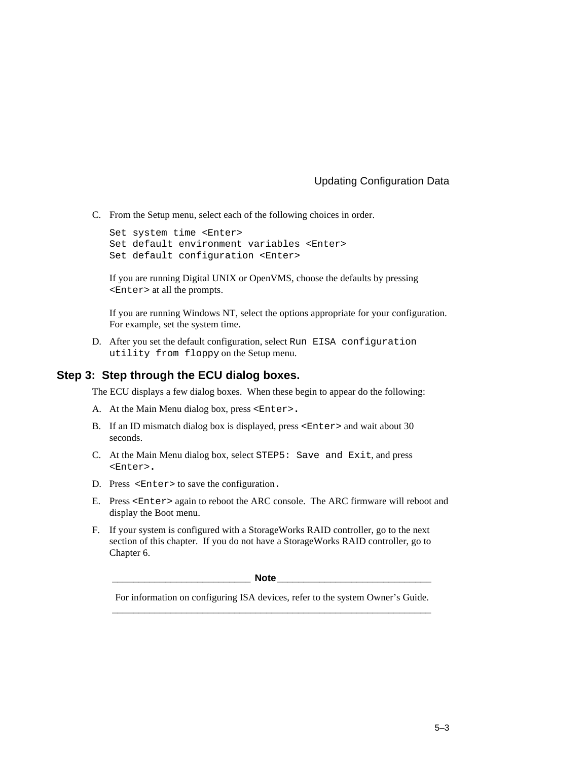C. From the Setup menu, select each of the following choices in order.

```
Set system time <Enter>
Set default environment variables <Enter>
Set default configuration <Enter>
```

If you are running Digital UNIX or OpenVMS, choose the defaults by pressing `<Enter>` at all the prompts.

If you are running Windows NT, select the options appropriate for your configuration. For example, set the system time.

D. After you set the default configuration, select `Run EISA configuration utility from floppy` on the Setup menu.

## Step 3: Step through the ECU dialog boxes.

The ECU displays a few dialog boxes. When these begin to appear do the following:

A. At the Main Menu dialog box, press `<Enter>`.

B. If an ID mismatch dialog box is displayed, press `<Enter>` and wait about 30 seconds.

C. At the Main Menu dialog box, select `STEP5: Save and Exit`, and press `<Enter>`.

D. Press `<Enter>` to save the configuration.

E. Press `<Enter>` again to reboot the ARC console. The ARC firmware will reboot and display the Boot menu.

F. If your system is configured with a StorageWorks RAID controller, go to the next section of this chapter. If you do not have a StorageWorks RAID controller, go to Chapter 6.

---

**Note**

For information on configuring ISA devices, refer to the system Owner's Guide.

---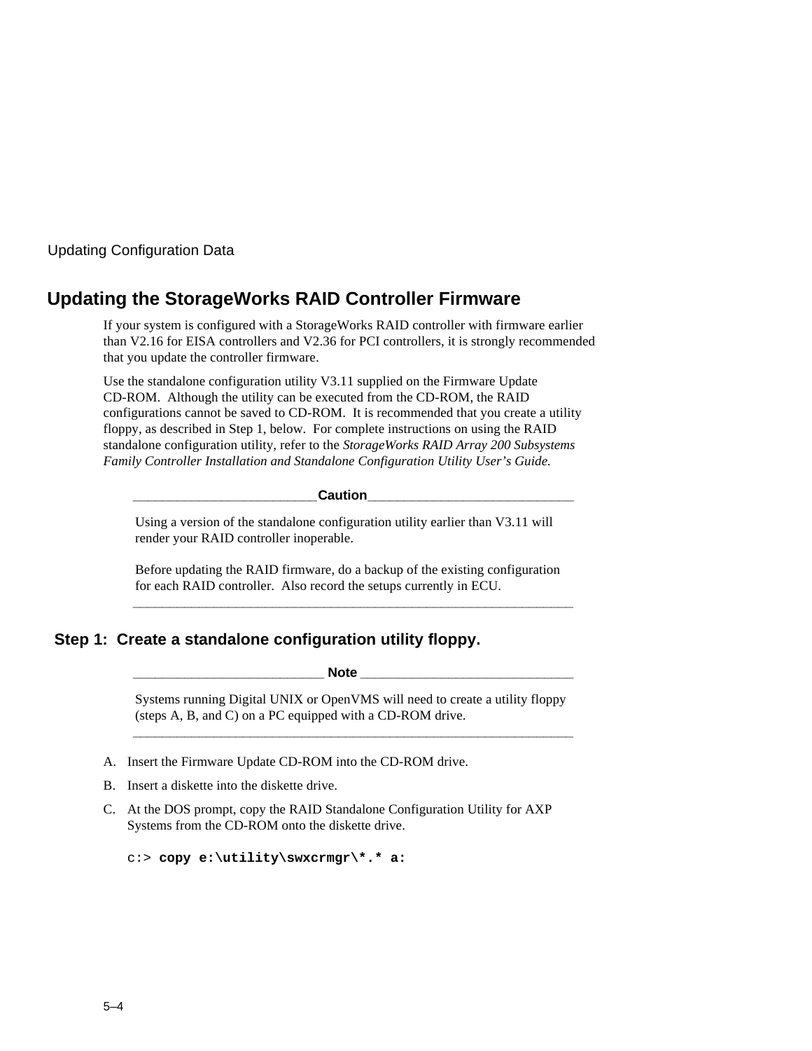## Updating the StorageWorks RAID Controller Firmware

If your system is configured with a StorageWorks RAID controller with firmware earlier than V2.16 for EISA controllers and V2.36 for PCI controllers, it is strongly recommended that you update the controller firmware.

Use the standalone configuration utility V3.11 supplied on the Firmware Update CD-ROM. Although the utility can be executed from the CD-ROM, the RAID configurations cannot be saved to CD-ROM. It is recommended that you create a utility floppy, as described in Step 1, below. For complete instructions on using the RAID standalone configuration utility, refer to the *StorageWorks RAID Array 200 Subsystems Family Controller Installation and Standalone Configuration Utility User's Guide.*

**Caution**

Using a version of the standalone configuration utility earlier than V3.11 will render your RAID controller inoperable.

Before updating the RAID firmware, do a backup of the existing configuration for each RAID controller. Also record the setups currently in ECU.

### Step 1: Create a standalone configuration utility floppy.

**Note**

Systems running Digital UNIX or OpenVMS will need to create a utility floppy (steps A, B, and C) on a PC equipped with a CD-ROM drive.

A. Insert the Firmware Update CD-ROM into the CD-ROM drive.

B. Insert a diskette into the diskette drive.

C. At the DOS prompt, copy the RAID Standalone Configuration Utility for AXP Systems from the CD-ROM onto the diskette drive.

```
c:> copy e:\utility\swxcrmgr\*.* a:
```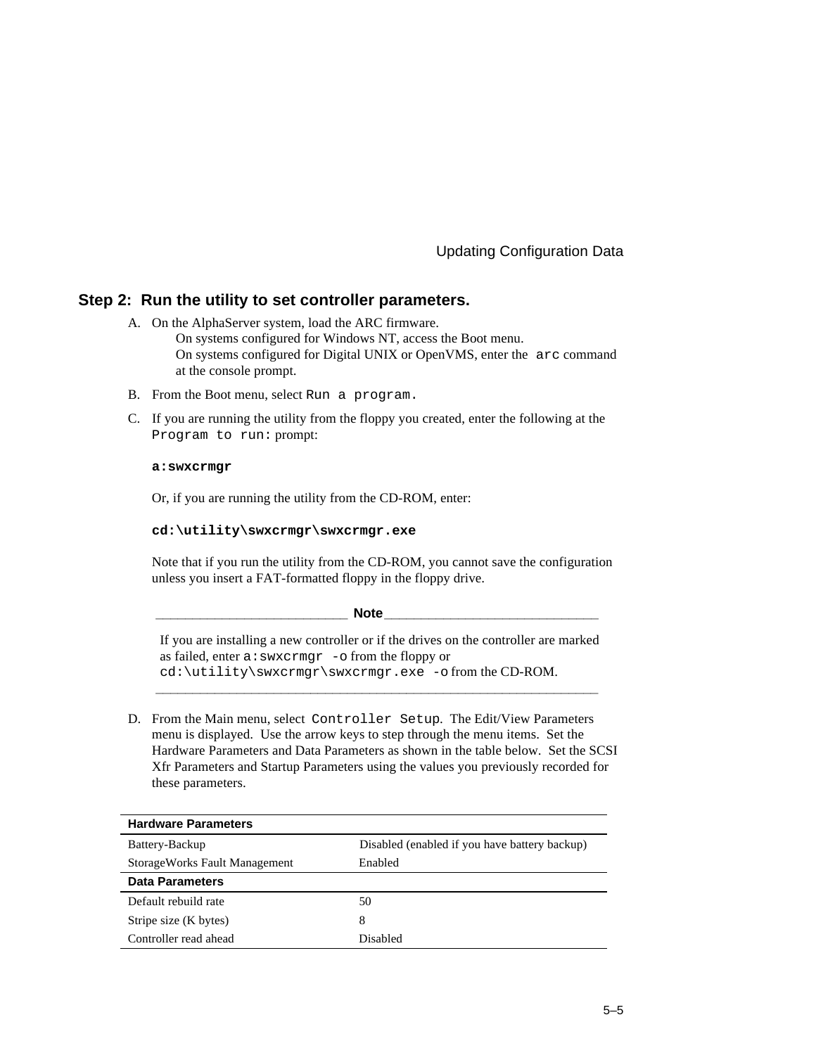## Step 2: Run the utility to set controller parameters.

A. On the AlphaServer system, load the ARC firmware.
   On systems configured for Windows NT, access the Boot menu.
   On systems configured for Digital UNIX or OpenVMS, enter the `arc` command at the console prompt.

B. From the Boot menu, select `Run a program.`

C. If you are running the utility from the floppy you created, enter the following at the `Program to run:` prompt:

   **`a:swxcrmgr`**

   Or, if you are running the utility from the CD-ROM, enter:

   **`cd:\utility\swxcrmgr\swxcrmgr.exe`**

   Note that if you run the utility from the CD-ROM, you cannot save the configuration unless you insert a FAT-formatted floppy in the floppy drive.

   **Note**

   If you are installing a new controller or if the drives on the controller are marked as failed, enter `a:swxcrmgr -o` from the floppy or `cd:\utility\swxcrmgr\swxcrmgr.exe -o` from the CD-ROM.

D. From the Main menu, select `Controller Setup`. The Edit/View Parameters menu is displayed. Use the arrow keys to step through the menu items. Set the Hardware Parameters and Data Parameters as shown in the table below. Set the SCSI Xfr Parameters and Startup Parameters using the values you previously recorded for these parameters.

| **Hardware Parameters** | |
|---|---|
| Battery-Backup | Disabled (enabled if you have battery backup) |
| StorageWorks Fault Management | Enabled |
| **Data Parameters** | |
| Default rebuild rate | 50 |
| Stripe size (K bytes) | 8 |
| Controller read ahead | Disabled |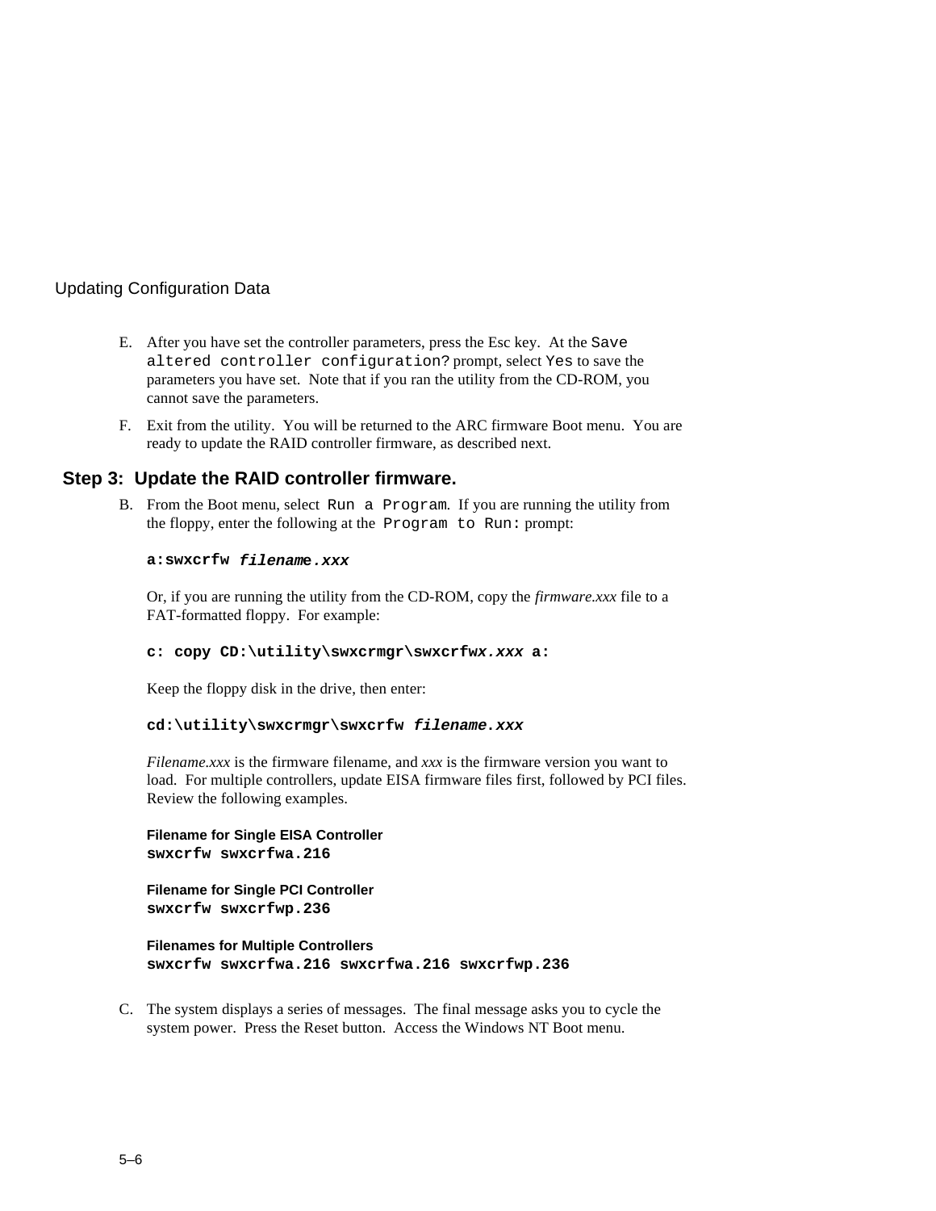Updating Configuration Data

E. After you have set the controller parameters, press the Esc key. At the `Save altered controller configuration?` prompt, select `Yes` to save the parameters you have set. Note that if you ran the utility from the CD-ROM, you cannot save the parameters.

F. Exit from the utility. You will be returned to the ARC firmware Boot menu. You are ready to update the RAID controller firmware, as described next.

## Step 3: Update the RAID controller firmware.

B. From the Boot menu, select `Run a Program`. If you are running the utility from the floppy, enter the following at the `Program to Run:` prompt:

**a:swxcrfw *filename.xxx***

Or, if you are running the utility from the CD-ROM, copy the *firmware.xxx* file to a FAT-formatted floppy. For example:

**c: copy CD:\utility\swxcrmgr\swxcrfw*x.xxx* a:**

Keep the floppy disk in the drive, then enter:

**cd:\utility\swxcrmgr\swxcrfw *filename.xxx***

*Filename.xxx* is the firmware filename, and *xxx* is the firmware version you want to load. For multiple controllers, update EISA firmware files first, followed by PCI files. Review the following examples.

**Filename for Single EISA Controller**
**swxcrfw swxcrfwa.216**

**Filename for Single PCI Controller**
**swxcrfw swxcrfwp.236**

**Filenames for Multiple Controllers**
**swxcrfw swxcrfwa.216 swxcrfwa.216 swxcrfwp.236**

C. The system displays a series of messages. The final message asks you to cycle the system power. Press the Reset button. Access the Windows NT Boot menu.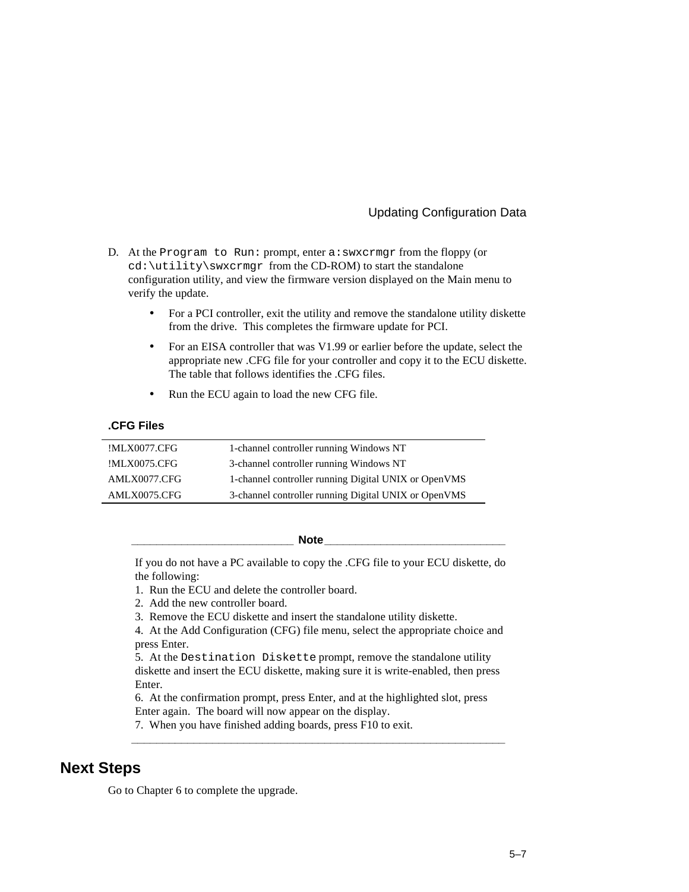D. At the `Program to Run:` prompt, enter `a:swxcrmgr` from the floppy (or `cd:\utility\swxcrmgr` from the CD-ROM) to start the standalone configuration utility, and view the firmware version displayed on the Main menu to verify the update.

- For a PCI controller, exit the utility and remove the standalone utility diskette from the drive. This completes the firmware update for PCI.
- For an EISA controller that was V1.99 or earlier before the update, select the appropriate new .CFG file for your controller and copy it to the ECU diskette. The table that follows identifies the .CFG files.
- Run the ECU again to load the new CFG file.

**.CFG Files**

| | |
|---|---|
| !MLX0077.CFG | 1-channel controller running Windows NT |
| !MLX0075.CFG | 3-channel controller running Windows NT |
| AMLX0077.CFG | 1-channel controller running Digital UNIX or OpenVMS |
| AMLX0075.CFG | 3-channel controller running Digital UNIX or OpenVMS |

**Note**

If you do not have a PC available to copy the .CFG file to your ECU diskette, do the following:

1. Run the ECU and delete the controller board.
2. Add the new controller board.
3. Remove the ECU diskette and insert the standalone utility diskette.
4. At the Add Configuration (CFG) file menu, select the appropriate choice and press Enter.
5. At the `Destination Diskette` prompt, remove the standalone utility diskette and insert the ECU diskette, making sure it is write-enabled, then press Enter.
6. At the confirmation prompt, press Enter, and at the highlighted slot, press Enter again. The board will now appear on the display.
7. When you have finished adding boards, press F10 to exit.

## Next Steps

Go to Chapter 6 to complete the upgrade.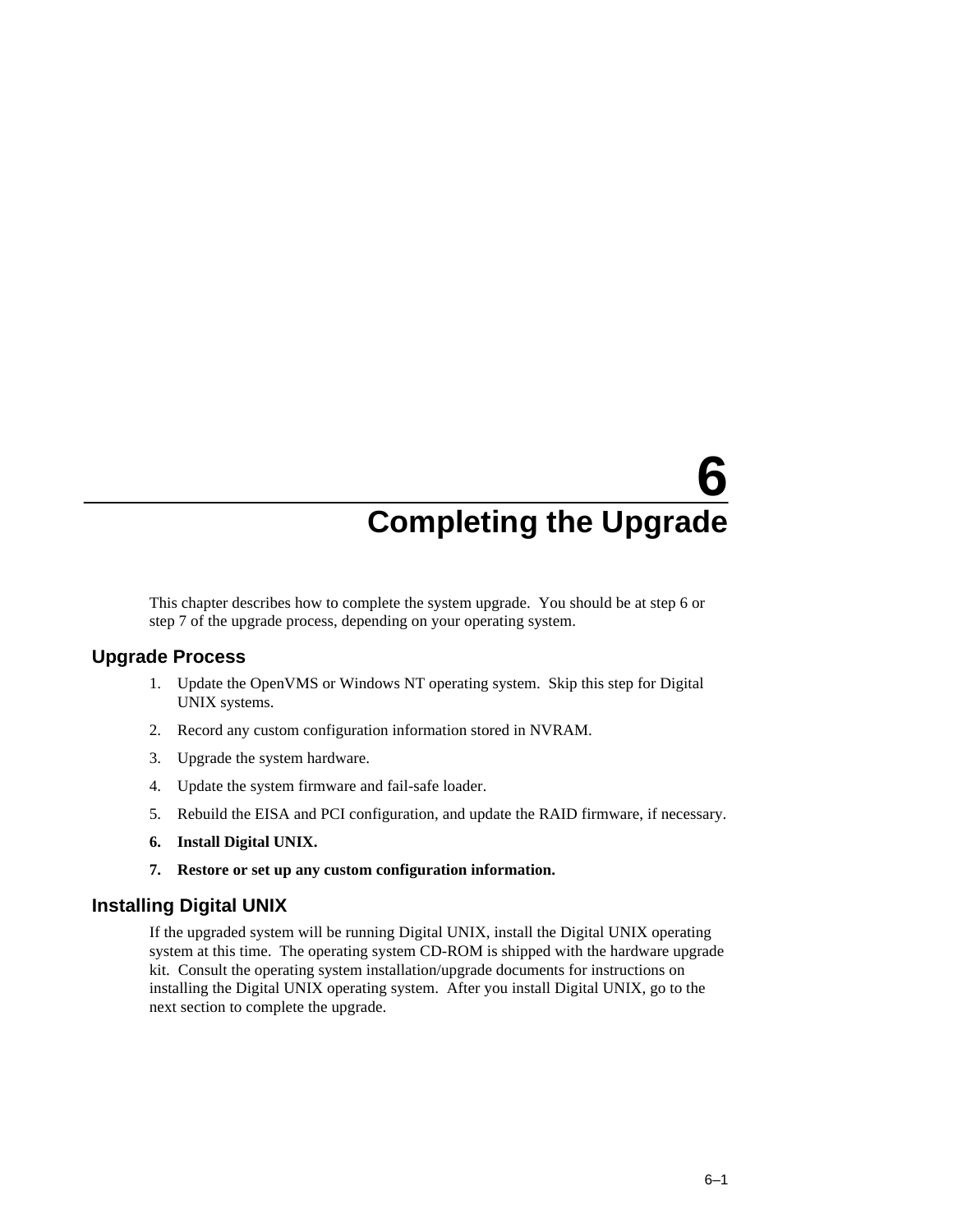# 6 Completing the Upgrade

This chapter describes how to complete the system upgrade. You should be at step 6 or step 7 of the upgrade process, depending on your operating system.

## Upgrade Process

1. Update the OpenVMS or Windows NT operating system. Skip this step for Digital UNIX systems.
2. Record any custom configuration information stored in NVRAM.
3. Upgrade the system hardware.
4. Update the system firmware and fail-safe loader.
5. Rebuild the EISA and PCI configuration, and update the RAID firmware, if necessary.
6. **Install Digital UNIX.**
7. **Restore or set up any custom configuration information.**

## Installing Digital UNIX

If the upgraded system will be running Digital UNIX, install the Digital UNIX operating system at this time. The operating system CD-ROM is shipped with the hardware upgrade kit. Consult the operating system installation/upgrade documents for instructions on installing the Digital UNIX operating system. After you install Digital UNIX, go to the next section to complete the upgrade.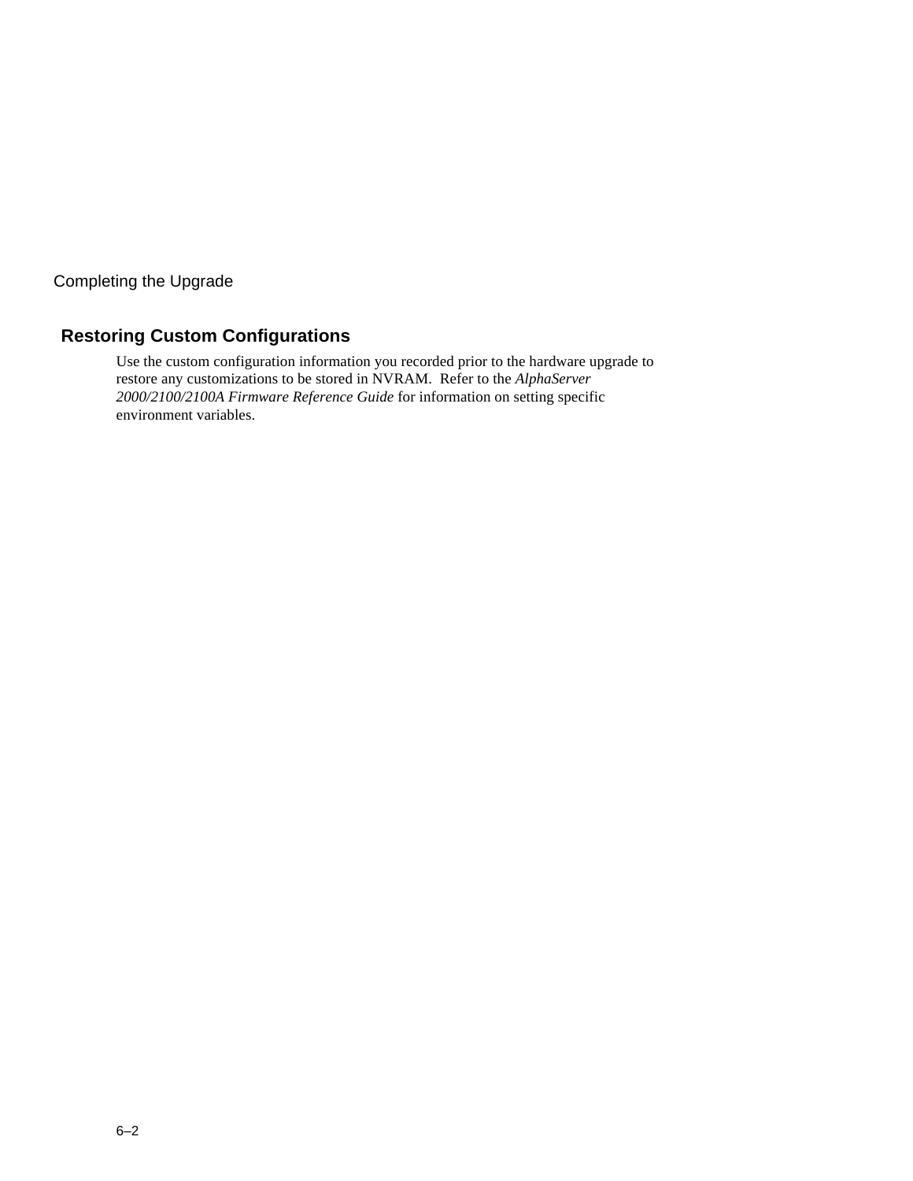## Restoring Custom Configurations

Use the custom configuration information you recorded prior to the hardware upgrade to restore any customizations to be stored in NVRAM. Refer to the *AlphaServer 2000/2100/2100A Firmware Reference Guide* for information on setting specific environment variables.